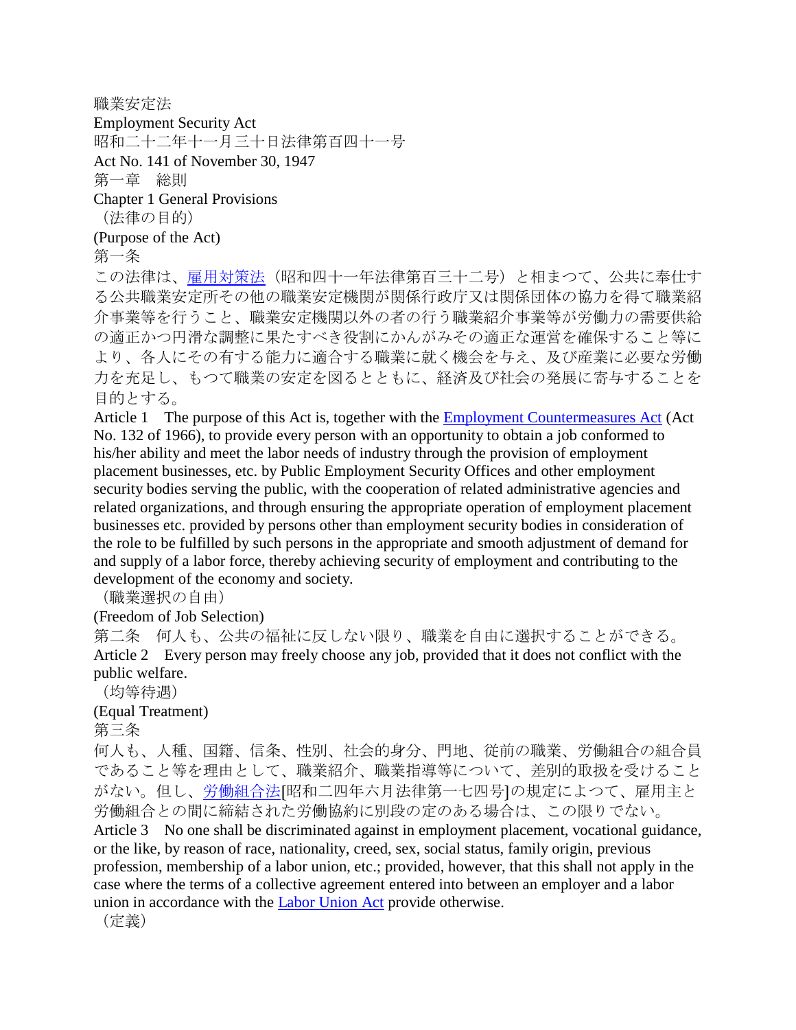# 職業安定法

# Employment Security Act

昭和二十二年十一月三十日法律第百四十一号

Act No. 141 of November 30, 1947

## 第一章　総則

## Chapter 1 General Provisions

（法律の目的）

(Purpose of the Act)

第一条

この法律は、雇用対策法（昭和四十一年法律第百三十二号）と相まつて、公共に奉仕する公共職業安定所その他の職業安定機関が関係行政庁又は関係団体の協力を得て職業紹介事業等を行うこと、職業安定機関以外の者の行う職業紹介事業等が労働力の需要供給の適正かつ円滑な調整に果たすべき役割にかんがみその適正な運営を確保すること等により、各人にその有する能力に適合する職業に就く機会を与え、及び産業に必要な労働力を充足し、もつて職業の安定を図るとともに、経済及び社会の発展に寄与することを目的とする。

Article 1　The purpose of this Act is, together with the Employment Countermeasures Act (Act No. 132 of 1966), to provide every person with an opportunity to obtain a job conformed to his/her ability and meet the labor needs of industry through the provision of employment placement businesses, etc. by Public Employment Security Offices and other employment security bodies serving the public, with the cooperation of related administrative agencies and related organizations, and through ensuring the appropriate operation of employment placement businesses etc. provided by persons other than employment security bodies in consideration of the role to be fulfilled by such persons in the appropriate and smooth adjustment of demand for and supply of a labor force, thereby achieving security of employment and contributing to the development of the economy and society.

（職業選択の自由）

(Freedom of Job Selection)

第二条　何人も、公共の福祉に反しない限り、職業を自由に選択することができる。

Article 2　Every person may freely choose any job, provided that it does not conflict with the public welfare.

（均等待遇）

(Equal Treatment)

第三条

何人も、人種、国籍、信条、性別、社会的身分、門地、従前の職業、労働組合の組合員であること等を理由として、職業紹介、職業指導等について、差別的取扱を受けることがない。但し、労働組合法[昭和二四年六月法律第一七四号]の規定によつて、雇用主と労働組合との間に締結された労働協約に別段の定のある場合は、この限りでない。

Article 3　No one shall be discriminated against in employment placement, vocational guidance, or the like, by reason of race, nationality, creed, sex, social status, family origin, previous profession, membership of a labor union, etc.; provided, however, that this shall not apply in the case where the terms of a collective agreement entered into between an employer and a labor union in accordance with the Labor Union Act provide otherwise.

（定義）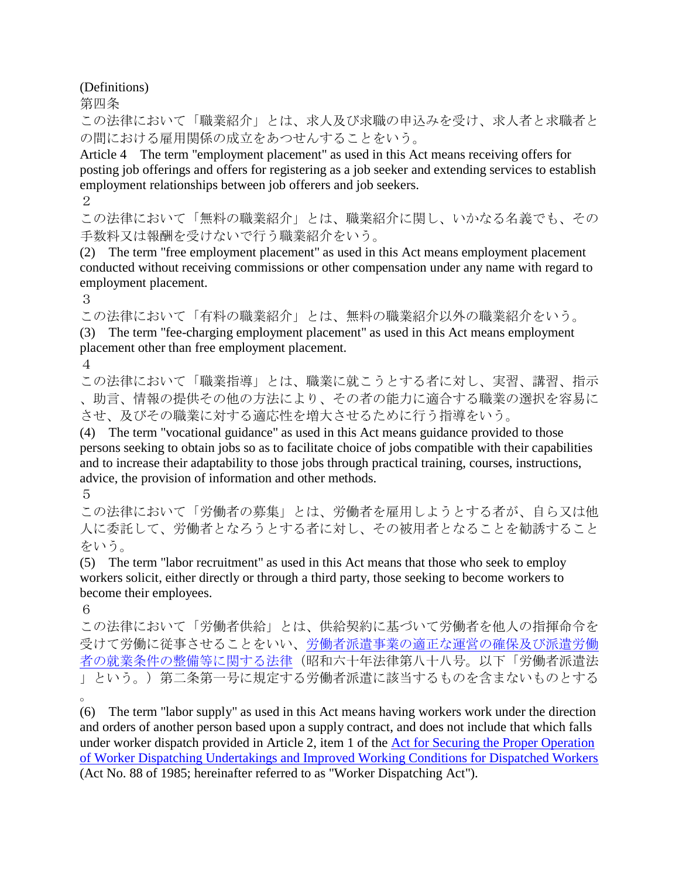(Definitions)

第四条

この法律において「職業紹介」とは、求人及び求職の申込みを受け、求人者と求職者との間における雇用関係の成立をあっせんすることをいう。

Article 4　The term "employment placement" as used in this Act means receiving offers for posting job offerings and offers for registering as a job seeker and extending services to establish employment relationships between job offerers and job seekers.

２

この法律において「無料の職業紹介」とは、職業紹介に関し、いかなる名義でも、その手数料又は報酬を受けないで行う職業紹介をいう。

(2)　The term "free employment placement" as used in this Act means employment placement conducted without receiving commissions or other compensation under any name with regard to employment placement.

３

この法律において「有料の職業紹介」とは、無料の職業紹介以外の職業紹介をいう。

(3)　The term "fee-charging employment placement" as used in this Act means employment placement other than free employment placement.

４

この法律において「職業指導」とは、職業に就こうとする者に対し、実習、講習、指示、助言、情報の提供その他の方法により、その者の能力に適合する職業の選択を容易にさせ、及びその職業に対する適応性を増大させるために行う指導をいう。

(4)　The term "vocational guidance" as used in this Act means guidance provided to those persons seeking to obtain jobs so as to facilitate choice of jobs compatible with their capabilities and to increase their adaptability to those jobs through practical training, courses, instructions, advice, the provision of information and other methods.

５

この法律において「労働者の募集」とは、労働者を雇用しようとする者が、自ら又は他人に委託して、労働者となろうとする者に対し、その被用者となることを勧誘することをいう。

(5)　The term "labor recruitment" as used in this Act means that those who seek to employ workers solicit, either directly or through a third party, those seeking to become workers to become their employees.

６

この法律において「労働者供給」とは、供給契約に基づいて労働者を他人の指揮命令を受けて労働に従事させることをいい、労働者派遣事業の適正な運営の確保及び派遣労働者の就業条件の整備等に関する法律（昭和六十年法律第八十八号。以下「労働者派遣法」という。）第二条第一号に規定する労働者派遣に該当するものを含まないものとする。

(6)　The term "labor supply" as used in this Act means having workers work under the direction and orders of another person based upon a supply contract, and does not include that which falls under worker dispatch provided in Article 2, item 1 of the Act for Securing the Proper Operation of Worker Dispatching Undertakings and Improved Working Conditions for Dispatched Workers (Act No. 88 of 1985; hereinafter referred to as "Worker Dispatching Act").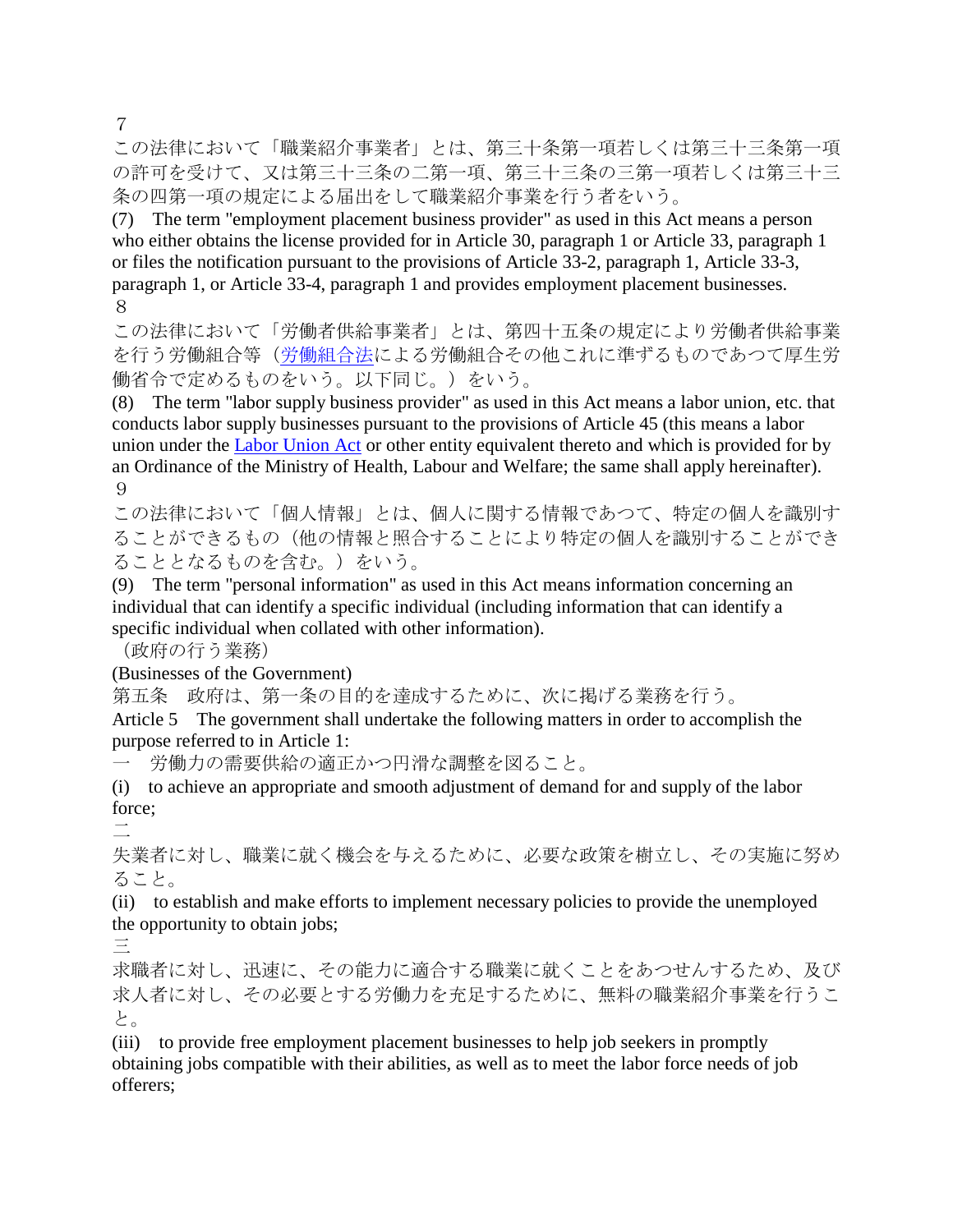７

この法律において「職業紹介事業者」とは、第三十条第一項若しくは第三十三条第一項の許可を受けて、又は第三十三条の二第一項、第三十三条の三第一項若しくは第三十三条の四第一項の規定による届出をして職業紹介事業を行う者をいう。

(7) The term "employment placement business provider" as used in this Act means a person who either obtains the license provided for in Article 30, paragraph 1 or Article 33, paragraph 1 or files the notification pursuant to the provisions of Article 33-2, paragraph 1, Article 33-3, paragraph 1, or Article 33-4, paragraph 1 and provides employment placement businesses.

８

この法律において「労働者供給事業者」とは、第四十五条の規定により労働者供給事業を行う労働組合等（労働組合法による労働組合その他これに準ずるものであつて厚生労働省令で定めるものをいう。以下同じ。）をいう。

(8) The term "labor supply business provider" as used in this Act means a labor union, etc. that conducts labor supply businesses pursuant to the provisions of Article 45 (this means a labor union under the Labor Union Act or other entity equivalent thereto and which is provided for by an Ordinance of the Ministry of Health, Labour and Welfare; the same shall apply hereinafter).

９

この法律において「個人情報」とは、個人に関する情報であつて、特定の個人を識別することができるもの（他の情報と照合することにより特定の個人を識別することができることとなるものを含む。）をいう。

(9) The term "personal information" as used in this Act means information concerning an individual that can identify a specific individual (including information that can identify a specific individual when collated with other information).

（政府の行う業務）

(Businesses of the Government)

第五条　政府は、第一条の目的を達成するために、次に掲げる業務を行う。

Article 5 The government shall undertake the following matters in order to accomplish the purpose referred to in Article 1:

一　労働力の需要供給の適正かつ円滑な調整を図ること。

(i) to achieve an appropriate and smooth adjustment of demand for and supply of the labor force;

二

失業者に対し、職業に就く機会を与えるために、必要な政策を樹立し、その実施に努めること。

(ii) to establish and make efforts to implement necessary policies to provide the unemployed the opportunity to obtain jobs;

三

求職者に対し、迅速に、その能力に適合する職業に就くことをあつせんするため、及び求人者に対し、その必要とする労働力を充足するために、無料の職業紹介事業を行うこと。

(iii) to provide free employment placement businesses to help job seekers in promptly obtaining jobs compatible with their abilities, as well as to meet the labor force needs of job offerers;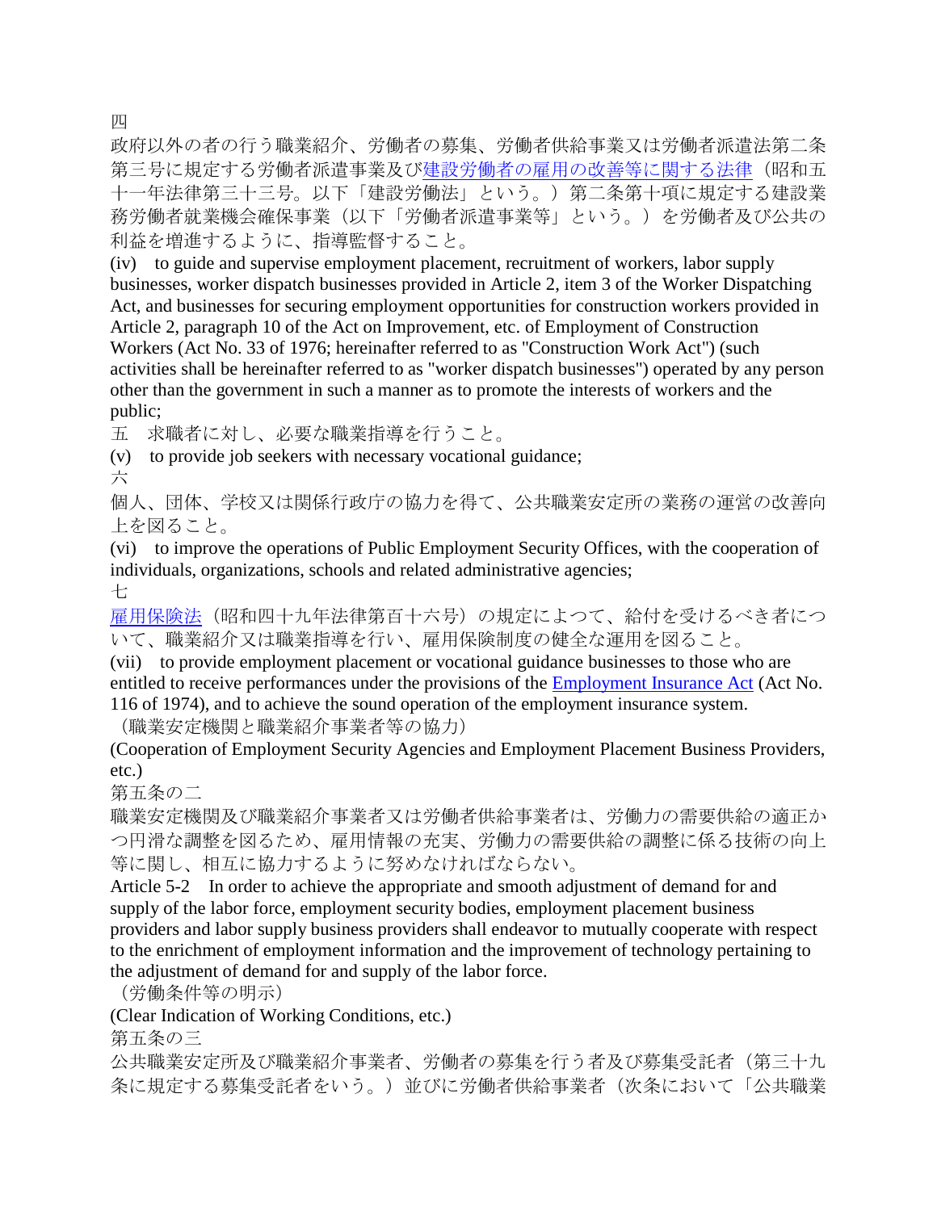四
政府以外の者の行う職業紹介、労働者の募集、労働者供給事業又は労働者派遣法第二条第三号に規定する労働者派遣事業及び建設労働者の雇用の改善等に関する法律（昭和五十一年法律第三十三号。以下「建設労働法」という。）第二条第十項に規定する建設業務労働者就業機会確保事業（以下「労働者派遣事業等」という。）を労働者及び公共の利益を増進するように、指導監督すること。

(iv) to guide and supervise employment placement, recruitment of workers, labor supply businesses, worker dispatch businesses provided in Article 2, item 3 of the Worker Dispatching Act, and businesses for securing employment opportunities for construction workers provided in Article 2, paragraph 10 of the Act on Improvement, etc. of Employment of Construction Workers (Act No. 33 of 1976; hereinafter referred to as "Construction Work Act") (such activities shall be hereinafter referred to as "worker dispatch businesses") operated by any person other than the government in such a manner as to promote the interests of workers and the public;

五　求職者に対し、必要な職業指導を行うこと。

(v) to provide job seekers with necessary vocational guidance;

六
個人、団体、学校又は関係行政庁の協力を得て、公共職業安定所の業務の運営の改善向上を図ること。

(vi) to improve the operations of Public Employment Security Offices, with the cooperation of individuals, organizations, schools and related administrative agencies;

七
雇用保険法（昭和四十九年法律第百十六号）の規定によつて、給付を受けるべき者について、職業紹介又は職業指導を行い、雇用保険制度の健全な運用を図ること。

(vii) to provide employment placement or vocational guidance businesses to those who are entitled to receive performances under the provisions of the Employment Insurance Act (Act No. 116 of 1974), and to achieve the sound operation of the employment insurance system.

（職業安定機関と職業紹介事業者等の協力）

(Cooperation of Employment Security Agencies and Employment Placement Business Providers, etc.)

第五条の二
職業安定機関及び職業紹介事業者又は労働者供給事業者は、労働力の需要供給の適正かつ円滑な調整を図るため、雇用情報の充実、労働力の需要供給の調整に係る技術の向上等に関し、相互に協力するように努めなければならない。

Article 5-2 In order to achieve the appropriate and smooth adjustment of demand for and supply of the labor force, employment security bodies, employment placement business providers and labor supply business providers shall endeavor to mutually cooperate with respect to the enrichment of employment information and the improvement of technology pertaining to the adjustment of demand for and supply of the labor force.

（労働条件等の明示）

(Clear Indication of Working Conditions, etc.)

第五条の三
公共職業安定所及び職業紹介事業者、労働者の募集を行う者及び募集受託者（第三十九条に規定する募集受託者をいう。）並びに労働者供給事業者（次条において「公共職業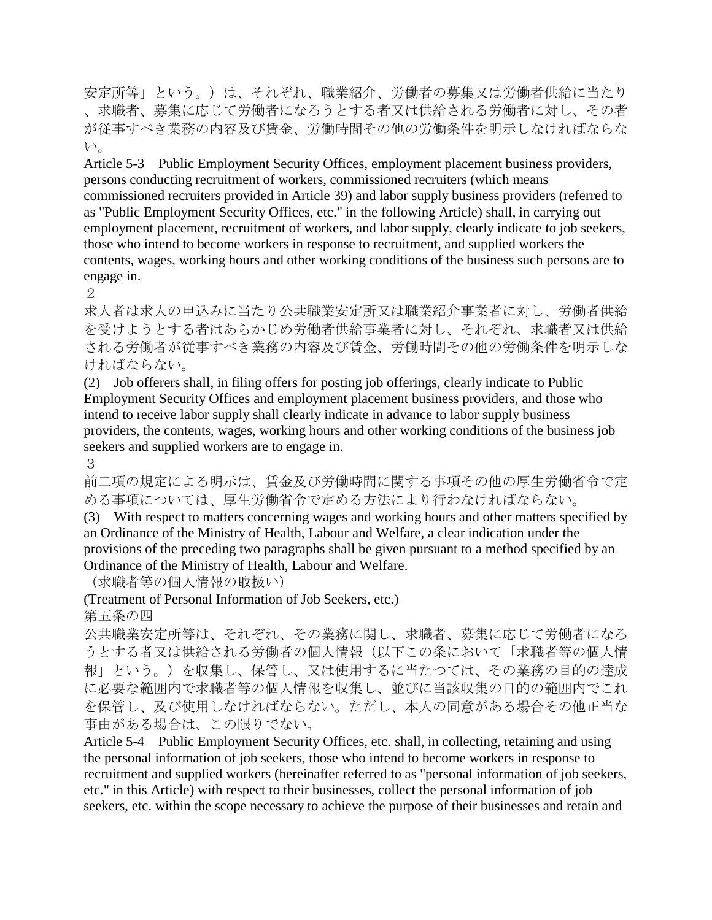安定所等」という。）は、それぞれ、職業紹介、労働者の募集又は労働者供給に当たり、求職者、募集に応じて労働者になろうとする者又は供給される労働者に対し、その者が従事すべき業務の内容及び賃金、労働時間その他の労働条件を明示しなければならない。

Article 5-3　Public Employment Security Offices, employment placement business providers, persons conducting recruitment of workers, commissioned recruiters (which means commissioned recruiters provided in Article 39) and labor supply business providers (referred to as "Public Employment Security Offices, etc." in the following Article) shall, in carrying out employment placement, recruitment of workers, and labor supply, clearly indicate to job seekers, those who intend to become workers in response to recruitment, and supplied workers the contents, wages, working hours and other working conditions of the business such persons are to engage in.

２

求人者は求人の申込みに当たり公共職業安定所又は職業紹介事業者に対し、労働者供給を受けようとする者はあらかじめ労働者供給事業者に対し、それぞれ、求職者又は供給される労働者が従事すべき業務の内容及び賃金、労働時間その他の労働条件を明示しなければならない。

(2)　Job offerers shall, in filing offers for posting job offerings, clearly indicate to Public Employment Security Offices and employment placement business providers, and those who intend to receive labor supply shall clearly indicate in advance to labor supply business providers, the contents, wages, working hours and other working conditions of the business job seekers and supplied workers are to engage in.

３

前二項の規定による明示は、賃金及び労働時間に関する事項その他の厚生労働省令で定める事項については、厚生労働省令で定める方法により行わなければならない。

(3)　With respect to matters concerning wages and working hours and other matters specified by an Ordinance of the Ministry of Health, Labour and Welfare, a clear indication under the provisions of the preceding two paragraphs shall be given pursuant to a method specified by an Ordinance of the Ministry of Health, Labour and Welfare.

（求職者等の個人情報の取扱い）

(Treatment of Personal Information of Job Seekers, etc.)

第五条の四

公共職業安定所等は、それぞれ、その業務に関し、求職者、募集に応じて労働者になろうとする者又は供給される労働者の個人情報（以下この条において「求職者等の個人情報」という。）を収集し、保管し、又は使用するに当たつては、その業務の目的の達成に必要な範囲内で求職者等の個人情報を収集し、並びに当該収集の目的の範囲内でこれを保管し、及び使用しなければならない。ただし、本人の同意がある場合その他正当な事由がある場合は、この限りでない。

Article 5-4　Public Employment Security Offices, etc. shall, in collecting, retaining and using the personal information of job seekers, those who intend to become workers in response to recruitment and supplied workers (hereinafter referred to as "personal information of job seekers, etc." in this Article) with respect to their businesses, collect the personal information of job seekers, etc. within the scope necessary to achieve the purpose of their businesses and retain and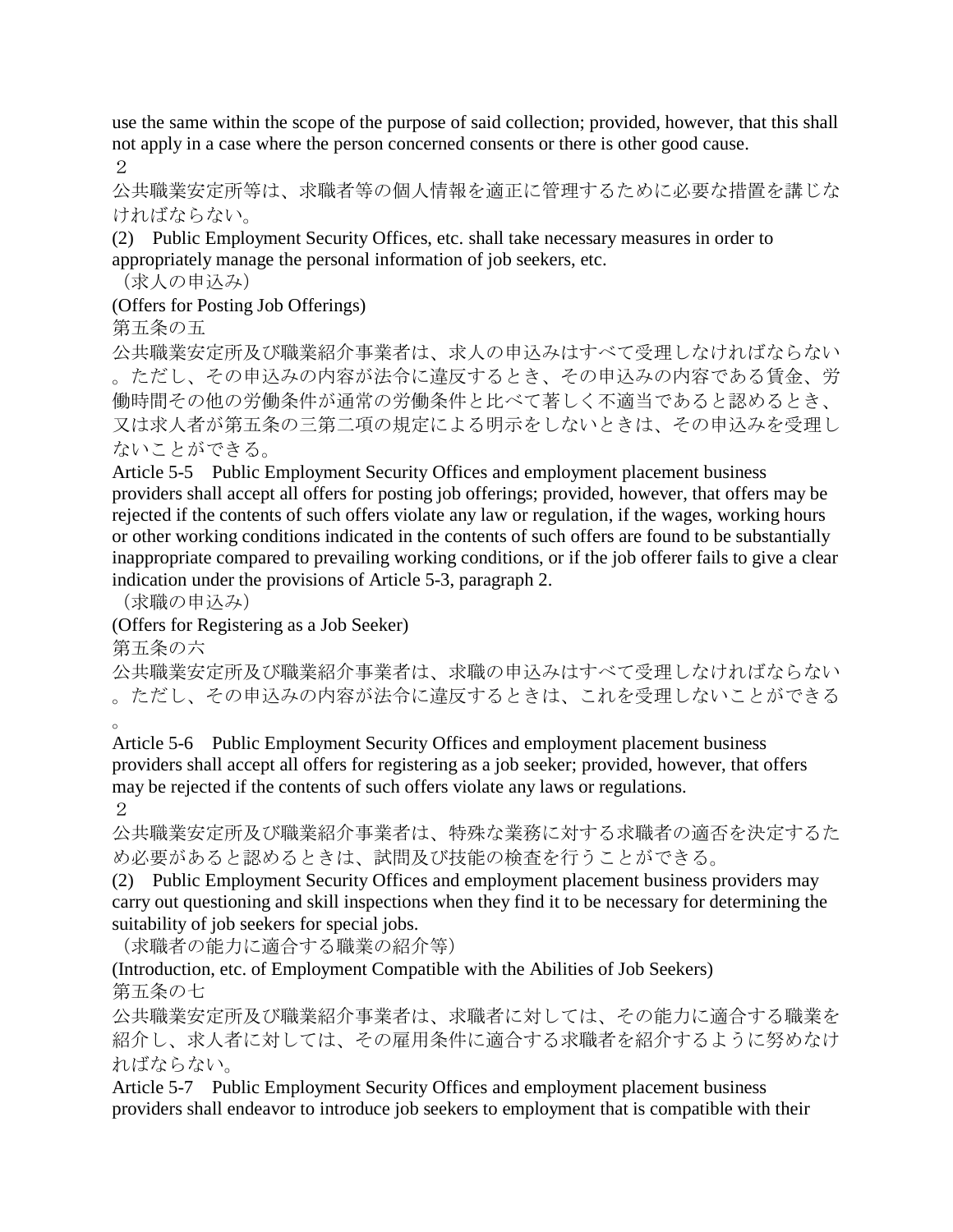use the same within the scope of the purpose of said collection; provided, however, that this shall not apply in a case where the person concerned consents or there is other good cause.

２

公共職業安定所等は、求職者等の個人情報を適正に管理するために必要な措置を講じなければならない。

(2) Public Employment Security Offices, etc. shall take necessary measures in order to appropriately manage the personal information of job seekers, etc.

（求人の申込み）

(Offers for Posting Job Offerings)

第五条の五

公共職業安定所及び職業紹介事業者は、求人の申込みはすべて受理しなければならない。ただし、その申込みの内容が法令に違反するとき、その申込みの内容である賃金、労働時間その他の労働条件が通常の労働条件と比べて著しく不適当であると認めるとき、又は求人者が第五条の三第二項の規定による明示をしないときは、その申込みを受理しないことができる。

Article 5-5 Public Employment Security Offices and employment placement business providers shall accept all offers for posting job offerings; provided, however, that offers may be rejected if the contents of such offers violate any law or regulation, if the wages, working hours or other working conditions indicated in the contents of such offers are found to be substantially inappropriate compared to prevailing working conditions, or if the job offerer fails to give a clear indication under the provisions of Article 5-3, paragraph 2.

（求職の申込み）

(Offers for Registering as a Job Seeker)

第五条の六

公共職業安定所及び職業紹介事業者は、求職の申込みはすべて受理しなければならない。ただし、その申込みの内容が法令に違反するときは、これを受理しないことができる。

Article 5-6 Public Employment Security Offices and employment placement business providers shall accept all offers for registering as a job seeker; provided, however, that offers may be rejected if the contents of such offers violate any laws or regulations.

２

公共職業安定所及び職業紹介事業者は、特殊な業務に対する求職者の適否を決定するため必要があると認めるときは、試問及び技能の検査を行うことができる。

(2) Public Employment Security Offices and employment placement business providers may carry out questioning and skill inspections when they find it to be necessary for determining the suitability of job seekers for special jobs.

（求職者の能力に適合する職業の紹介等）

(Introduction, etc. of Employment Compatible with the Abilities of Job Seekers)

第五条の七

公共職業安定所及び職業紹介事業者は、求職者に対しては、その能力に適合する職業を紹介し、求人者に対しては、その雇用条件に適合する求職者を紹介するように努めなければならない。

Article 5-7 Public Employment Security Offices and employment placement business providers shall endeavor to introduce job seekers to employment that is compatible with their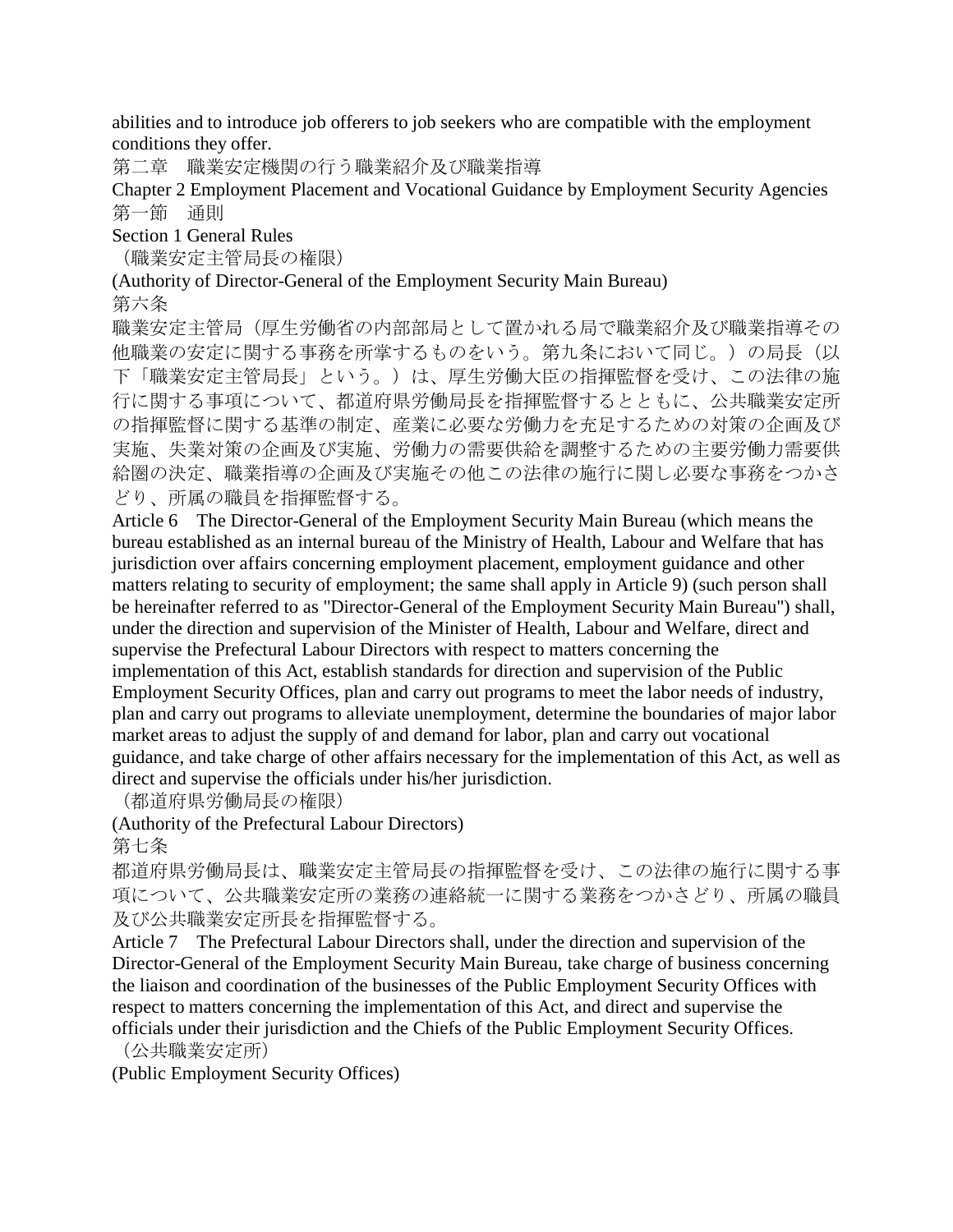abilities and to introduce job offerers to job seekers who are compatible with the employment conditions they offer.

## 第二章　職業安定機関の行う職業紹介及び職業指導

## Chapter 2 Employment Placement and Vocational Guidance by Employment Security Agencies

### 第一節　通則

### Section 1 General Rules

（職業安定主管局長の権限）

(Authority of Director-General of the Employment Security Main Bureau)

第六条

職業安定主管局（厚生労働省の内部部局として置かれる局で職業紹介及び職業指導その他職業の安定に関する事務を所掌するものをいう。第九条において同じ。）の局長（以下「職業安定主管局長」という。）は、厚生労働大臣の指揮監督を受け、この法律の施行に関する事項について、都道府県労働局長を指揮監督するとともに、公共職業安定所の指揮監督に関する基準の制定、産業に必要な労働力を充足するための対策の企画及び実施、失業対策の企画及び実施、労働力の需要供給を調整するための主要労働力需要供給圏の決定、職業指導の企画及び実施その他この法律の施行に関し必要な事務をつかさどり、所属の職員を指揮監督する。

Article 6　The Director-General of the Employment Security Main Bureau (which means the bureau established as an internal bureau of the Ministry of Health, Labour and Welfare that has jurisdiction over affairs concerning employment placement, employment guidance and other matters relating to security of employment; the same shall apply in Article 9) (such person shall be hereinafter referred to as "Director-General of the Employment Security Main Bureau") shall, under the direction and supervision of the Minister of Health, Labour and Welfare, direct and supervise the Prefectural Labour Directors with respect to matters concerning the implementation of this Act, establish standards for direction and supervision of the Public Employment Security Offices, plan and carry out programs to meet the labor needs of industry, plan and carry out programs to alleviate unemployment, determine the boundaries of major labor market areas to adjust the supply of and demand for labor, plan and carry out vocational guidance, and take charge of other affairs necessary for the implementation of this Act, as well as direct and supervise the officials under his/her jurisdiction.

（都道府県労働局長の権限）

(Authority of the Prefectural Labour Directors)

第七条

都道府県労働局長は、職業安定主管局長の指揮監督を受け、この法律の施行に関する事項について、公共職業安定所の業務の連絡統一に関する業務をつかさどり、所属の職員及び公共職業安定所長を指揮監督する。

Article 7　The Prefectural Labour Directors shall, under the direction and supervision of the Director-General of the Employment Security Main Bureau, take charge of business concerning the liaison and coordination of the businesses of the Public Employment Security Offices with respect to matters concerning the implementation of this Act, and direct and supervise the officials under their jurisdiction and the Chiefs of the Public Employment Security Offices.

（公共職業安定所）

(Public Employment Security Offices)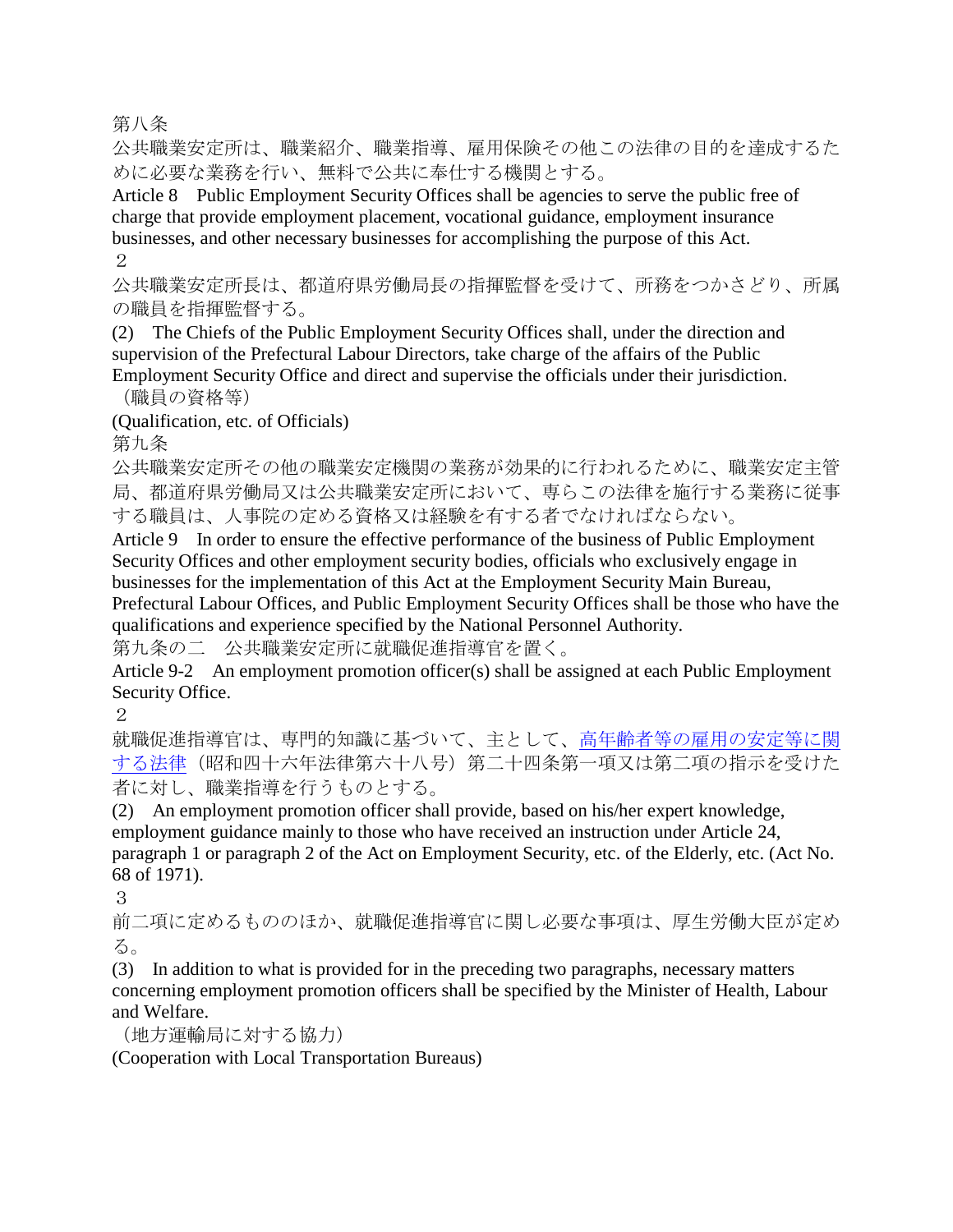第八条

公共職業安定所は、職業紹介、職業指導、雇用保険その他この法律の目的を達成するために必要な業務を行い、無料で公共に奉仕する機関とする。

Article 8　Public Employment Security Offices shall be agencies to serve the public free of charge that provide employment placement, vocational guidance, employment insurance businesses, and other necessary businesses for accomplishing the purpose of this Act.

２

公共職業安定所長は、都道府県労働局長の指揮監督を受けて、所務をつかさどり、所属の職員を指揮監督する。

(2)　The Chiefs of the Public Employment Security Offices shall, under the direction and supervision of the Prefectural Labour Directors, take charge of the affairs of the Public Employment Security Office and direct and supervise the officials under their jurisdiction.

（職員の資格等）

(Qualification, etc. of Officials)

第九条

公共職業安定所その他の職業安定機関の業務が効果的に行われるために、職業安定主管局、都道府県労働局又は公共職業安定所において、専らこの法律を施行する業務に従事する職員は、人事院の定める資格又は経験を有する者でなければならない。

Article 9　In order to ensure the effective performance of the business of Public Employment Security Offices and other employment security bodies, officials who exclusively engage in businesses for the implementation of this Act at the Employment Security Main Bureau, Prefectural Labour Offices, and Public Employment Security Offices shall be those who have the qualifications and experience specified by the National Personnel Authority.

第九条の二　公共職業安定所に就職促進指導官を置く。

Article 9-2　An employment promotion officer(s) shall be assigned at each Public Employment Security Office.

２

就職促進指導官は、専門的知識に基づいて、主として、高年齢者等の雇用の安定等に関する法律（昭和四十六年法律第六十八号）第二十四条第一項又は第二項の指示を受けた者に対し、職業指導を行うものとする。

(2)　An employment promotion officer shall provide, based on his/her expert knowledge, employment guidance mainly to those who have received an instruction under Article 24, paragraph 1 or paragraph 2 of the Act on Employment Security, etc. of the Elderly, etc. (Act No. 68 of 1971).

３

前二項に定めるもののほか、就職促進指導官に関し必要な事項は、厚生労働大臣が定める。

(3)　In addition to what is provided for in the preceding two paragraphs, necessary matters concerning employment promotion officers shall be specified by the Minister of Health, Labour and Welfare.

（地方運輸局に対する協力）

(Cooperation with Local Transportation Bureaus)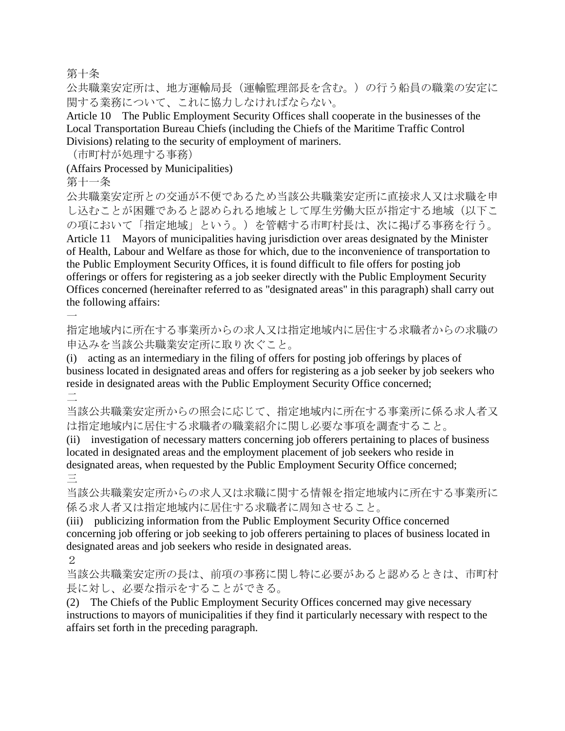第十条

公共職業安定所は、地方運輸局長（運輸監理部長を含む。）の行う船員の職業の安定に関する業務について、これに協力しなければならない。

Article 10　The Public Employment Security Offices shall cooperate in the businesses of the Local Transportation Bureau Chiefs (including the Chiefs of the Maritime Traffic Control Divisions) relating to the security of employment of mariners.

（市町村が処理する事務）

(Affairs Processed by Municipalities)

第十一条

公共職業安定所との交通が不便であるため当該公共職業安定所に直接求人又は求職を申し込むことが困難であると認められる地域として厚生労働大臣が指定する地域（以下この項において「指定地域」という。）を管轄する市町村長は、次に掲げる事務を行う。

Article 11　Mayors of municipalities having jurisdiction over areas designated by the Minister of Health, Labour and Welfare as those for which, due to the inconvenience of transportation to the Public Employment Security Offices, it is found difficult to file offers for posting job offerings or offers for registering as a job seeker directly with the Public Employment Security Offices concerned (hereinafter referred to as "designated areas" in this paragraph) shall carry out the following affairs:

一

指定地域内に所在する事業所からの求人又は指定地域内に居住する求職者からの求職の申込みを当該公共職業安定所に取り次ぐこと。

(i)　acting as an intermediary in the filing of offers for posting job offerings by places of business located in designated areas and offers for registering as a job seeker by job seekers who reside in designated areas with the Public Employment Security Office concerned;

二

当該公共職業安定所からの照会に応じて、指定地域内に所在する事業所に係る求人者又は指定地域内に居住する求職者の職業紹介に関し必要な事項を調査すること。

(ii)　investigation of necessary matters concerning job offerers pertaining to places of business located in designated areas and the employment placement of job seekers who reside in designated areas, when requested by the Public Employment Security Office concerned;

三

当該公共職業安定所からの求人又は求職に関する情報を指定地域内に所在する事業所に係る求人者又は指定地域内に居住する求職者に周知させること。

(iii)　publicizing information from the Public Employment Security Office concerned concerning job offering or job seeking to job offerers pertaining to places of business located in designated areas and job seekers who reside in designated areas.

２

当該公共職業安定所の長は、前項の事務に関し特に必要があると認めるときは、市町村長に対し、必要な指示をすることができる。

(2)　The Chiefs of the Public Employment Security Offices concerned may give necessary instructions to mayors of municipalities if they find it particularly necessary with respect to the affairs set forth in the preceding paragraph.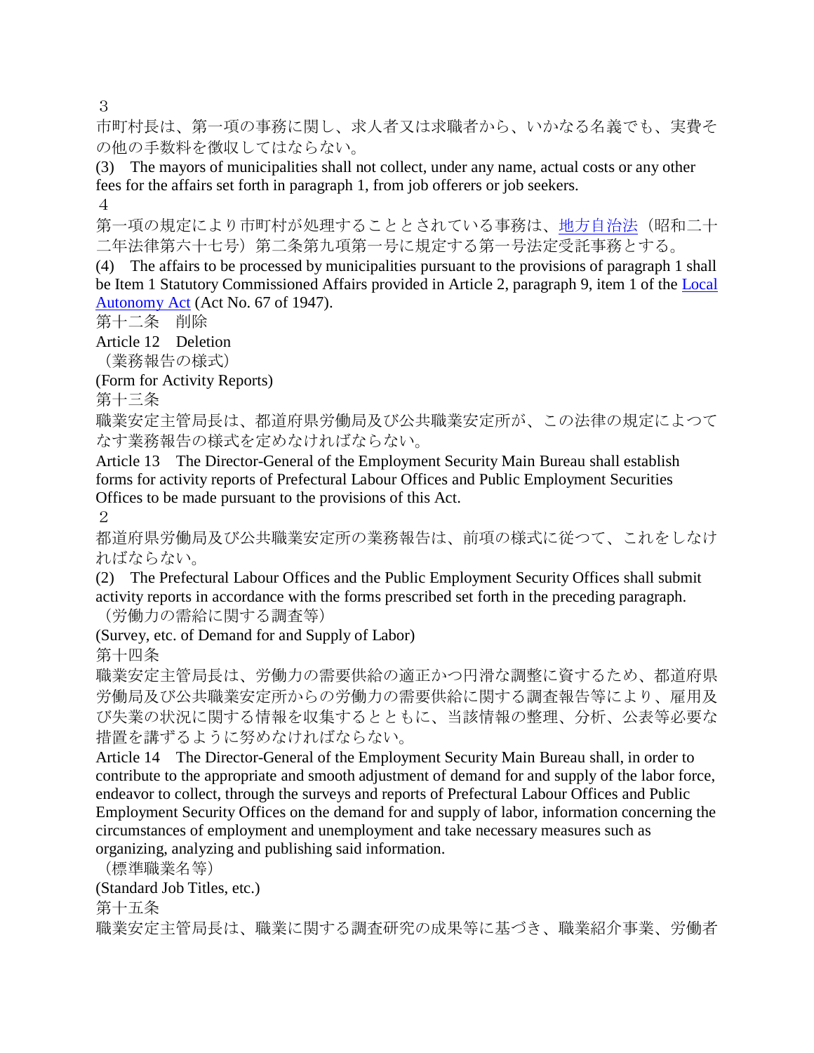３

市町村長は、第一項の事務に関し、求人者又は求職者から、いかなる名義でも、実費その他の手数料を徴収してはならない。

(3)　The mayors of municipalities shall not collect, under any name, actual costs or any other fees for the affairs set forth in paragraph 1, from job offerers or job seekers.

４

第一項の規定により市町村が処理することとされている事務は、地方自治法（昭和二十二年法律第六十七号）第二条第九項第一号に規定する第一号法定受託事務とする。

(4)　The affairs to be processed by municipalities pursuant to the provisions of paragraph 1 shall be Item 1 Statutory Commissioned Affairs provided in Article 2, paragraph 9, item 1 of the Local Autonomy Act (Act No. 67 of 1947).

第十二条　削除

Article 12　Deletion

（業務報告の様式）

(Form for Activity Reports)

第十三条

職業安定主管局長は、都道府県労働局及び公共職業安定所が、この法律の規定によつてなす業務報告の様式を定めなければならない。

Article 13　The Director-General of the Employment Security Main Bureau shall establish forms for activity reports of Prefectural Labour Offices and Public Employment Securities Offices to be made pursuant to the provisions of this Act.

２

都道府県労働局及び公共職業安定所の業務報告は、前項の様式に従つて、これをしなければならない。

(2)　The Prefectural Labour Offices and the Public Employment Security Offices shall submit activity reports in accordance with the forms prescribed set forth in the preceding paragraph.

（労働力の需給に関する調査等）

(Survey, etc. of Demand for and Supply of Labor)

第十四条

職業安定主管局長は、労働力の需要供給の適正かつ円滑な調整に資するため、都道府県労働局及び公共職業安定所からの労働力の需要供給に関する調査報告等により、雇用及び失業の状況に関する情報を収集するとともに、当該情報の整理、分析、公表等必要な措置を講ずるように努めなければならない。

Article 14　The Director-General of the Employment Security Main Bureau shall, in order to contribute to the appropriate and smooth adjustment of demand for and supply of the labor force, endeavor to collect, through the surveys and reports of Prefectural Labour Offices and Public Employment Security Offices on the demand for and supply of labor, information concerning the circumstances of employment and unemployment and take necessary measures such as organizing, analyzing and publishing said information.

（標準職業名等）

(Standard Job Titles, etc.)

第十五条

職業安定主管局長は、職業に関する調査研究の成果等に基づき、職業紹介事業、労働者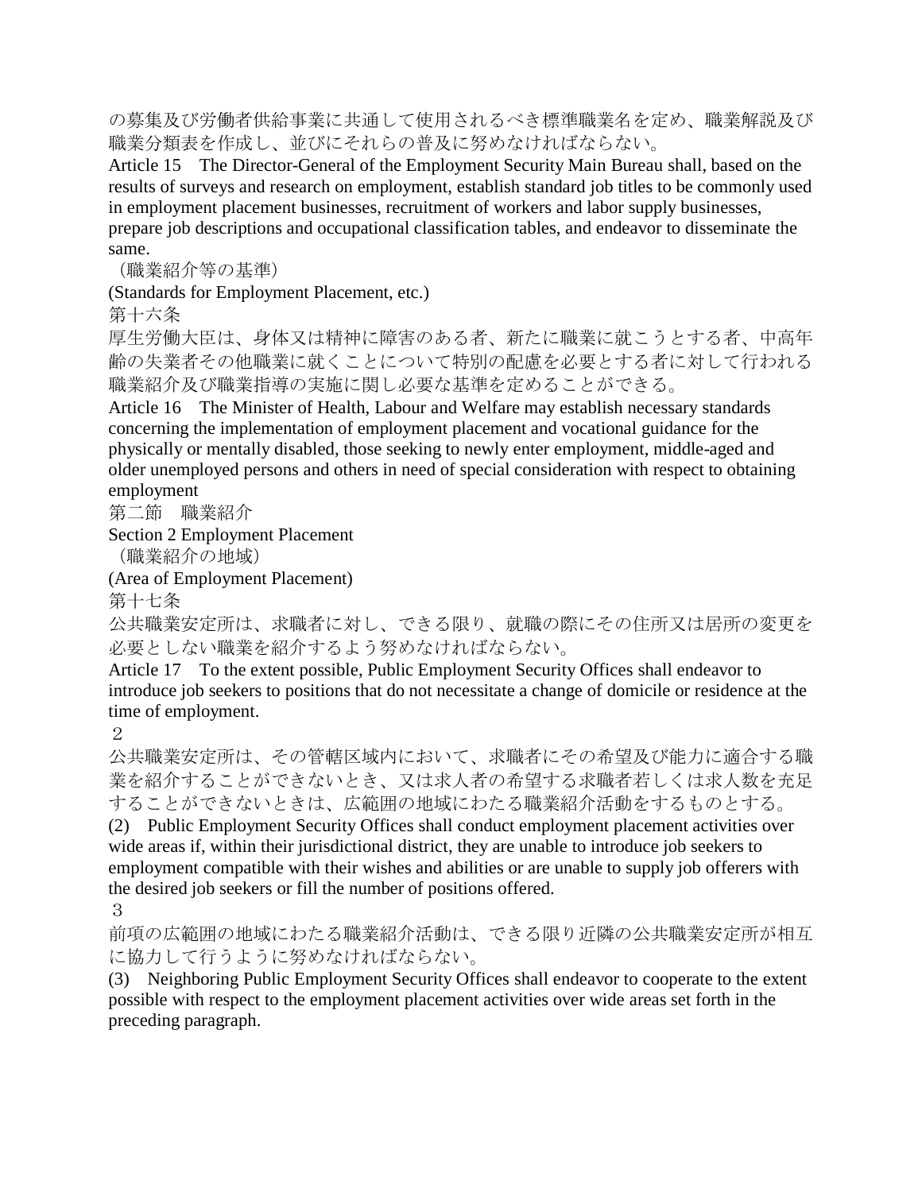の募集及び労働者供給事業に共通して使用されるべき標準職業名を定め、職業解説及び職業分類表を作成し、並びにそれらの普及に努めなければならない。

Article 15　The Director-General of the Employment Security Main Bureau shall, based on the results of surveys and research on employment, establish standard job titles to be commonly used in employment placement businesses, recruitment of workers and labor supply businesses, prepare job descriptions and occupational classification tables, and endeavor to disseminate the same.

（職業紹介等の基準）

(Standards for Employment Placement, etc.)

第十六条

厚生労働大臣は、身体又は精神に障害のある者、新たに職業に就こうとする者、中高年齢の失業者その他職業に就くことについて特別の配慮を必要とする者に対して行われる職業紹介及び職業指導の実施に関し必要な基準を定めることができる。

Article 16　The Minister of Health, Labour and Welfare may establish necessary standards concerning the implementation of employment placement and vocational guidance for the physically or mentally disabled, those seeking to newly enter employment, middle-aged and older unemployed persons and others in need of special consideration with respect to obtaining employment

## 第二節　職業紹介

## Section 2 Employment Placement

（職業紹介の地域）

(Area of Employment Placement)

第十七条

公共職業安定所は、求職者に対し、できる限り、就職の際にその住所又は居所の変更を必要としない職業を紹介するよう努めなければならない。

Article 17　To the extent possible, Public Employment Security Offices shall endeavor to introduce job seekers to positions that do not necessitate a change of domicile or residence at the time of employment.

２

公共職業安定所は、その管轄区域内において、求職者にその希望及び能力に適合する職業を紹介することができないとき、又は求人者の希望する求職者若しくは求人数を充足することができないときは、広範囲の地域にわたる職業紹介活動をするものとする。

(2)　Public Employment Security Offices shall conduct employment placement activities over wide areas if, within their jurisdictional district, they are unable to introduce job seekers to employment compatible with their wishes and abilities or are unable to supply job offerers with the desired job seekers or fill the number of positions offered.

３

前項の広範囲の地域にわたる職業紹介活動は、できる限り近隣の公共職業安定所が相互に協力して行うように努めなければならない。

(3)　Neighboring Public Employment Security Offices shall endeavor to cooperate to the extent possible with respect to the employment placement activities over wide areas set forth in the preceding paragraph.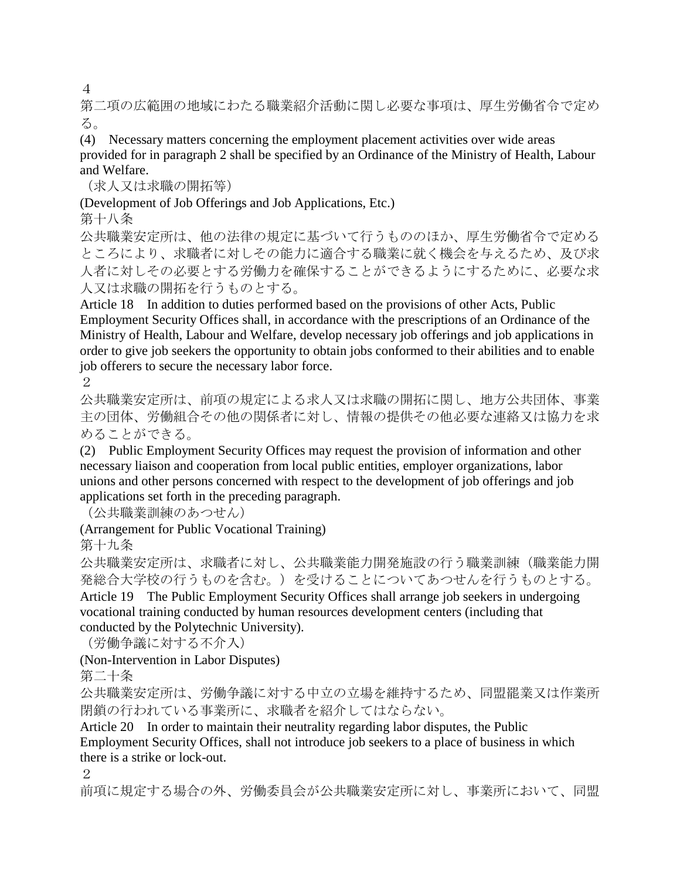４
第二項の広範囲の地域にわたる職業紹介活動に関し必要な事項は、厚生労働省令で定める。
(4)　Necessary matters concerning the employment placement activities over wide areas provided for in paragraph 2 shall be specified by an Ordinance of the Ministry of Health, Labour and Welfare.
（求人又は求職の開拓等）
(Development of Job Offerings and Job Applications, Etc.)
第十八条
公共職業安定所は、他の法律の規定に基づいて行うもののほか、厚生労働省令で定めるところにより、求職者に対しその能力に適合する職業に就く機会を与えるため、及び求人者に対しその必要とする労働力を確保することができるようにするために、必要な求人又は求職の開拓を行うものとする。
Article 18　In addition to duties performed based on the provisions of other Acts, Public Employment Security Offices shall, in accordance with the prescriptions of an Ordinance of the Ministry of Health, Labour and Welfare, develop necessary job offerings and job applications in order to give job seekers the opportunity to obtain jobs conformed to their abilities and to enable job offerers to secure the necessary labor force.
２
公共職業安定所は、前項の規定による求人又は求職の開拓に関し、地方公共団体、事業主の団体、労働組合その他の関係者に対し、情報の提供その他必要な連絡又は協力を求めることができる。
(2)　Public Employment Security Offices may request the provision of information and other necessary liaison and cooperation from local public entities, employer organizations, labor unions and other persons concerned with respect to the development of job offerings and job applications set forth in the preceding paragraph.
（公共職業訓練のあつせん）
(Arrangement for Public Vocational Training)
第十九条
公共職業安定所は、求職者に対し、公共職業能力開発施設の行う職業訓練（職業能力開発総合大学校の行うものを含む。）を受けることについてあつせんを行うものとする。
Article 19　The Public Employment Security Offices shall arrange job seekers in undergoing vocational training conducted by human resources development centers (including that conducted by the Polytechnic University).
（労働争議に対する不介入）
(Non-Intervention in Labor Disputes)
第二十条
公共職業安定所は、労働争議に対する中立の立場を維持するため、同盟罷業又は作業所閉鎖の行われている事業所に、求職者を紹介してはならない。
Article 20　In order to maintain their neutrality regarding labor disputes, the Public Employment Security Offices, shall not introduce job seekers to a place of business in which there is a strike or lock-out.
２
前項に規定する場合の外、労働委員会が公共職業安定所に対し、事業所において、同盟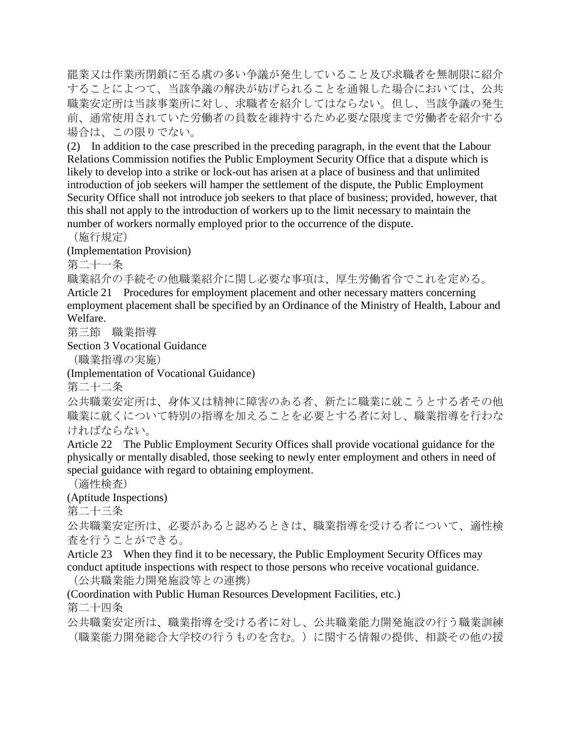罷業又は作業所閉鎖に至る虞の多い争議が発生していること及び求職者を無制限に紹介することによつて、当該争議の解決が妨げられることを通報した場合においては、公共職業安定所は当該事業所に対し、求職者を紹介してはならない。但し、当該争議の発生前、通常使用されていた労働者の員数を維持するため必要な限度まで労働者を紹介する場合は、この限りでない。

(2)　In addition to the case prescribed in the preceding paragraph, in the event that the Labour Relations Commission notifies the Public Employment Security Office that a dispute which is likely to develop into a strike or lock-out has arisen at a place of business and that unlimited introduction of job seekers will hamper the settlement of the dispute, the Public Employment Security Office shall not introduce job seekers to that place of business; provided, however, that this shall not apply to the introduction of workers up to the limit necessary to maintain the number of workers normally employed prior to the occurrence of the dispute.

（施行規定）

(Implementation Provision)

第二十一条

職業紹介の手続その他職業紹介に関し必要な事項は、厚生労働省令でこれを定める。

Article 21　Procedures for employment placement and other necessary matters concerning employment placement shall be specified by an Ordinance of the Ministry of Health, Labour and Welfare.

## 第三節　職業指導

## Section 3 Vocational Guidance

（職業指導の実施）

(Implementation of Vocational Guidance)

第二十二条

公共職業安定所は、身体又は精神に障害のある者、新たに職業に就こうとする者その他職業に就くについて特別の指導を加えることを必要とする者に対し、職業指導を行わなければならない。

Article 22　The Public Employment Security Offices shall provide vocational guidance for the physically or mentally disabled, those seeking to newly enter employment and others in need of special guidance with regard to obtaining employment.

（適性検査）

(Aptitude Inspections)

第二十三条

公共職業安定所は、必要があると認めるときは、職業指導を受ける者について、適性検査を行うことができる。

Article 23　When they find it to be necessary, the Public Employment Security Offices may conduct aptitude inspections with respect to those persons who receive vocational guidance.

（公共職業能力開発施設等との連携）

(Coordination with Public Human Resources Development Facilities, etc.)

第二十四条

公共職業安定所は、職業指導を受ける者に対し、公共職業能力開発施設の行う職業訓練（職業能力開発総合大学校の行うものを含む。）に関する情報の提供、相談その他の援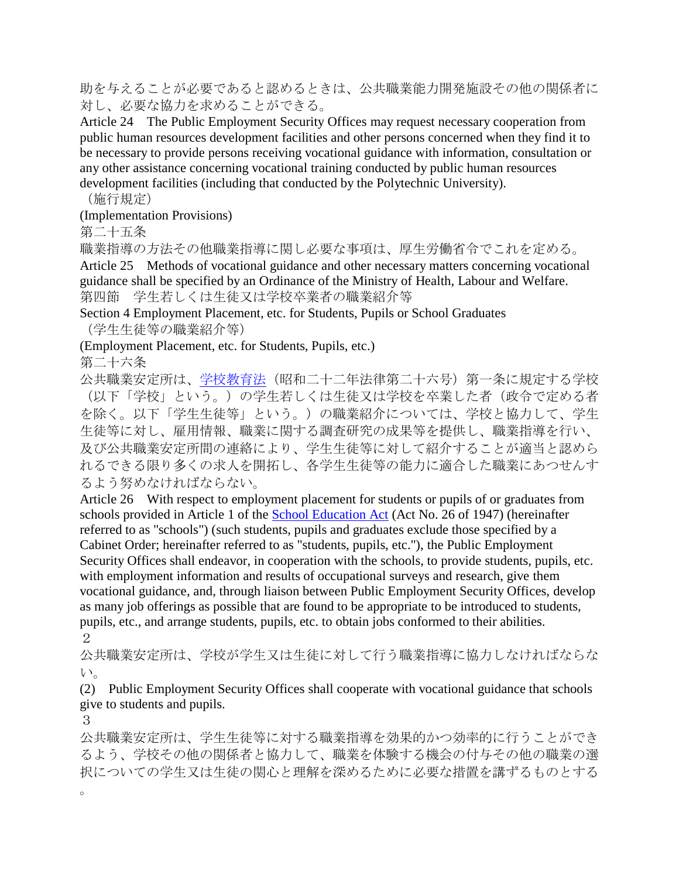助を与えることが必要であると認めるときは、公共職業能力開発施設その他の関係者に対し、必要な協力を求めることができる。

Article 24　The Public Employment Security Offices may request necessary cooperation from public human resources development facilities and other persons concerned when they find it to be necessary to provide persons receiving vocational guidance with information, consultation or any other assistance concerning vocational training conducted by public human resources development facilities (including that conducted by the Polytechnic University).

（施行規定）

(Implementation Provisions)

第二十五条

職業指導の方法その他職業指導に関し必要な事項は、厚生労働省令でこれを定める。

Article 25　Methods of vocational guidance and other necessary matters concerning vocational guidance shall be specified by an Ordinance of the Ministry of Health, Labour and Welfare.

第四節　学生若しくは生徒又は学校卒業者の職業紹介等

Section 4 Employment Placement, etc. for Students, Pupils or School Graduates

（学生生徒等の職業紹介等）

(Employment Placement, etc. for Students, Pupils, etc.)

第二十六条

公共職業安定所は、学校教育法（昭和二十二年法律第二十六号）第一条に規定する学校（以下「学校」という。）の学生若しくは生徒又は学校を卒業した者（政令で定める者を除く。以下「学生生徒等」という。）の職業紹介については、学校と協力して、学生生徒等に対し、雇用情報、職業に関する調査研究の成果等を提供し、職業指導を行い、及び公共職業安定所間の連絡により、学生生徒等に対して紹介することが適当と認められるできる限り多くの求人を開拓し、各学生生徒等の能力に適合した職業にあつせんするよう努めなければならない。

Article 26　With respect to employment placement for students or pupils of or graduates from schools provided in Article 1 of the School Education Act (Act No. 26 of 1947) (hereinafter referred to as "schools") (such students, pupils and graduates exclude those specified by a Cabinet Order; hereinafter referred to as "students, pupils, etc."), the Public Employment Security Offices shall endeavor, in cooperation with the schools, to provide students, pupils, etc. with employment information and results of occupational surveys and research, give them vocational guidance, and, through liaison between Public Employment Security Offices, develop as many job offerings as possible that are found to be appropriate to be introduced to students, pupils, etc., and arrange students, pupils, etc. to obtain jobs conformed to their abilities.

２

公共職業安定所は、学校が学生又は生徒に対して行う職業指導に協力しなければならない。

(2)　Public Employment Security Offices shall cooperate with vocational guidance that schools give to students and pupils.

３

公共職業安定所は、学生生徒等に対する職業指導を効果的かつ効率的に行うことができるよう、学校その他の関係者と協力して、職業を体験する機会の付与その他の職業の選択についての学生又は生徒の関心と理解を深めるために必要な措置を講ずるものとする。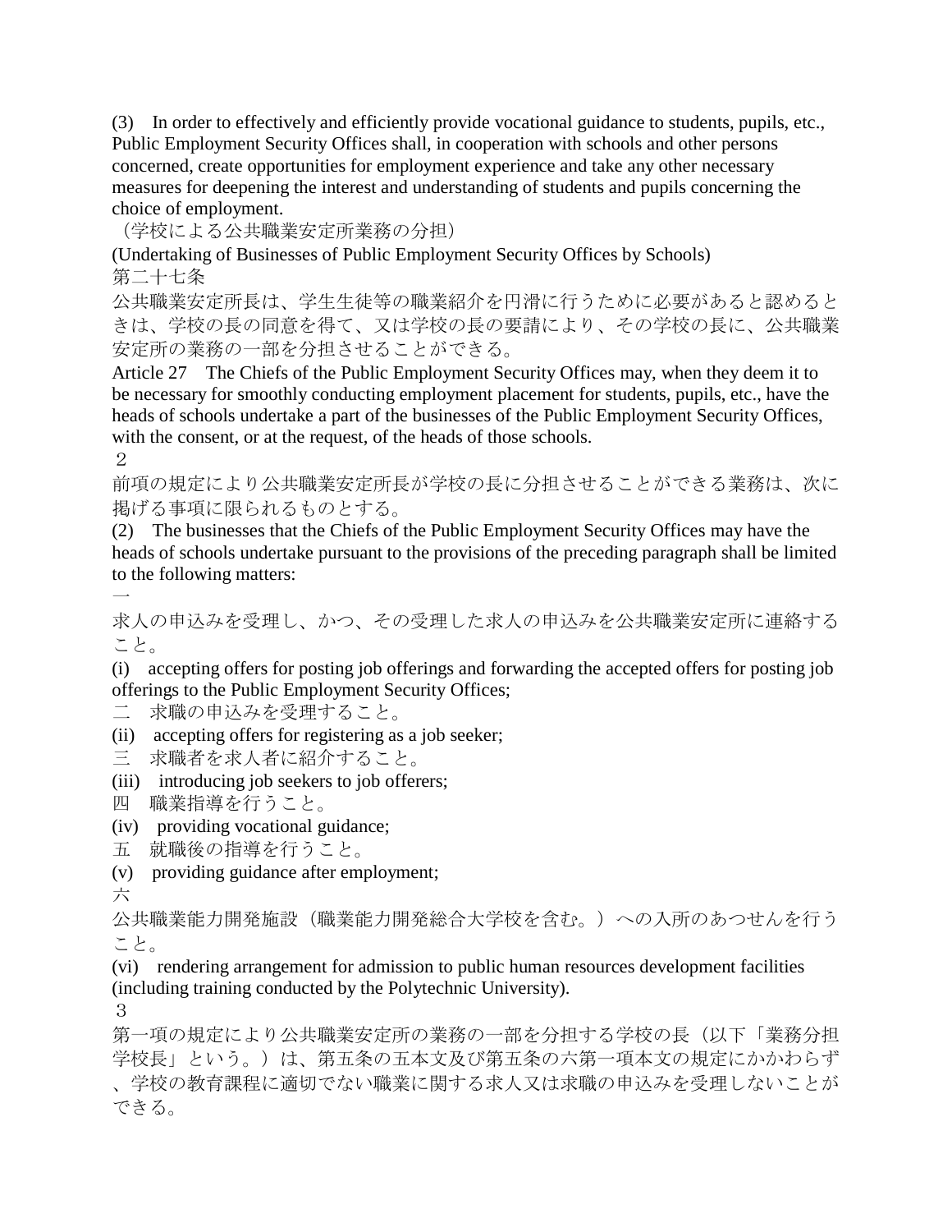(3)　In order to effectively and efficiently provide vocational guidance to students, pupils, etc., Public Employment Security Offices shall, in cooperation with schools and other persons concerned, create opportunities for employment experience and take any other necessary measures for deepening the interest and understanding of students and pupils concerning the choice of employment.

（学校による公共職業安定所業務の分担）

(Undertaking of Businesses of Public Employment Security Offices by Schools)

第二十七条

公共職業安定所長は、学生生徒等の職業紹介を円滑に行うために必要があると認めるときは、学校の長の同意を得て、又は学校の長の要請により、その学校の長に、公共職業安定所の業務の一部を分担させることができる。

Article 27　The Chiefs of the Public Employment Security Offices may, when they deem it to be necessary for smoothly conducting employment placement for students, pupils, etc., have the heads of schools undertake a part of the businesses of the Public Employment Security Offices, with the consent, or at the request, of the heads of those schools.

２

前項の規定により公共職業安定所長が学校の長に分担させることができる業務は、次に掲げる事項に限られるものとする。

(2)　The businesses that the Chiefs of the Public Employment Security Offices may have the heads of schools undertake pursuant to the provisions of the preceding paragraph shall be limited to the following matters:

一

求人の申込みを受理し、かつ、その受理した求人の申込みを公共職業安定所に連絡すること。

(i)　accepting offers for posting job offerings and forwarding the accepted offers for posting job offerings to the Public Employment Security Offices;

二　求職の申込みを受理すること。

(ii)　accepting offers for registering as a job seeker;

三　求職者を求人者に紹介すること。

(iii)　introducing job seekers to job offerers;

四　職業指導を行うこと。

(iv)　providing vocational guidance;

五　就職後の指導を行うこと。

(v)　providing guidance after employment;

六

公共職業能力開発施設（職業能力開発総合大学校を含む。）への入所のあつせんを行うこと。

(vi)　rendering arrangement for admission to public human resources development facilities (including training conducted by the Polytechnic University).

３

第一項の規定により公共職業安定所の業務の一部を分担する学校の長（以下「業務分担学校長」という。）は、第五条の五本文及び第五条の六第一項本文の規定にかかわらず、学校の教育課程に適切でない職業に関する求人又は求職の申込みを受理しないことができる。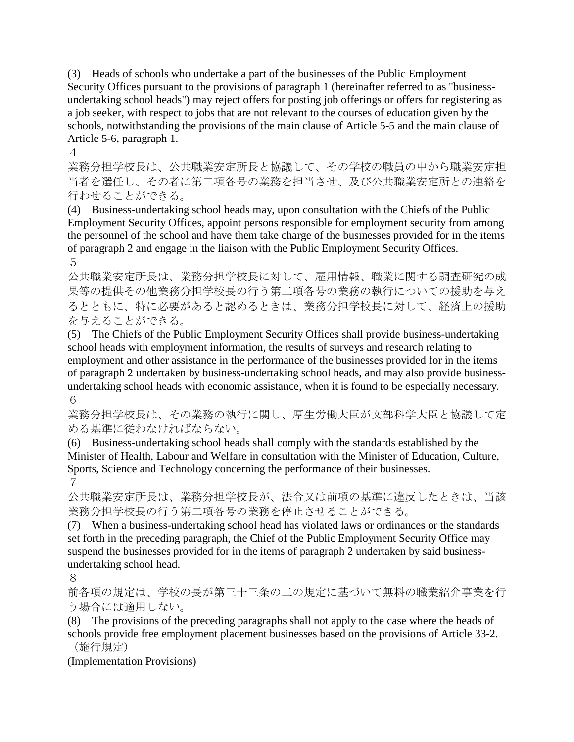(3) Heads of schools who undertake a part of the businesses of the Public Employment Security Offices pursuant to the provisions of paragraph 1 (hereinafter referred to as "business-undertaking school heads") may reject offers for posting job offerings or offers for registering as a job seeker, with respect to jobs that are not relevant to the courses of education given by the schools, notwithstanding the provisions of the main clause of Article 5-5 and the main clause of Article 5-6, paragraph 1.

４

業務分担学校長は、公共職業安定所長と協議して、その学校の職員の中から職業安定担当者を選任し、その者に第二項各号の業務を担当させ、及び公共職業安定所との連絡を行わせることができる。

(4) Business-undertaking school heads may, upon consultation with the Chiefs of the Public Employment Security Offices, appoint persons responsible for employment security from among the personnel of the school and have them take charge of the businesses provided for in the items of paragraph 2 and engage in the liaison with the Public Employment Security Offices.

５

公共職業安定所長は、業務分担学校長に対して、雇用情報、職業に関する調査研究の成果等の提供その他業務分担学校長の行う第二項各号の業務の執行についての援助を与えるとともに、特に必要があると認めるときは、業務分担学校長に対して、経済上の援助を与えることができる。

(5) The Chiefs of the Public Employment Security Offices shall provide business-undertaking school heads with employment information, the results of surveys and research relating to employment and other assistance in the performance of the businesses provided for in the items of paragraph 2 undertaken by business-undertaking school heads, and may also provide business-undertaking school heads with economic assistance, when it is found to be especially necessary.

６

業務分担学校長は、その業務の執行に関し、厚生労働大臣が文部科学大臣と協議して定める基準に従わなければならない。

(6) Business-undertaking school heads shall comply with the standards established by the Minister of Health, Labour and Welfare in consultation with the Minister of Education, Culture, Sports, Science and Technology concerning the performance of their businesses.

７

公共職業安定所長は、業務分担学校長が、法令又は前項の基準に違反したときは、当該業務分担学校長の行う第二項各号の業務を停止させることができる。

(7) When a business-undertaking school head has violated laws or ordinances or the standards set forth in the preceding paragraph, the Chief of the Public Employment Security Office may suspend the businesses provided for in the items of paragraph 2 undertaken by said business-undertaking school head.

８

前各項の規定は、学校の長が第三十三条の二の規定に基づいて無料の職業紹介事業を行う場合には適用しない。

(8) The provisions of the preceding paragraphs shall not apply to the case where the heads of schools provide free employment placement businesses based on the provisions of Article 33-2.

（施行規定）

(Implementation Provisions)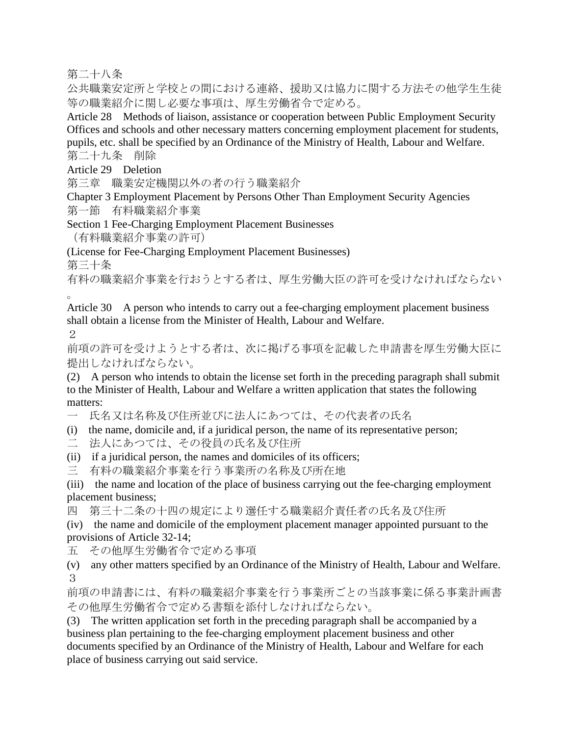第二十八条

公共職業安定所と学校との間における連絡、援助又は協力に関する方法その他学生生徒等の職業紹介に関し必要な事項は、厚生労働省令で定める。

Article 28 Methods of liaison, assistance or cooperation between Public Employment Security Offices and schools and other necessary matters concerning employment placement for students, pupils, etc. shall be specified by an Ordinance of the Ministry of Health, Labour and Welfare.

第二十九条　削除

Article 29 Deletion

## 第三章　職業安定機関以外の者の行う職業紹介

## Chapter 3 Employment Placement by Persons Other Than Employment Security Agencies

### 第一節　有料職業紹介事業

### Section 1 Fee-Charging Employment Placement Businesses

（有料職業紹介事業の許可）

(License for Fee-Charging Employment Placement Businesses)

第三十条

有料の職業紹介事業を行おうとする者は、厚生労働大臣の許可を受けなければならない。

Article 30 A person who intends to carry out a fee-charging employment placement business shall obtain a license from the Minister of Health, Labour and Welfare.

２

前項の許可を受けようとする者は、次に掲げる事項を記載した申請書を厚生労働大臣に提出しなければならない。

(2) A person who intends to obtain the license set forth in the preceding paragraph shall submit to the Minister of Health, Labour and Welfare a written application that states the following matters:

一　氏名又は名称及び住所並びに法人にあつては、その代表者の氏名

(i) the name, domicile and, if a juridical person, the name of its representative person;

二　法人にあつては、その役員の氏名及び住所

(ii) if a juridical person, the names and domiciles of its officers;

三　有料の職業紹介事業を行う事業所の名称及び所在地

(iii) the name and location of the place of business carrying out the fee-charging employment placement business;

四　第三十二条の十四の規定により選任する職業紹介責任者の氏名及び住所

(iv) the name and domicile of the employment placement manager appointed pursuant to the provisions of Article 32-14;

五　その他厚生労働省令で定める事項

(v) any other matters specified by an Ordinance of the Ministry of Health, Labour and Welfare.

３

前項の申請書には、有料の職業紹介事業を行う事業所ごとの当該事業に係る事業計画書その他厚生労働省令で定める書類を添付しなければならない。

(3) The written application set forth in the preceding paragraph shall be accompanied by a business plan pertaining to the fee-charging employment placement business and other documents specified by an Ordinance of the Ministry of Health, Labour and Welfare for each place of business carrying out said service.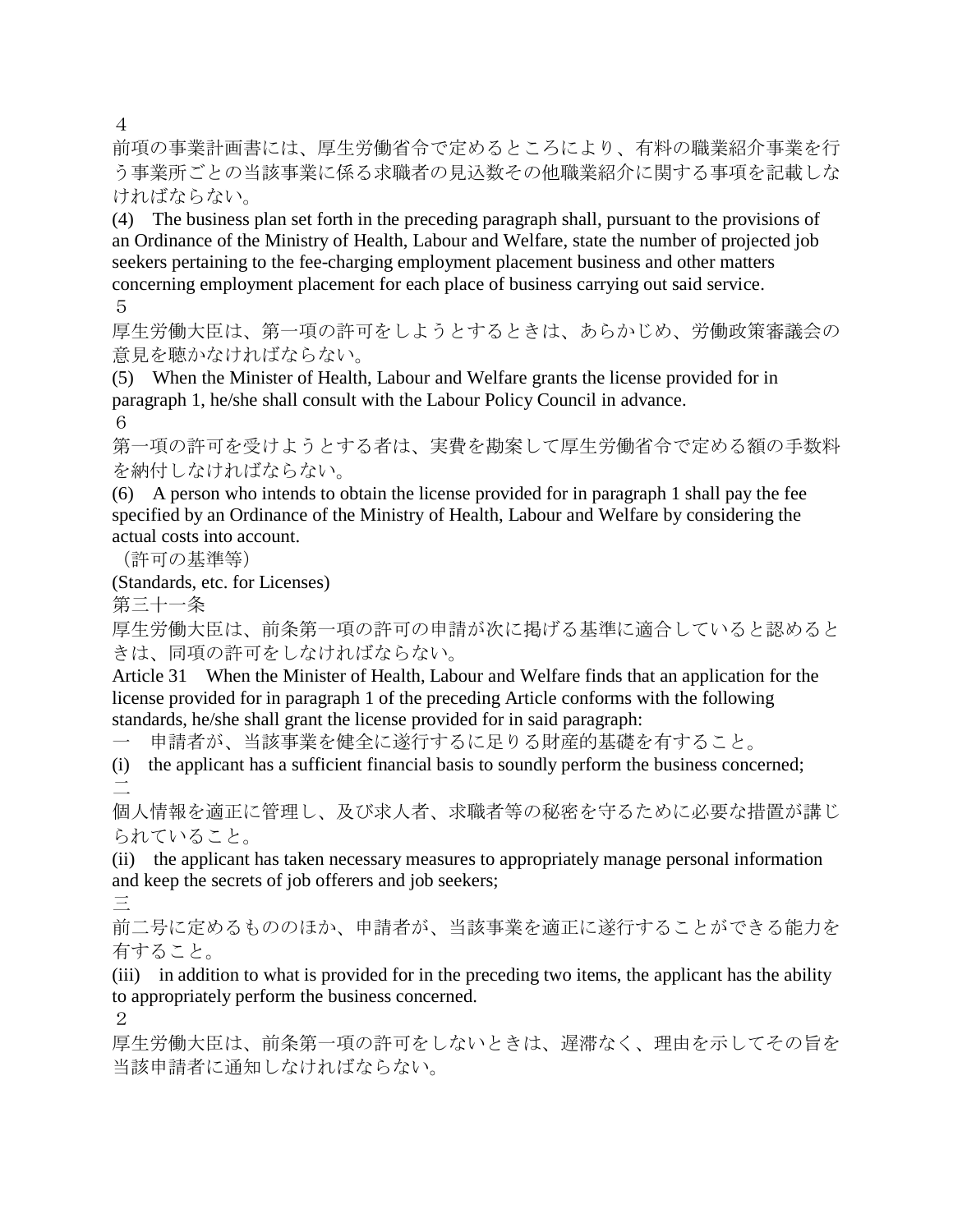４

前項の事業計画書には、厚生労働省令で定めるところにより、有料の職業紹介事業を行う事業所ごとの当該事業に係る求職者の見込数その他職業紹介に関する事項を記載しなければならない。

(4)　The business plan set forth in the preceding paragraph shall, pursuant to the provisions of an Ordinance of the Ministry of Health, Labour and Welfare, state the number of projected job seekers pertaining to the fee-charging employment placement business and other matters concerning employment placement for each place of business carrying out said service.

５

厚生労働大臣は、第一項の許可をしようとするときは、あらかじめ、労働政策審議会の意見を聴かなければならない。

(5)　When the Minister of Health, Labour and Welfare grants the license provided for in paragraph 1, he/she shall consult with the Labour Policy Council in advance.

６

第一項の許可を受けようとする者は、実費を勘案して厚生労働省令で定める額の手数料を納付しなければならない。

(6)　A person who intends to obtain the license provided for in paragraph 1 shall pay the fee specified by an Ordinance of the Ministry of Health, Labour and Welfare by considering the actual costs into account.

（許可の基準等）

(Standards, etc. for Licenses)

第三十一条

厚生労働大臣は、前条第一項の許可の申請が次に掲げる基準に適合していると認めるときは、同項の許可をしなければならない。

Article 31　When the Minister of Health, Labour and Welfare finds that an application for the license provided for in paragraph 1 of the preceding Article conforms with the following standards, he/she shall grant the license provided for in said paragraph:

一　申請者が、当該事業を健全に遂行するに足りる財産的基礎を有すること。

(i)　the applicant has a sufficient financial basis to soundly perform the business concerned;

二

個人情報を適正に管理し、及び求人者、求職者等の秘密を守るために必要な措置が講じられていること。

(ii)　the applicant has taken necessary measures to appropriately manage personal information and keep the secrets of job offerers and job seekers;

三

前二号に定めるもののほか、申請者が、当該事業を適正に遂行することができる能力を有すること。

(iii)　in addition to what is provided for in the preceding two items, the applicant has the ability to appropriately perform the business concerned.

２

厚生労働大臣は、前条第一項の許可をしないときは、遅滞なく、理由を示してその旨を当該申請者に通知しなければならない。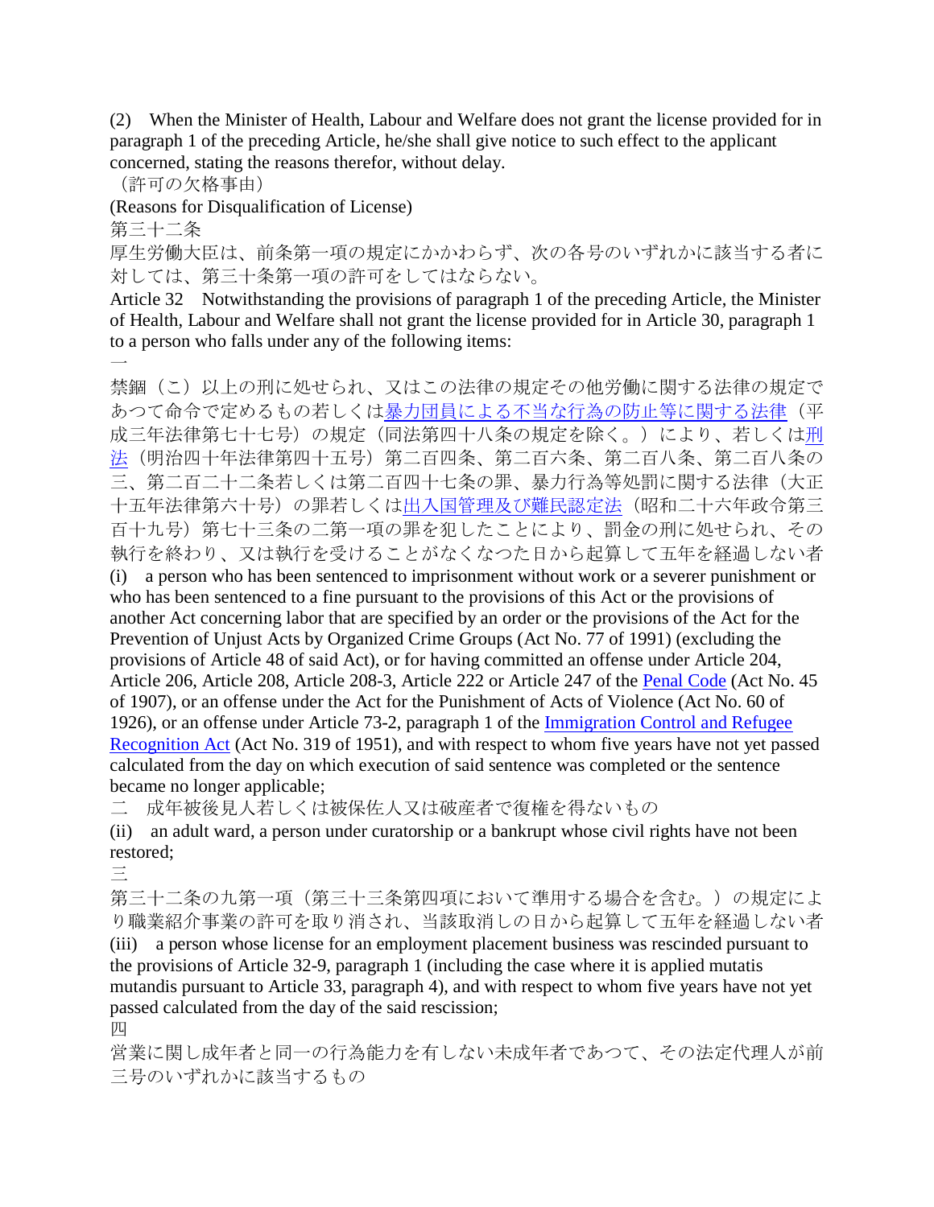(2) When the Minister of Health, Labour and Welfare does not grant the license provided for in paragraph 1 of the preceding Article, he/she shall give notice to such effect to the applicant concerned, stating the reasons therefor, without delay.

（許可の欠格事由）

(Reasons for Disqualification of License)

第三十二条

厚生労働大臣は、前条第一項の規定にかかわらず、次の各号のいずれかに該当する者に対しては、第三十条第一項の許可をしてはならない。

Article 32 Notwithstanding the provisions of paragraph 1 of the preceding Article, the Minister of Health, Labour and Welfare shall not grant the license provided for in Article 30, paragraph 1 to a person who falls under any of the following items:

一

禁錮（こ）以上の刑に処せられ、又はこの法律の規定その他労働に関する法律の規定であつて命令で定めるもの若しくは暴力団員による不当な行為の防止等に関する法律（平成三年法律第七十七号）の規定（同法第四十八条の規定を除く。）により、若しくは刑法（明治四十年法律第四十五号）第二百四条、第二百六条、第二百八条、第二百八条の三、第二百二十二条若しくは第二百四十七条の罪、暴力行為等処罰に関する法律（大正十五年法律第六十号）の罪若しくは出入国管理及び難民認定法（昭和二十六年政令第三百十九号）第七十三条の二第一項の罪を犯したことにより、罰金の刑に処せられ、その執行を終わり、又は執行を受けることがなくなつた日から起算して五年を経過しない者

(i) a person who has been sentenced to imprisonment without work or a severer punishment or who has been sentenced to a fine pursuant to the provisions of this Act or the provisions of another Act concerning labor that are specified by an order or the provisions of the Act for the Prevention of Unjust Acts by Organized Crime Groups (Act No. 77 of 1991) (excluding the provisions of Article 48 of said Act), or for having committed an offense under Article 204, Article 206, Article 208, Article 208-3, Article 222 or Article 247 of the Penal Code (Act No. 45 of 1907), or an offense under the Act for the Punishment of Acts of Violence (Act No. 60 of 1926), or an offense under Article 73-2, paragraph 1 of the Immigration Control and Refugee Recognition Act (Act No. 319 of 1951), and with respect to whom five years have not yet passed calculated from the day on which execution of said sentence was completed or the sentence became no longer applicable;

二　成年被後見人若しくは被保佐人又は破産者で復権を得ないもの

(ii) an adult ward, a person under curatorship or a bankrupt whose civil rights have not been restored;

三

第三十二条の九第一項（第三十三条第四項において準用する場合を含む。）の規定により職業紹介事業の許可を取り消され、当該取消しの日から起算して五年を経過しない者

(iii) a person whose license for an employment placement business was rescinded pursuant to the provisions of Article 32-9, paragraph 1 (including the case where it is applied mutatis mutandis pursuant to Article 33, paragraph 4), and with respect to whom five years have not yet passed calculated from the day of the said rescission;

四

営業に関し成年者と同一の行為能力を有しない未成年者であつて、その法定代理人が前三号のいずれかに該当するもの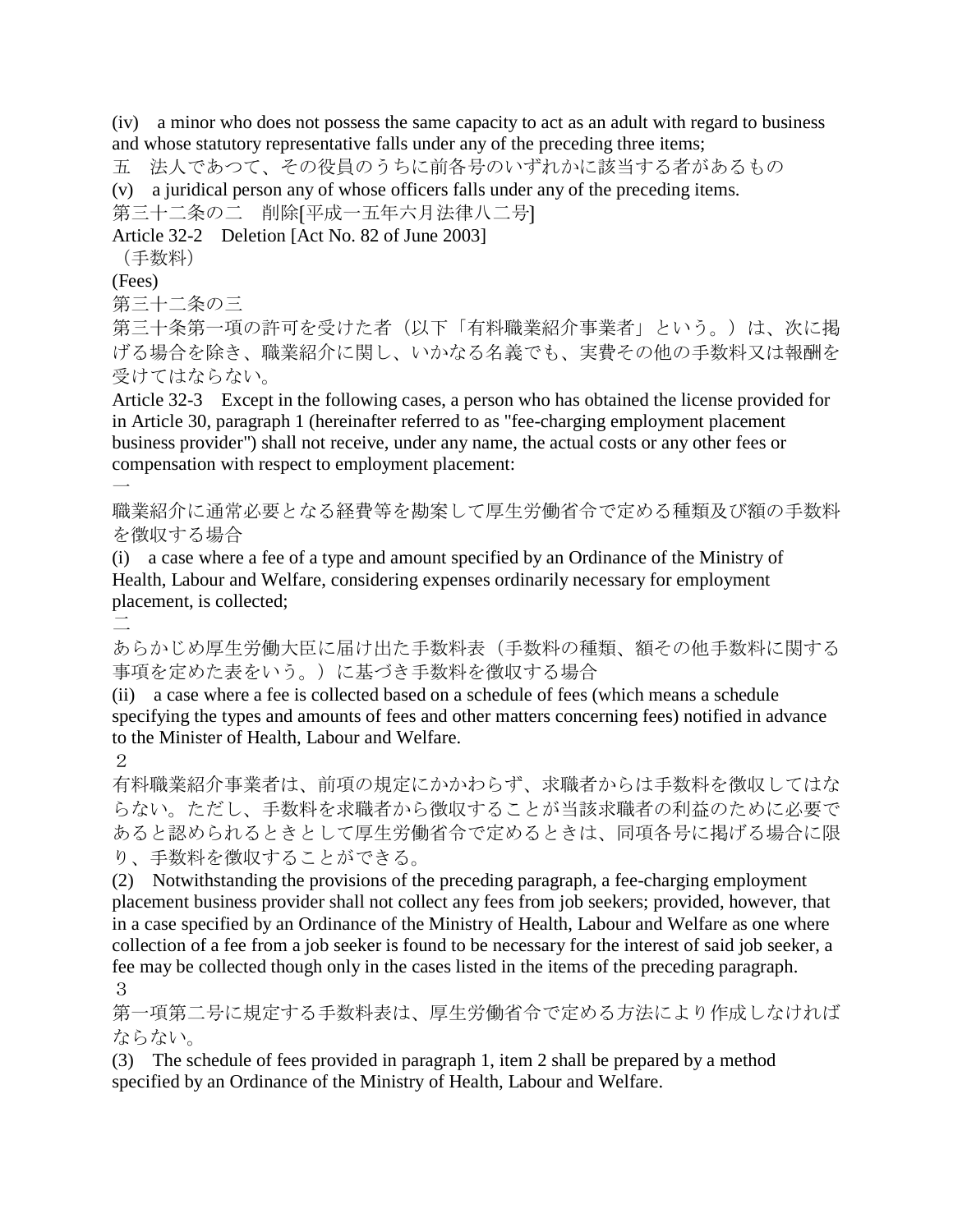(iv)　a minor who does not possess the same capacity to act as an adult with regard to business and whose statutory representative falls under any of the preceding three items;

五　法人であつて、その役員のうちに前各号のいずれかに該当する者があるもの

(v)　a juridical person any of whose officers falls under any of the preceding items.

第三十二条の二　削除[平成一五年六月法律八二号]

Article 32-2　Deletion [Act No. 82 of June 2003]

（手数料）

(Fees)

第三十二条の三

第三十条第一項の許可を受けた者（以下「有料職業紹介事業者」という。）は、次に掲げる場合を除き、職業紹介に関し、いかなる名義でも、実費その他の手数料又は報酬を受けてはならない。

Article 32-3　Except in the following cases, a person who has obtained the license provided for in Article 30, paragraph 1 (hereinafter referred to as "fee-charging employment placement business provider") shall not receive, under any name, the actual costs or any other fees or compensation with respect to employment placement:

一

職業紹介に通常必要となる経費等を勘案して厚生労働省令で定める種類及び額の手数料を徴収する場合

(i)　a case where a fee of a type and amount specified by an Ordinance of the Ministry of Health, Labour and Welfare, considering expenses ordinarily necessary for employment placement, is collected;

二

あらかじめ厚生労働大臣に届け出た手数料表（手数料の種類、額その他手数料に関する事項を定めた表をいう。）に基づき手数料を徴収する場合

(ii)　a case where a fee is collected based on a schedule of fees (which means a schedule specifying the types and amounts of fees and other matters concerning fees) notified in advance to the Minister of Health, Labour and Welfare.

２

有料職業紹介事業者は、前項の規定にかかわらず、求職者からは手数料を徴収してはならない。ただし、手数料を求職者から徴収することが当該求職者の利益のために必要であると認められるときとして厚生労働省令で定めるときは、同項各号に掲げる場合に限り、手数料を徴収することができる。

(2)　Notwithstanding the provisions of the preceding paragraph, a fee-charging employment placement business provider shall not collect any fees from job seekers; provided, however, that in a case specified by an Ordinance of the Ministry of Health, Labour and Welfare as one where collection of a fee from a job seeker is found to be necessary for the interest of said job seeker, a fee may be collected though only in the cases listed in the items of the preceding paragraph.

３

第一項第二号に規定する手数料表は、厚生労働省令で定める方法により作成しなければならない。

(3)　The schedule of fees provided in paragraph 1, item 2 shall be prepared by a method specified by an Ordinance of the Ministry of Health, Labour and Welfare.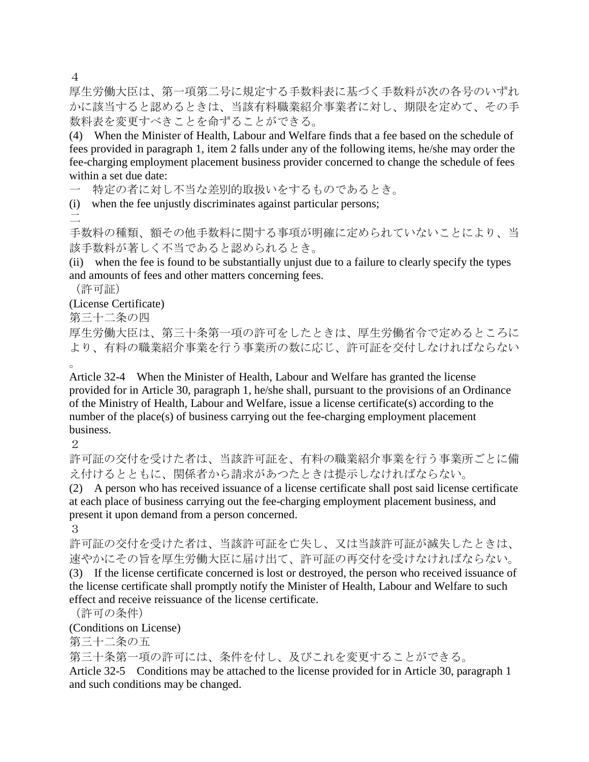４

厚生労働大臣は、第一項第二号に規定する手数料表に基づく手数料が次の各号のいずれかに該当すると認めるときは、当該有料職業紹介事業者に対し、期限を定めて、その手数料表を変更すべきことを命ずることができる。

(4) When the Minister of Health, Labour and Welfare finds that a fee based on the schedule of fees provided in paragraph 1, item 2 falls under any of the following items, he/she may order the fee-charging employment placement business provider concerned to change the schedule of fees within a set due date:

一　特定の者に対し不当な差別的取扱いをするものであるとき。

(i) when the fee unjustly discriminates against particular persons;

二

手数料の種類、額その他手数料に関する事項が明確に定められていないことにより、当該手数料が著しく不当であると認められるとき。

(ii) when the fee is found to be substantially unjust due to a failure to clearly specify the types and amounts of fees and other matters concerning fees.

（許可証）

(License Certificate)

第三十二条の四

厚生労働大臣は、第三十条第一項の許可をしたときは、厚生労働省令で定めるところにより、有料の職業紹介事業を行う事業所の数に応じ、許可証を交付しなければならない。

Article 32-4 When the Minister of Health, Labour and Welfare has granted the license provided for in Article 30, paragraph 1, he/she shall, pursuant to the provisions of an Ordinance of the Ministry of Health, Labour and Welfare, issue a license certificate(s) according to the number of the place(s) of business carrying out the fee-charging employment placement business.

２

許可証の交付を受けた者は、当該許可証を、有料の職業紹介事業を行う事業所ごとに備え付けるとともに、関係者から請求があつたときは提示しなければならない。

(2) A person who has received issuance of a license certificate shall post said license certificate at each place of business carrying out the fee-charging employment placement business, and present it upon demand from a person concerned.

３

許可証の交付を受けた者は、当該許可証を亡失し、又は当該許可証が滅失したときは、速やかにその旨を厚生労働大臣に届け出て、許可証の再交付を受けなければならない。

(3) If the license certificate concerned is lost or destroyed, the person who received issuance of the license certificate shall promptly notify the Minister of Health, Labour and Welfare to such effect and receive reissuance of the license certificate.

（許可の条件）

(Conditions on License)

第三十二条の五

第三十条第一項の許可には、条件を付し、及びこれを変更することができる。

Article 32-5 Conditions may be attached to the license provided for in Article 30, paragraph 1 and such conditions may be changed.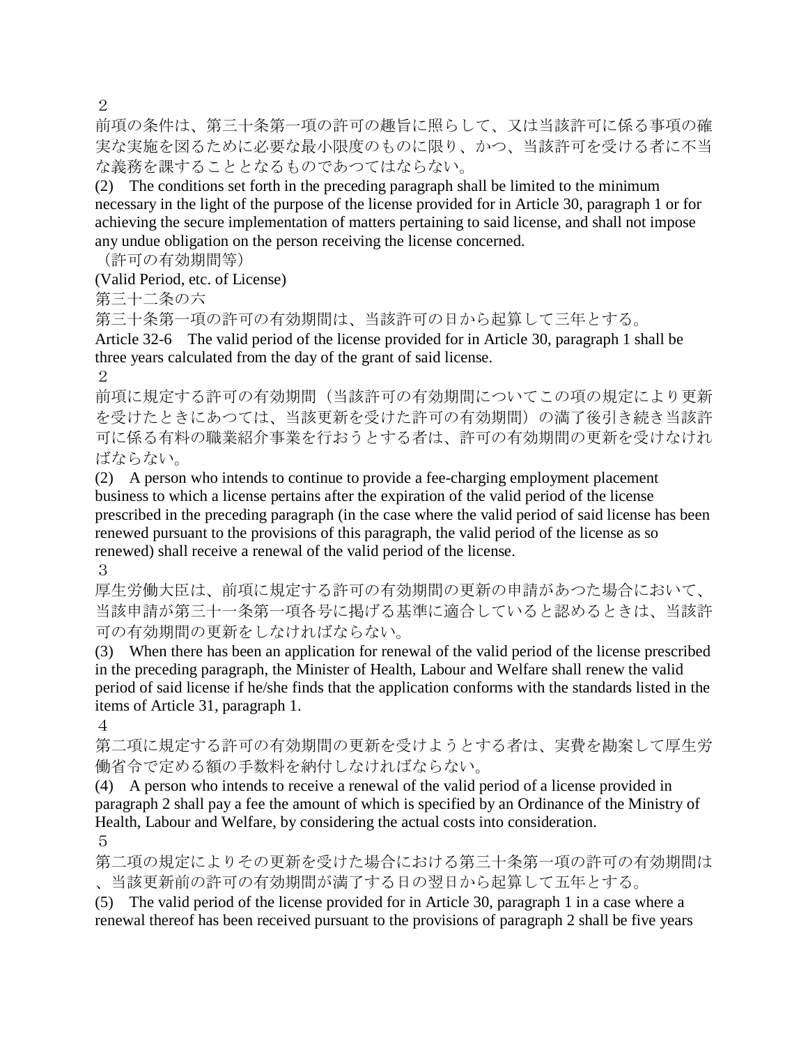２

前項の条件は、第三十条第一項の許可の趣旨に照らして、又は当該許可に係る事項の確実な実施を図るために必要な最小限度のものに限り、かつ、当該許可を受ける者に不当な義務を課することとなるものであつてはならない。

(2) The conditions set forth in the preceding paragraph shall be limited to the minimum necessary in the light of the purpose of the license provided for in Article 30, paragraph 1 or for achieving the secure implementation of matters pertaining to said license, and shall not impose any undue obligation on the person receiving the license concerned.

（許可の有効期間等）

(Valid Period, etc. of License)

第三十二条の六

第三十条第一項の許可の有効期間は、当該許可の日から起算して三年とする。

Article 32-6 The valid period of the license provided for in Article 30, paragraph 1 shall be three years calculated from the day of the grant of said license.

２

前項に規定する許可の有効期間（当該許可の有効期間についてこの項の規定により更新を受けたときにあつては、当該更新を受けた許可の有効期間）の満了後引き続き当該許可に係る有料の職業紹介事業を行おうとする者は、許可の有効期間の更新を受けなければならない。

(2) A person who intends to continue to provide a fee-charging employment placement business to which a license pertains after the expiration of the valid period of the license prescribed in the preceding paragraph (in the case where the valid period of said license has been renewed pursuant to the provisions of this paragraph, the valid period of the license as so renewed) shall receive a renewal of the valid period of the license.

３

厚生労働大臣は、前項に規定する許可の有効期間の更新の申請があつた場合において、当該申請が第三十一条第一項各号に掲げる基準に適合していると認めるときは、当該許可の有効期間の更新をしなければならない。

(3) When there has been an application for renewal of the valid period of the license prescribed in the preceding paragraph, the Minister of Health, Labour and Welfare shall renew the valid period of said license if he/she finds that the application conforms with the standards listed in the items of Article 31, paragraph 1.

４

第二項に規定する許可の有効期間の更新を受けようとする者は、実費を勘案して厚生労働省令で定める額の手数料を納付しなければならない。

(4) A person who intends to receive a renewal of the valid period of a license provided in paragraph 2 shall pay a fee the amount of which is specified by an Ordinance of the Ministry of Health, Labour and Welfare, by considering the actual costs into consideration.

５

第二項の規定によりその更新を受けた場合における第三十条第一項の許可の有効期間は、当該更新前の許可の有効期間が満了する日の翌日から起算して五年とする。

(5) The valid period of the license provided for in Article 30, paragraph 1 in a case where a renewal thereof has been received pursuant to the provisions of paragraph 2 shall be five years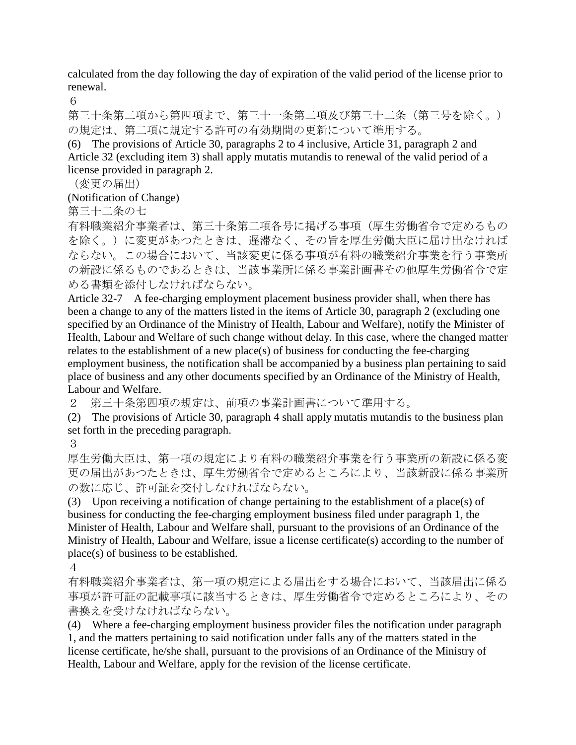calculated from the day following the day of expiration of the valid period of the license prior to renewal.

６

第三十条第二項から第四項まで、第三十一条第二項及び第三十二条（第三号を除く。）の規定は、第二項に規定する許可の有効期間の更新について準用する。

(6)　The provisions of Article 30, paragraphs 2 to 4 inclusive, Article 31, paragraph 2 and Article 32 (excluding item 3) shall apply mutatis mutandis to renewal of the valid period of a license provided in paragraph 2.

（変更の届出）

(Notification of Change)

第三十二条の七

有料職業紹介事業者は、第三十条第二項各号に掲げる事項（厚生労働省令で定めるものを除く。）に変更があつたときは、遅滞なく、その旨を厚生労働大臣に届け出なければならない。この場合において、当該変更に係る事項が有料の職業紹介事業を行う事業所の新設に係るものであるときは、当該事業所に係る事業計画書その他厚生労働省令で定める書類を添付しなければならない。

Article 32-7　A fee-charging employment placement business provider shall, when there has been a change to any of the matters listed in the items of Article 30, paragraph 2 (excluding one specified by an Ordinance of the Ministry of Health, Labour and Welfare), notify the Minister of Health, Labour and Welfare of such change without delay. In this case, where the changed matter relates to the establishment of a new place(s) of business for conducting the fee-charging employment business, the notification shall be accompanied by a business plan pertaining to said place of business and any other documents specified by an Ordinance of the Ministry of Health, Labour and Welfare.

２　第三十条第四項の規定は、前項の事業計画書について準用する。

(2)　The provisions of Article 30, paragraph 4 shall apply mutatis mutandis to the business plan set forth in the preceding paragraph.

３

厚生労働大臣は、第一項の規定により有料の職業紹介事業を行う事業所の新設に係る変更の届出があつたときは、厚生労働省令で定めるところにより、当該新設に係る事業所の数に応じ、許可証を交付しなければならない。

(3)　Upon receiving a notification of change pertaining to the establishment of a place(s) of business for conducting the fee-charging employment business filed under paragraph 1, the Minister of Health, Labour and Welfare shall, pursuant to the provisions of an Ordinance of the Ministry of Health, Labour and Welfare, issue a license certificate(s) according to the number of place(s) of business to be established.

４

有料職業紹介事業者は、第一項の規定による届出をする場合において、当該届出に係る事項が許可証の記載事項に該当するときは、厚生労働省令で定めるところにより、その書換えを受けなければならない。

(4)　Where a fee-charging employment business provider files the notification under paragraph 1, and the matters pertaining to said notification under falls any of the matters stated in the license certificate, he/she shall, pursuant to the provisions of an Ordinance of the Ministry of Health, Labour and Welfare, apply for the revision of the license certificate.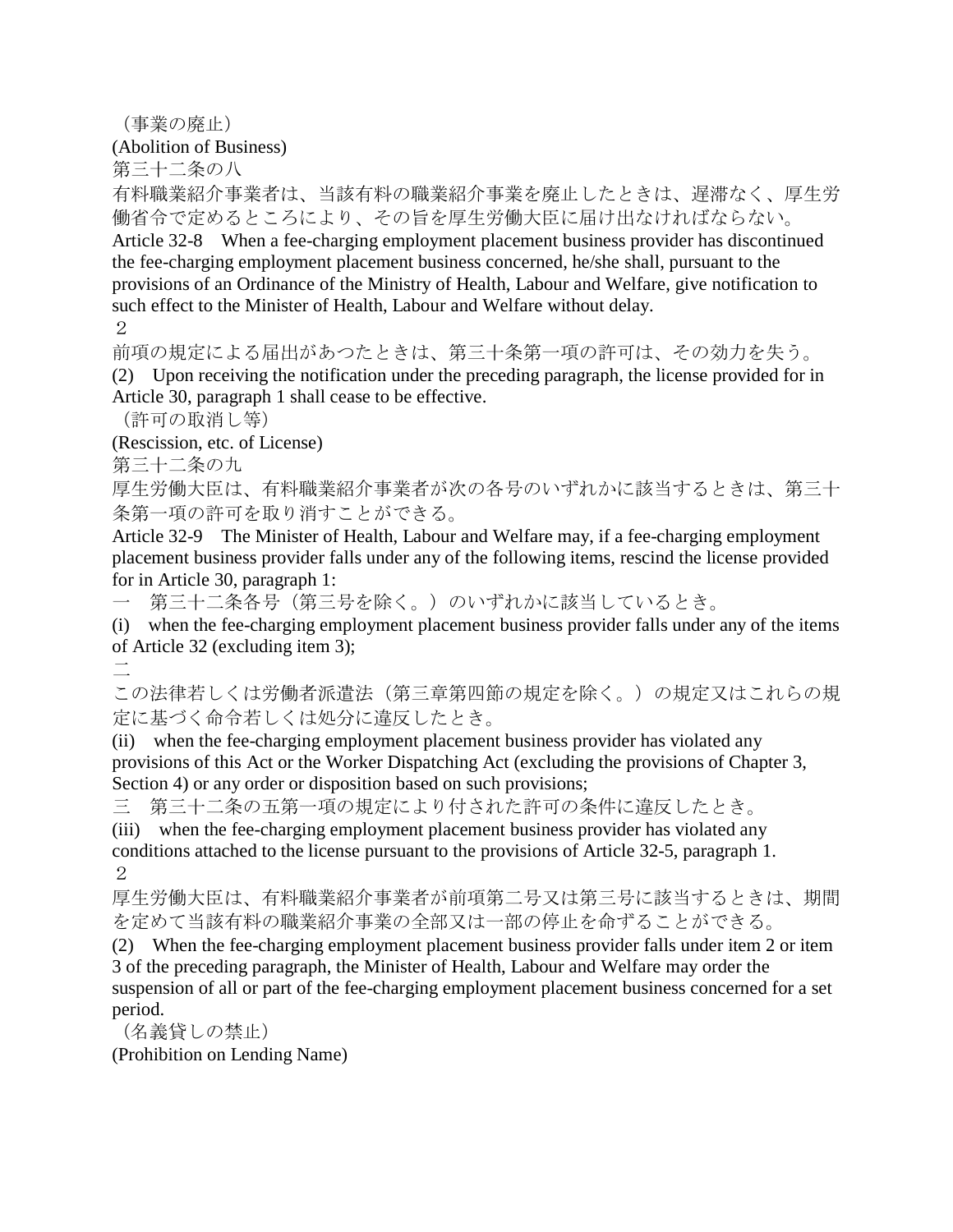（事業の廃止）

(Abolition of Business)

第三十二条の八

有料職業紹介事業者は、当該有料の職業紹介事業を廃止したときは、遅滞なく、厚生労働省令で定めるところにより、その旨を厚生労働大臣に届け出なければならない。

Article 32-8　When a fee-charging employment placement business provider has discontinued the fee-charging employment placement business concerned, he/she shall, pursuant to the provisions of an Ordinance of the Ministry of Health, Labour and Welfare, give notification to such effect to the Minister of Health, Labour and Welfare without delay.

２

前項の規定による届出があつたときは、第三十条第一項の許可は、その効力を失う。

(2)　Upon receiving the notification under the preceding paragraph, the license provided for in Article 30, paragraph 1 shall cease to be effective.

（許可の取消し等）

(Rescission, etc. of License)

第三十二条の九

厚生労働大臣は、有料職業紹介事業者が次の各号のいずれかに該当するときは、第三十条第一項の許可を取り消すことができる。

Article 32-9　The Minister of Health, Labour and Welfare may, if a fee-charging employment placement business provider falls under any of the following items, rescind the license provided for in Article 30, paragraph 1:

一　第三十二条各号（第三号を除く。）のいずれかに該当しているとき。

(i)　when the fee-charging employment placement business provider falls under any of the items of Article 32 (excluding item 3);

二

この法律若しくは労働者派遣法（第三章第四節の規定を除く。）の規定又はこれらの規定に基づく命令若しくは処分に違反したとき。

(ii)　when the fee-charging employment placement business provider has violated any provisions of this Act or the Worker Dispatching Act (excluding the provisions of Chapter 3, Section 4) or any order or disposition based on such provisions;

三　第三十二条の五第一項の規定により付された許可の条件に違反したとき。

(iii)　when the fee-charging employment placement business provider has violated any conditions attached to the license pursuant to the provisions of Article 32-5, paragraph 1.

２

厚生労働大臣は、有料職業紹介事業者が前項第二号又は第三号に該当するときは、期間を定めて当該有料の職業紹介事業の全部又は一部の停止を命ずることができる。

(2)　When the fee-charging employment placement business provider falls under item 2 or item 3 of the preceding paragraph, the Minister of Health, Labour and Welfare may order the suspension of all or part of the fee-charging employment placement business concerned for a set period.

（名義貸しの禁止）

(Prohibition on Lending Name)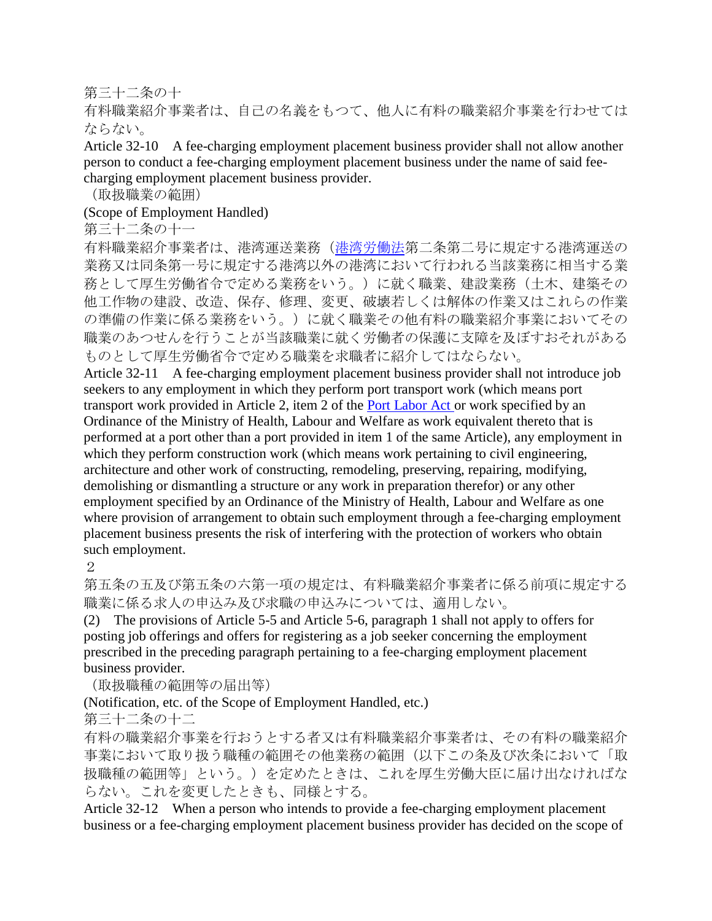第三十二条の十
有料職業紹介事業者は、自己の名義をもつて、他人に有料の職業紹介事業を行わせてはならない。
Article 32-10 A fee-charging employment placement business provider shall not allow another person to conduct a fee-charging employment placement business under the name of said fee-charging employment placement business provider.
（取扱職業の範囲）
(Scope of Employment Handled)
第三十二条の十一
有料職業紹介事業者は、港湾運送業務（港湾労働法第二条第二号に規定する港湾運送の業務又は同条第一号に規定する港湾以外の港湾において行われる当該業務に相当する業務として厚生労働省令で定める業務をいう。）に就く職業、建設業務（土木、建築その他工作物の建設、改造、保存、修理、変更、破壊若しくは解体の作業又はこれらの作業の準備の作業に係る業務をいう。）に就く職業その他有料の職業紹介事業においてその職業のあつせんを行うことが当該職業に就く労働者の保護に支障を及ぼすおそれがあるものとして厚生労働省令で定める職業を求職者に紹介してはならない。
Article 32-11 A fee-charging employment placement business provider shall not introduce job seekers to any employment in which they perform port transport work (which means port transport work provided in Article 2, item 2 of the Port Labor Act or work specified by an Ordinance of the Ministry of Health, Labour and Welfare as work equivalent thereto that is performed at a port other than a port provided in item 1 of the same Article), any employment in which they perform construction work (which means work pertaining to civil engineering, architecture and other work of constructing, remodeling, preserving, repairing, modifying, demolishing or dismantling a structure or any work in preparation therefor) or any other employment specified by an Ordinance of the Ministry of Health, Labour and Welfare as one where provision of arrangement to obtain such employment through a fee-charging employment placement business presents the risk of interfering with the protection of workers who obtain such employment.
２
第五条の五及び第五条の六第一項の規定は、有料職業紹介事業者に係る前項に規定する職業に係る求人の申込み及び求職の申込みについては、適用しない。
(2) The provisions of Article 5-5 and Article 5-6, paragraph 1 shall not apply to offers for posting job offerings and offers for registering as a job seeker concerning the employment prescribed in the preceding paragraph pertaining to a fee-charging employment placement business provider.
（取扱職種の範囲等の届出等）
(Notification, etc. of the Scope of Employment Handled, etc.)
第三十二条の十二
有料の職業紹介事業を行おうとする者又は有料職業紹介事業者は、その有料の職業紹介事業において取り扱う職種の範囲その他業務の範囲（以下この条及び次条において「取扱職種の範囲等」という。）を定めたときは、これを厚生労働大臣に届け出なければならない。これを変更したときも、同様とする。
Article 32-12 When a person who intends to provide a fee-charging employment placement business or a fee-charging employment placement business provider has decided on the scope of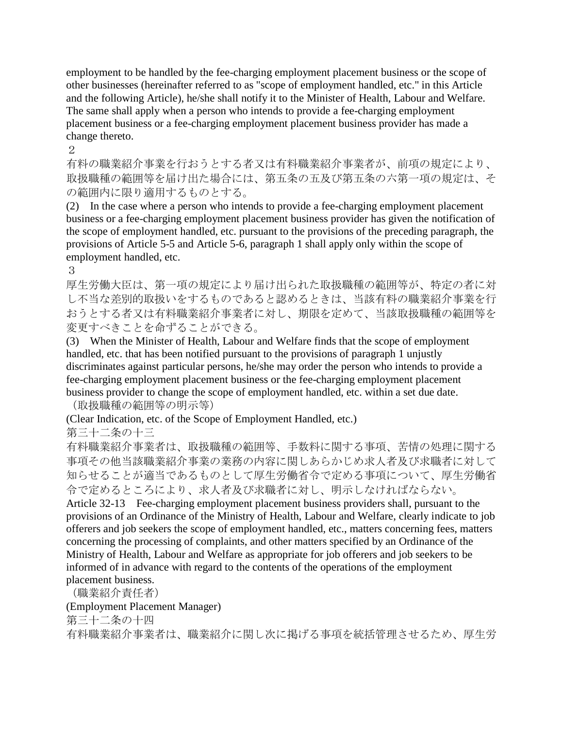employment to be handled by the fee-charging employment placement business or the scope of other businesses (hereinafter referred to as "scope of employment handled, etc." in this Article and the following Article), he/she shall notify it to the Minister of Health, Labour and Welfare. The same shall apply when a person who intends to provide a fee-charging employment placement business or a fee-charging employment placement business provider has made a change thereto.

２

有料の職業紹介事業を行おうとする者又は有料職業紹介事業者が、前項の規定により、取扱職種の範囲等を届け出た場合には、第五条の五及び第五条の六第一項の規定は、その範囲内に限り適用するものとする。

(2)　In the case where a person who intends to provide a fee-charging employment placement business or a fee-charging employment placement business provider has given the notification of the scope of employment handled, etc. pursuant to the provisions of the preceding paragraph, the provisions of Article 5-5 and Article 5-6, paragraph 1 shall apply only within the scope of employment handled, etc.

３

厚生労働大臣は、第一項の規定により届け出られた取扱職種の範囲等が、特定の者に対し不当な差別的取扱いをするものであると認めるときは、当該有料の職業紹介事業を行おうとする者又は有料職業紹介事業者に対し、期限を定めて、当該取扱職種の範囲等を変更すべきことを命ずることができる。

(3)　When the Minister of Health, Labour and Welfare finds that the scope of employment handled, etc. that has been notified pursuant to the provisions of paragraph 1 unjustly discriminates against particular persons, he/she may order the person who intends to provide a fee-charging employment placement business or the fee-charging employment placement business provider to change the scope of employment handled, etc. within a set due date.

（取扱職種の範囲等の明示等）

(Clear Indication, etc. of the Scope of Employment Handled, etc.)

第三十二条の十三

有料職業紹介事業者は、取扱職種の範囲等、手数料に関する事項、苦情の処理に関する事項その他当該職業紹介事業の業務の内容に関しあらかじめ求人者及び求職者に対して知らせることが適当であるものとして厚生労働省令で定める事項について、厚生労働省令で定めるところにより、求人者及び求職者に対し、明示しなければならない。

Article 32-13　Fee-charging employment placement business providers shall, pursuant to the provisions of an Ordinance of the Ministry of Health, Labour and Welfare, clearly indicate to job offerers and job seekers the scope of employment handled, etc., matters concerning fees, matters concerning the processing of complaints, and other matters specified by an Ordinance of the Ministry of Health, Labour and Welfare as appropriate for job offerers and job seekers to be informed of in advance with regard to the contents of the operations of the employment placement business.

（職業紹介責任者）

(Employment Placement Manager)

第三十二条の十四

有料職業紹介事業者は、職業紹介に関し次に掲げる事項を統括管理させるため、厚生労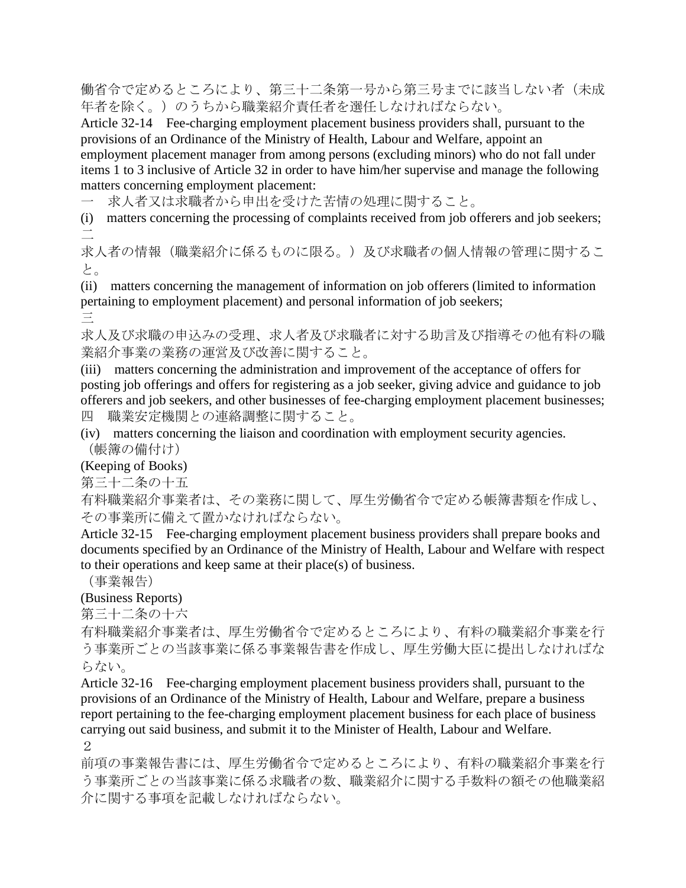働省令で定めるところにより、第三十二条第一号から第三号までに該当しない者（未成年者を除く。）のうちから職業紹介責任者を選任しなければならない。

Article 32-14　Fee-charging employment placement business providers shall, pursuant to the provisions of an Ordinance of the Ministry of Health, Labour and Welfare, appoint an employment placement manager from among persons (excluding minors) who do not fall under items 1 to 3 inclusive of Article 32 in order to have him/her supervise and manage the following matters concerning employment placement:

一　求人者又は求職者から申出を受けた苦情の処理に関すること。

(i)　matters concerning the processing of complaints received from job offerers and job seekers;

二

求人者の情報（職業紹介に係るものに限る。）及び求職者の個人情報の管理に関すること。

(ii)　matters concerning the management of information on job offerers (limited to information pertaining to employment placement) and personal information of job seekers;

三

求人及び求職の申込みの受理、求人者及び求職者に対する助言及び指導その他有料の職業紹介事業の業務の運営及び改善に関すること。

(iii)　matters concerning the administration and improvement of the acceptance of offers for posting job offerings and offers for registering as a job seeker, giving advice and guidance to job offerers and job seekers, and other businesses of fee-charging employment placement businesses;

四　職業安定機関との連絡調整に関すること。

(iv)　matters concerning the liaison and coordination with employment security agencies.

（帳簿の備付け）

(Keeping of Books)

第三十二条の十五

有料職業紹介事業者は、その業務に関して、厚生労働省令で定める帳簿書類を作成し、その事業所に備えて置かなければならない。

Article 32-15　Fee-charging employment placement business providers shall prepare books and documents specified by an Ordinance of the Ministry of Health, Labour and Welfare with respect to their operations and keep same at their place(s) of business.

（事業報告）

(Business Reports)

第三十二条の十六

有料職業紹介事業者は、厚生労働省令で定めるところにより、有料の職業紹介事業を行う事業所ごとの当該事業に係る事業報告書を作成し、厚生労働大臣に提出しなければならない。

Article 32-16　Fee-charging employment placement business providers shall, pursuant to the provisions of an Ordinance of the Ministry of Health, Labour and Welfare, prepare a business report pertaining to the fee-charging employment placement business for each place of business carrying out said business, and submit it to the Minister of Health, Labour and Welfare.

２

前項の事業報告書には、厚生労働省令で定めるところにより、有料の職業紹介事業を行う事業所ごとの当該事業に係る求職者の数、職業紹介に関する手数料の額その他職業紹介に関する事項を記載しなければならない。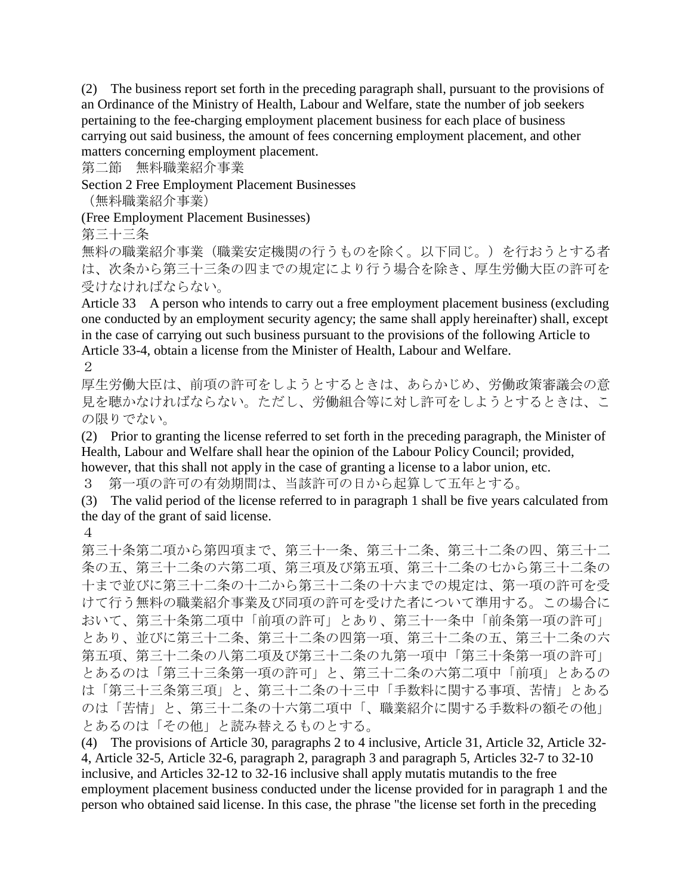(2) The business report set forth in the preceding paragraph shall, pursuant to the provisions of an Ordinance of the Ministry of Health, Labour and Welfare, state the number of job seekers pertaining to the fee-charging employment placement business for each place of business carrying out said business, the amount of fees concerning employment placement, and other matters concerning employment placement.

第二節　無料職業紹介事業

Section 2 Free Employment Placement Businesses

（無料職業紹介事業）

(Free Employment Placement Businesses)

第三十三条

無料の職業紹介事業（職業安定機関の行うものを除く。以下同じ。）を行おうとする者は、次条から第三十三条の四までの規定により行う場合を除き、厚生労働大臣の許可を受けなければならない。

Article 33　A person who intends to carry out a free employment placement business (excluding one conducted by an employment security agency; the same shall apply hereinafter) shall, except in the case of carrying out such business pursuant to the provisions of the following Article to Article 33-4, obtain a license from the Minister of Health, Labour and Welfare.

２

厚生労働大臣は、前項の許可をしようとするときは、あらかじめ、労働政策審議会の意見を聴かなければならない。ただし、労働組合等に対し許可をしようとするときは、この限りでない。

(2)　Prior to granting the license referred to set forth in the preceding paragraph, the Minister of Health, Labour and Welfare shall hear the opinion of the Labour Policy Council; provided, however, that this shall not apply in the case of granting a license to a labor union, etc.

３　第一項の許可の有効期間は、当該許可の日から起算して五年とする。

(3)　The valid period of the license referred to in paragraph 1 shall be five years calculated from the day of the grant of said license.

４

第三十条第二項から第四項まで、第三十一条、第三十二条、第三十二条の四、第三十二条の五、第三十二条の六第二項、第三項及び第五項、第三十二条の七から第三十二条の十まで並びに第三十二条の十二から第三十二条の十六までの規定は、第一項の許可を受けて行う無料の職業紹介事業及び同項の許可を受けた者について準用する。この場合において、第三十条第二項中「前項の許可」とあり、第三十一条中「前条第一項の許可」とあり、並びに第三十二条、第三十二条の四第一項、第三十二条の五、第三十二条の六第五項、第三十二条の八第二項及び第三十二条の九第一項中「第三十条第一項の許可」とあるのは「第三十三条第一項の許可」と、第三十二条の六第二項中「前項」とあるのは「第三十三条第三項」と、第三十二条の十三中「手数料に関する事項、苦情」とあるのは「苦情」と、第三十二条の十六第二項中「、職業紹介に関する手数料の額その他」とあるのは「その他」と読み替えるものとする。

(4)　The provisions of Article 30, paragraphs 2 to 4 inclusive, Article 31, Article 32, Article 32-4, Article 32-5, Article 32-6, paragraph 2, paragraph 3 and paragraph 5, Articles 32-7 to 32-10 inclusive, and Articles 32-12 to 32-16 inclusive shall apply mutatis mutandis to the free employment placement business conducted under the license provided for in paragraph 1 and the person who obtained said license. In this case, the phrase "the license set forth in the preceding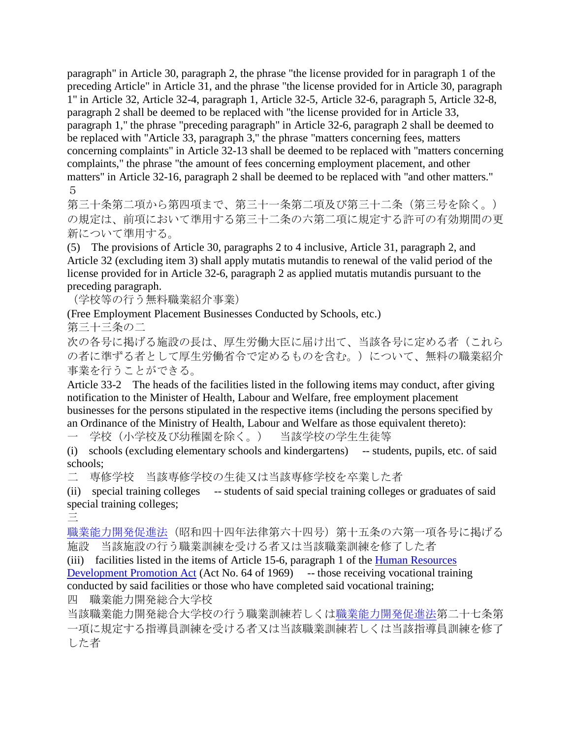paragraph" in Article 30, paragraph 2, the phrase "the license provided for in paragraph 1 of the preceding Article" in Article 31, and the phrase "the license provided for in Article 30, paragraph 1" in Article 32, Article 32-4, paragraph 1, Article 32-5, Article 32-6, paragraph 5, Article 32-8, paragraph 2 shall be deemed to be replaced with "the license provided for in Article 33, paragraph 1," the phrase "preceding paragraph" in Article 32-6, paragraph 2 shall be deemed to be replaced with "Article 33, paragraph 3," the phrase "matters concerning fees, matters concerning complaints" in Article 32-13 shall be deemed to be replaced with "matters concerning complaints," the phrase "the amount of fees concerning employment placement, and other matters" in Article 32-16, paragraph 2 shall be deemed to be replaced with "and other matters."

５

第三十条第二項から第四項まで、第三十一条第二項及び第三十二条（第三号を除く。）の規定は、前項において準用する第三十二条の六第二項に規定する許可の有効期間の更新について準用する。

(5)　The provisions of Article 30, paragraphs 2 to 4 inclusive, Article 31, paragraph 2, and Article 32 (excluding item 3) shall apply mutatis mutandis to renewal of the valid period of the license provided for in Article 32-6, paragraph 2 as applied mutatis mutandis pursuant to the preceding paragraph.

（学校等の行う無料職業紹介事業）

(Free Employment Placement Businesses Conducted by Schools, etc.)

第三十三条の二

次の各号に掲げる施設の長は、厚生労働大臣に届け出て、当該各号に定める者（これらの者に準ずる者として厚生労働省令で定めるものを含む。）について、無料の職業紹介事業を行うことができる。

Article 33-2　The heads of the facilities listed in the following items may conduct, after giving notification to the Minister of Health, Labour and Welfare, free employment placement businesses for the persons stipulated in the respective items (including the persons specified by an Ordinance of the Ministry of Health, Labour and Welfare as those equivalent thereto):

一　学校（小学校及び幼稚園を除く。）　当該学校の学生生徒等

(i)　schools (excluding elementary schools and kindergartens)　-- students, pupils, etc. of said schools;

二　専修学校　当該専修学校の生徒又は当該専修学校を卒業した者

(ii)　special training colleges　-- students of said special training colleges or graduates of said special training colleges;

三

職業能力開発促進法（昭和四十四年法律第六十四号）第十五条の六第一項各号に掲げる施設　当該施設の行う職業訓練を受ける者又は当該職業訓練を修了した者

(iii)　facilities listed in the items of Article 15-6, paragraph 1 of the Human Resources Development Promotion Act (Act No. 64 of 1969)　-- those receiving vocational training conducted by said facilities or those who have completed said vocational training;

四　職業能力開発総合大学校

当該職業能力開発総合大学校の行う職業訓練若しくは職業能力開発促進法第二十七条第一項に規定する指導員訓練を受ける者又は当該職業訓練若しくは当該指導員訓練を修了した者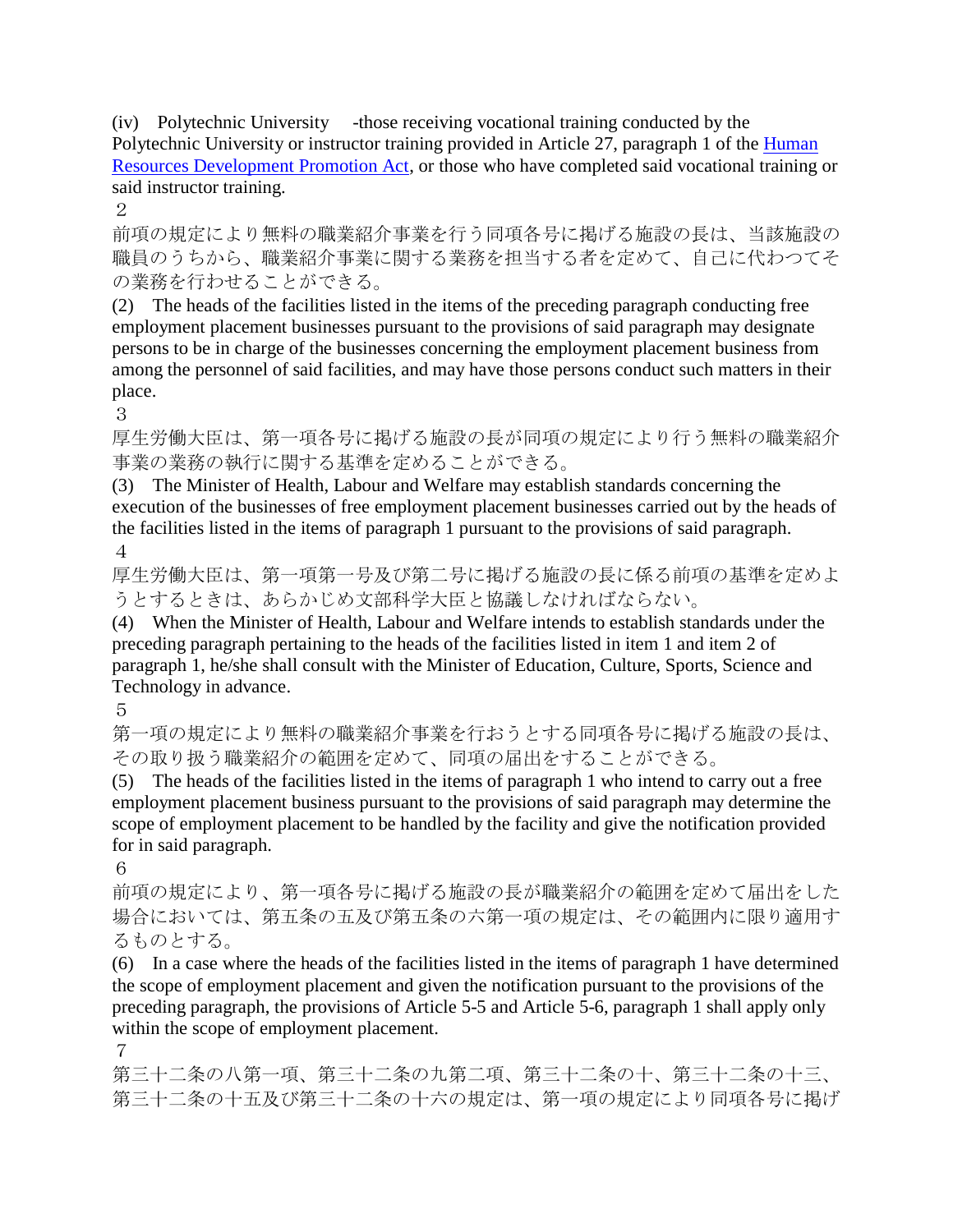(iv) Polytechnic University -those receiving vocational training conducted by the Polytechnic University or instructor training provided in Article 27, paragraph 1 of the Human Resources Development Promotion Act, or those who have completed said vocational training or said instructor training.

２

前項の規定により無料の職業紹介事業を行う同項各号に掲げる施設の長は、当該施設の職員のうちから、職業紹介事業に関する業務を担当する者を定めて、自己に代わつてその業務を行わせることができる。

(2) The heads of the facilities listed in the items of the preceding paragraph conducting free employment placement businesses pursuant to the provisions of said paragraph may designate persons to be in charge of the businesses concerning the employment placement business from among the personnel of said facilities, and may have those persons conduct such matters in their place.

３

厚生労働大臣は、第一項各号に掲げる施設の長が同項の規定により行う無料の職業紹介事業の業務の執行に関する基準を定めることができる。

(3) The Minister of Health, Labour and Welfare may establish standards concerning the execution of the businesses of free employment placement businesses carried out by the heads of the facilities listed in the items of paragraph 1 pursuant to the provisions of said paragraph.

４

厚生労働大臣は、第一項第一号及び第二号に掲げる施設の長に係る前項の基準を定めようとするときは、あらかじめ文部科学大臣と協議しなければならない。

(4) When the Minister of Health, Labour and Welfare intends to establish standards under the preceding paragraph pertaining to the heads of the facilities listed in item 1 and item 2 of paragraph 1, he/she shall consult with the Minister of Education, Culture, Sports, Science and Technology in advance.

５

第一項の規定により無料の職業紹介事業を行おうとする同項各号に掲げる施設の長は、その取り扱う職業紹介の範囲を定めて、同項の届出をすることができる。

(5) The heads of the facilities listed in the items of paragraph 1 who intend to carry out a free employment placement business pursuant to the provisions of said paragraph may determine the scope of employment placement to be handled by the facility and give the notification provided for in said paragraph.

６

前項の規定により、第一項各号に掲げる施設の長が職業紹介の範囲を定めて届出をした場合においては、第五条の五及び第五条の六第一項の規定は、その範囲内に限り適用するものとする。

(6) In a case where the heads of the facilities listed in the items of paragraph 1 have determined the scope of employment placement and given the notification pursuant to the provisions of the preceding paragraph, the provisions of Article 5-5 and Article 5-6, paragraph 1 shall apply only within the scope of employment placement.

７

第三十二条の八第一項、第三十二条の九第二項、第三十二条の十、第三十二条の十三、第三十二条の十五及び第三十二条の十六の規定は、第一項の規定により同項各号に掲げ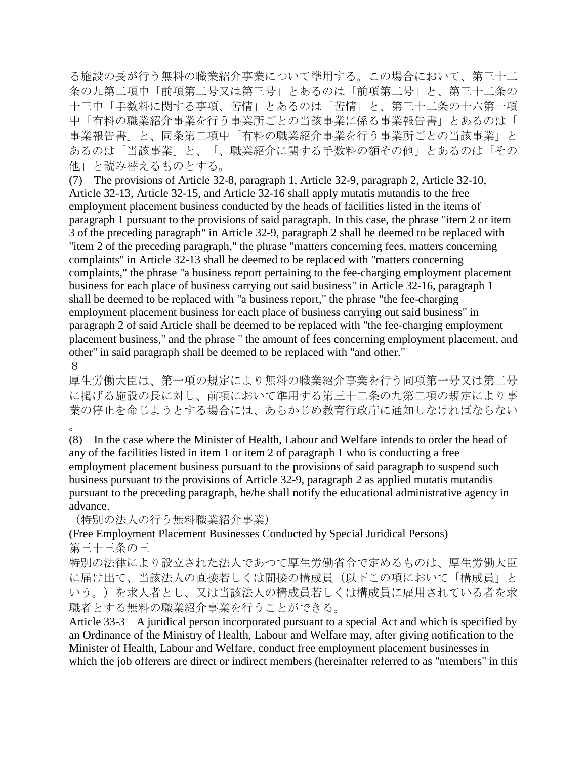る施設の長が行う無料の職業紹介事業について準用する。この場合において、第三十二条の九第二項中「前項第二号又は第三号」とあるのは「前項第二号」と、第三十二条の十三中「手数料に関する事項、苦情」とあるのは「苦情」と、第三十二条の十六第一項中「有料の職業紹介事業を行う事業所ごとの当該事業に係る事業報告書」とあるのは「事業報告書」と、同条第二項中「有料の職業紹介事業を行う事業所ごとの当該事業」とあるのは「当該事業」と、「、職業紹介に関する手数料の額その他」とあるのは「その他」と読み替えるものとする。

(7) The provisions of Article 32-8, paragraph 1, Article 32-9, paragraph 2, Article 32-10, Article 32-13, Article 32-15, and Article 32-16 shall apply mutatis mutandis to the free employment placement business conducted by the heads of facilities listed in the items of paragraph 1 pursuant to the provisions of said paragraph. In this case, the phrase "item 2 or item 3 of the preceding paragraph" in Article 32-9, paragraph 2 shall be deemed to be replaced with "item 2 of the preceding paragraph," the phrase "matters concerning fees, matters concerning complaints" in Article 32-13 shall be deemed to be replaced with "matters concerning complaints," the phrase "a business report pertaining to the fee-charging employment placement business for each place of business carrying out said business" in Article 32-16, paragraph 1 shall be deemed to be replaced with "a business report," the phrase "the fee-charging employment placement business for each place of business carrying out said business" in paragraph 2 of said Article shall be deemed to be replaced with "the fee-charging employment placement business," and the phrase " the amount of fees concerning employment placement, and other" in said paragraph shall be deemed to be replaced with "and other."

８

厚生労働大臣は、第一項の規定により無料の職業紹介事業を行う同項第一号又は第二号に掲げる施設の長に対し、前項において準用する第三十二条の九第二項の規定により事業の停止を命じようとする場合には、あらかじめ教育行政庁に通知しなければならない。

(8) In the case where the Minister of Health, Labour and Welfare intends to order the head of any of the facilities listed in item 1 or item 2 of paragraph 1 who is conducting a free employment placement business pursuant to the provisions of said paragraph to suspend such business pursuant to the provisions of Article 32-9, paragraph 2 as applied mutatis mutandis pursuant to the preceding paragraph, he/he shall notify the educational administrative agency in advance.

（特別の法人の行う無料職業紹介事業）

(Free Employment Placement Businesses Conducted by Special Juridical Persons)

第三十三条の三

特別の法律により設立された法人であつて厚生労働省令で定めるものは、厚生労働大臣に届け出て、当該法人の直接若しくは間接の構成員（以下この項において「構成員」という。）を求人者とし、又は当該法人の構成員若しくは構成員に雇用されている者を求職者とする無料の職業紹介事業を行うことができる。

Article 33-3 A juridical person incorporated pursuant to a special Act and which is specified by an Ordinance of the Ministry of Health, Labour and Welfare may, after giving notification to the Minister of Health, Labour and Welfare, conduct free employment placement businesses in which the job offerers are direct or indirect members (hereinafter referred to as "members" in this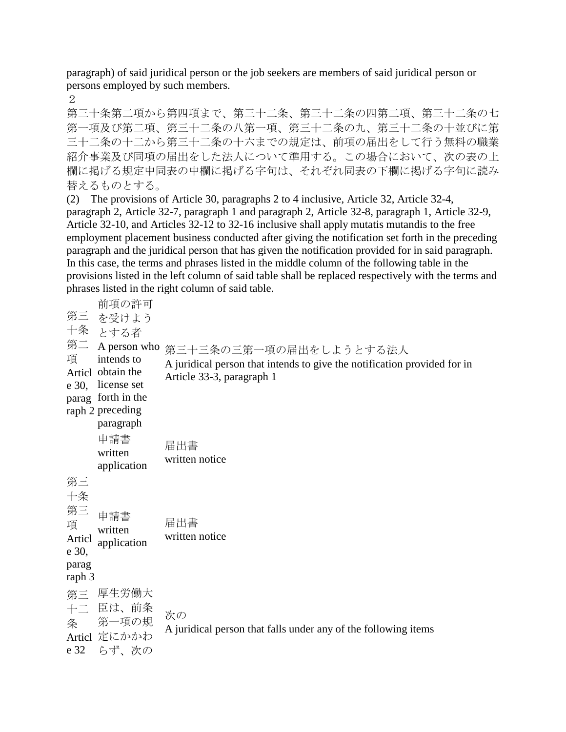paragraph) of said juridical person or the job seekers are members of said juridical person or persons employed by such members.

２

第三十条第二項から第四項まで、第三十二条、第三十二条の四第二項、第三十二条の七第一項及び第二項、第三十二条の八第一項、第三十二条の九、第三十二条の十並びに第三十二条の十二から第三十二条の十六までの規定は、前項の届出をして行う無料の職業紹介事業及び同項の届出をした法人について準用する。この場合において、次の表の上欄に掲げる規定中同表の中欄に掲げる字句は、それぞれ同表の下欄に掲げる字句に読み替えるものとする。

(2) The provisions of Article 30, paragraphs 2 to 4 inclusive, Article 32, Article 32-4, paragraph 2, Article 32-7, paragraph 1 and paragraph 2, Article 32-8, paragraph 1, Article 32-9, Article 32-10, and Articles 32-12 to 32-16 inclusive shall apply mutatis mutandis to the free employment placement business conducted after giving the notification set forth in the preceding paragraph and the juridical person that has given the notification provided for in said paragraph. In this case, the terms and phrases listed in the middle column of the following table in the provisions listed in the left column of said table shall be replaced respectively with the terms and phrases listed in the right column of said table.

| | | |
|---|---|---|
| 第三十条第二項 Article 30, paragraph 2 | 前項の許可を受けようとする者 A person who intends to obtain the license set forth in the preceding paragraph | 第三十三条の三第一項の届出をしようとする法人 A juridical person that intends to give the notification provided for in Article 33-3, paragraph 1 |
| | 申請書 written application | 届出書 written notice |
| 第三十条第三項 Article 30, paragraph 3 | 申請書 written application | 届出書 written notice |
| 第三十二条 Article 32 | 厚生労働大臣は、前条第一項の規定にかかわらず、次の | 次の A juridical person that falls under any of the following items |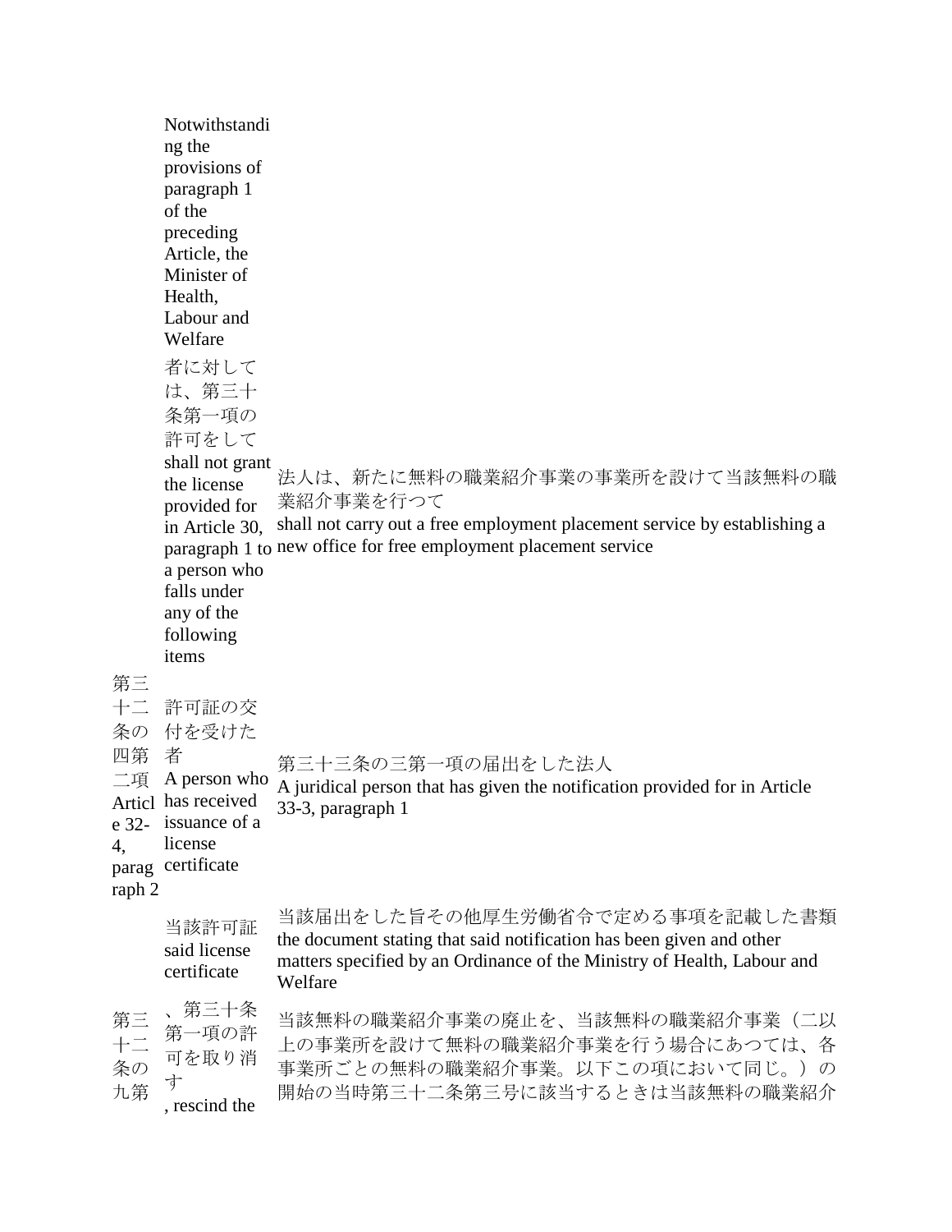| | | |
|---|---|---|
| | Notwithstanding the provisions of paragraph 1 of the preceding Article, the Minister of Health, Labour and Welfare 者に対しては、第三十条第一項の許可をして shall not grant the license provided for in Article 30, paragraph 1 to a person who falls under any of the following items | 法人は、新たに無料の職業紹介事業の事業所を設けて当該無料の職業紹介事業を行つて shall not carry out a free employment placement service by establishing a new office for free employment placement service |
| 第三十二条の四第二項 Article 32-4, paragraph 2 | 許可証の交付を受けた者 A person who has received issuance of a license certificate | 第三十三条の三第一項の届出をした法人 A juridical person that has given the notification provided for in Article 33-3, paragraph 1 |
| | 当該許可証 said license certificate | 当該届出をした旨その他厚生労働省令で定める事項を記載した書類 the document stating that said notification has been given and other matters specified by an Ordinance of the Ministry of Health, Labour and Welfare |
| 第三十二条の九第 | 、第三十条第一項の許可を取り消す , rescind the | 当該無料の職業紹介事業の廃止を、当該無料の職業紹介事業（二以上の事業所を設けて無料の職業紹介事業を行う場合にあつては、各事業所ごとの無料の職業紹介事業。以下この項において同じ。）の開始の当時第三十二条第三号に該当するときは当該無料の職業紹介 |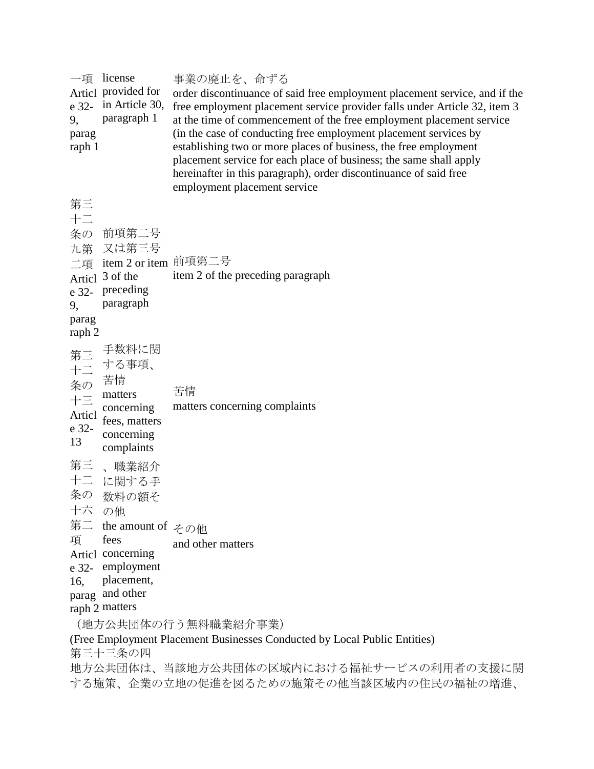| | | |
|---|---|---|
| 一項 Article 32-9, paragraph 1 | license provided for in Article 30, paragraph 1 | 事業の廃止を、命ずる order discontinuance of said free employment placement service, and if the free employment placement service provider falls under Article 32, item 3 at the time of commencement of the free employment placement service (in the case of conducting free employment placement services by establishing two or more places of business, the free employment placement service for each place of business; the same shall apply hereinafter in this paragraph), order discontinuance of said free employment placement service |
| 第三十二条の九第二項 Article 32-9, paragraph 2 | 前項第二号又は第三号 item 2 or item 3 of the preceding paragraph | 前項第二号 item 2 of the preceding paragraph |
| 第三十二条の十三 Article 32-13 | 手数料に関する事項、苦情 matters concerning fees, matters concerning complaints | 苦情 matters concerning complaints |
| 第三十二条の十六第二項 Article 32-16, paragraph 2 | 、職業紹介に関する手数料の額その他 the amount of fees concerning employment placement, and other matters | その他 and other matters |

（地方公共団体の行う無料職業紹介事業）

(Free Employment Placement Businesses Conducted by Local Public Entities)

第三十三条の四

地方公共団体は、当該地方公共団体の区域内における福祉サービスの利用者の支援に関する施策、企業の立地の促進を図るための施策その他当該区域内の住民の福祉の増進、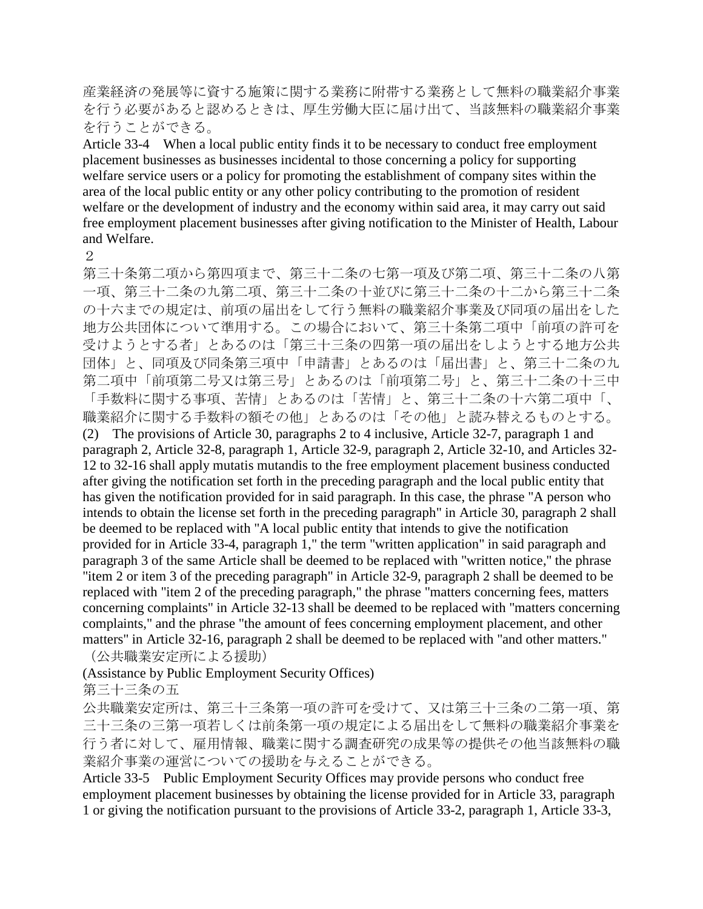産業経済の発展等に資する施策に関する業務に附帯する業務として無料の職業紹介事業を行う必要があると認めるときは、厚生労働大臣に届け出て、当該無料の職業紹介事業を行うことができる。

Article 33-4　When a local public entity finds it to be necessary to conduct free employment placement businesses as businesses incidental to those concerning a policy for supporting welfare service users or a policy for promoting the establishment of company sites within the area of the local public entity or any other policy contributing to the promotion of resident welfare or the development of industry and the economy within said area, it may carry out said free employment placement businesses after giving notification to the Minister of Health, Labour and Welfare.

２

第三十条第二項から第四項まで、第三十二条の七第一項及び第二項、第三十二条の八第一項、第三十二条の九第二項、第三十二条の十並びに第三十二条の十二から第三十二条の十六までの規定は、前項の届出をして行う無料の職業紹介事業及び同項の届出をした地方公共団体について準用する。この場合において、第三十条第二項中「前項の許可を受けようとする者」とあるのは「第三十三条の四第一項の届出をしようとする地方公共団体」と、同項及び同条第三項中「申請書」とあるのは「届出書」と、第三十二条の九第二項中「前項第二号又は第三号」とあるのは「前項第二号」と、第三十二条の十三中「手数料に関する事項、苦情」とあるのは「苦情」と、第三十二条の十六第二項中「、職業紹介に関する手数料の額その他」とあるのは「その他」と読み替えるものとする。

(2)　The provisions of Article 30, paragraphs 2 to 4 inclusive, Article 32-7, paragraph 1 and paragraph 2, Article 32-8, paragraph 1, Article 32-9, paragraph 2, Article 32-10, and Articles 32-12 to 32-16 shall apply mutatis mutandis to the free employment placement business conducted after giving the notification set forth in the preceding paragraph and the local public entity that has given the notification provided for in said paragraph. In this case, the phrase "A person who intends to obtain the license set forth in the preceding paragraph" in Article 30, paragraph 2 shall be deemed to be replaced with "A local public entity that intends to give the notification provided for in Article 33-4, paragraph 1," the term "written application" in said paragraph and paragraph 3 of the same Article shall be deemed to be replaced with "written notice," the phrase "item 2 or item 3 of the preceding paragraph" in Article 32-9, paragraph 2 shall be deemed to be replaced with "item 2 of the preceding paragraph," the phrase "matters concerning fees, matters concerning complaints" in Article 32-13 shall be deemed to be replaced with "matters concerning complaints," and the phrase "the amount of fees concerning employment placement, and other matters" in Article 32-16, paragraph 2 shall be deemed to be replaced with "and other matters."

（公共職業安定所による援助）

(Assistance by Public Employment Security Offices)

第三十三条の五

公共職業安定所は、第三十三条第一項の許可を受けて、又は第三十三条の二第一項、第三十三条の三第一項若しくは前条第一項の規定による届出をして無料の職業紹介事業を行う者に対して、雇用情報、職業に関する調査研究の成果等の提供その他当該無料の職業紹介事業の運営についての援助を与えることができる。

Article 33-5　Public Employment Security Offices may provide persons who conduct free employment placement businesses by obtaining the license provided for in Article 33, paragraph 1 or giving the notification pursuant to the provisions of Article 33-2, paragraph 1, Article 33-3,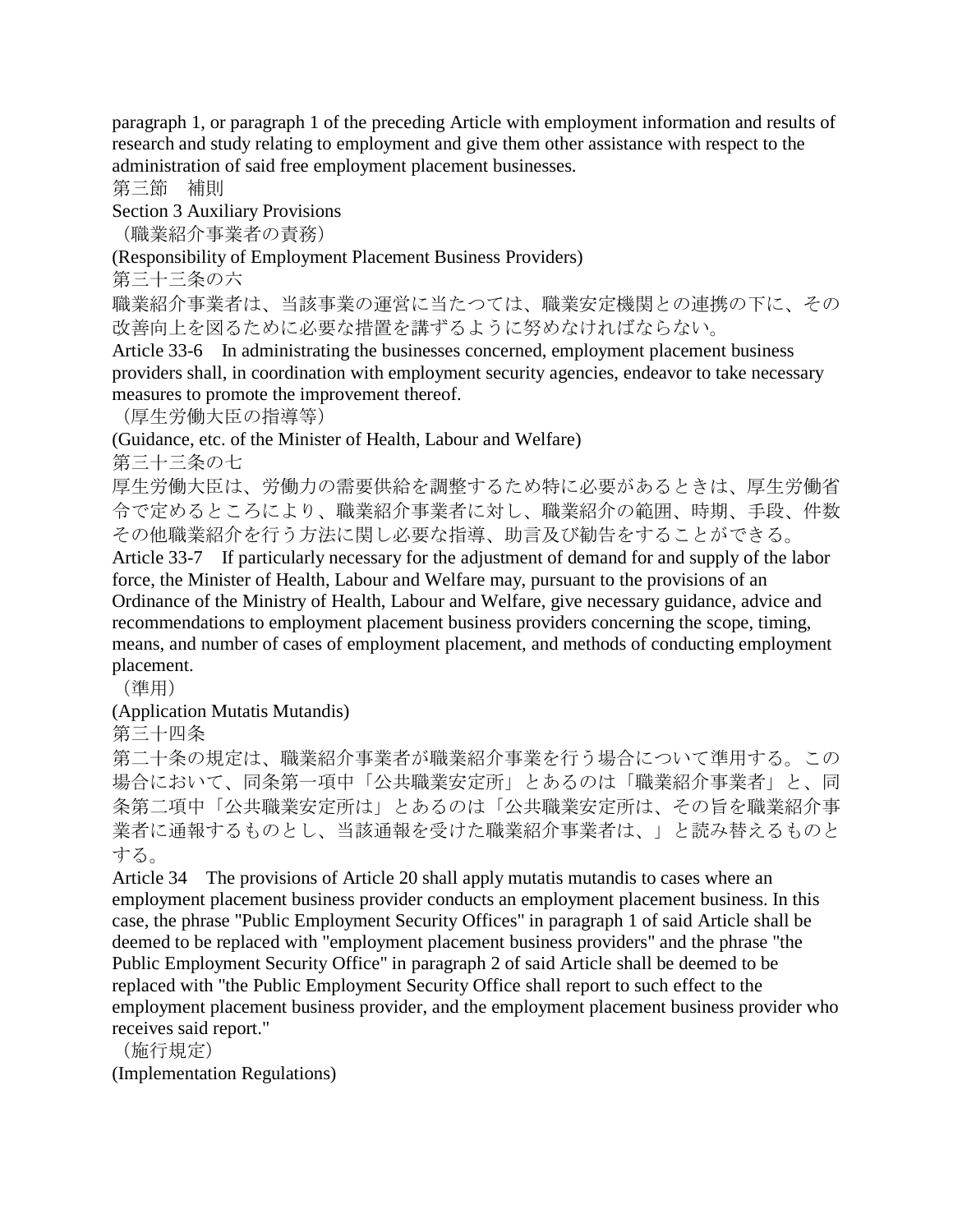paragraph 1, or paragraph 1 of the preceding Article with employment information and results of research and study relating to employment and give them other assistance with respect to the administration of said free employment placement businesses.

第三節　補則

Section 3 Auxiliary Provisions

（職業紹介事業者の責務）

(Responsibility of Employment Placement Business Providers)

第三十三条の六

職業紹介事業者は、当該事業の運営に当たつては、職業安定機関との連携の下に、その改善向上を図るために必要な措置を講ずるように努めなければならない。

Article 33-6　In administrating the businesses concerned, employment placement business providers shall, in coordination with employment security agencies, endeavor to take necessary measures to promote the improvement thereof.

（厚生労働大臣の指導等）

(Guidance, etc. of the Minister of Health, Labour and Welfare)

第三十三条の七

厚生労働大臣は、労働力の需要供給を調整するため特に必要があるときは、厚生労働省令で定めるところにより、職業紹介事業者に対し、職業紹介の範囲、時期、手段、件数その他職業紹介を行う方法に関し必要な指導、助言及び勧告をすることができる。

Article 33-7　If particularly necessary for the adjustment of demand for and supply of the labor force, the Minister of Health, Labour and Welfare may, pursuant to the provisions of an Ordinance of the Ministry of Health, Labour and Welfare, give necessary guidance, advice and recommendations to employment placement business providers concerning the scope, timing, means, and number of cases of employment placement, and methods of conducting employment placement.

（準用）

(Application Mutatis Mutandis)

第三十四条

第二十条の規定は、職業紹介事業者が職業紹介事業を行う場合について準用する。この場合において、同条第一項中「公共職業安定所」とあるのは「職業紹介事業者」と、同条第二項中「公共職業安定所は」とあるのは「公共職業安定所は、その旨を職業紹介事業者に通報するものとし、当該通報を受けた職業紹介事業者は、」と読み替えるものとする。

Article 34　The provisions of Article 20 shall apply mutatis mutandis to cases where an employment placement business provider conducts an employment placement business. In this case, the phrase "Public Employment Security Offices" in paragraph 1 of said Article shall be deemed to be replaced with "employment placement business providers" and the phrase "the Public Employment Security Office" in paragraph 2 of said Article shall be deemed to be replaced with "the Public Employment Security Office shall report to such effect to the employment placement business provider, and the employment placement business provider who receives said report."

（施行規定）

(Implementation Regulations)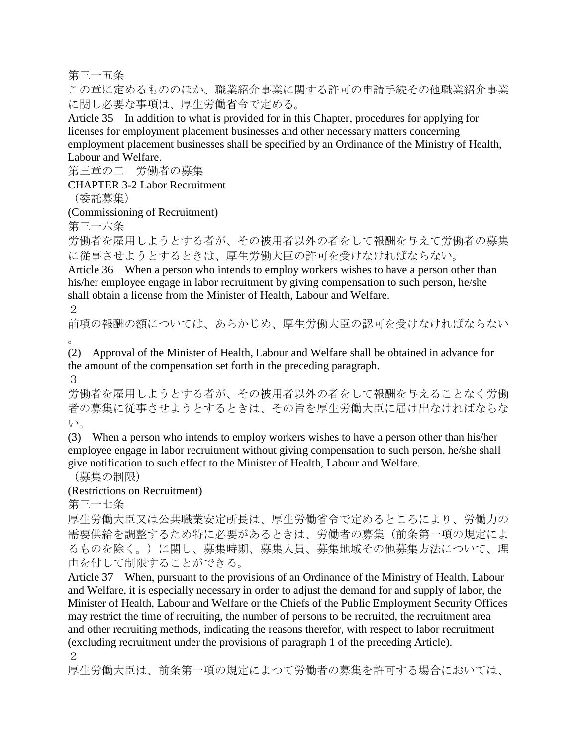第三十五条

この章に定めるもののほか、職業紹介事業に関する許可の申請手続その他職業紹介事業に関し必要な事項は、厚生労働省令で定める。

Article 35　In addition to what is provided for in this Chapter, procedures for applying for licenses for employment placement businesses and other necessary matters concerning employment placement businesses shall be specified by an Ordinance of the Ministry of Health, Labour and Welfare.

第三章の二　労働者の募集

CHAPTER 3-2 Labor Recruitment

（委託募集）

(Commissioning of Recruitment)

第三十六条

労働者を雇用しようとする者が、その被用者以外の者をして報酬を与えて労働者の募集に従事させようとするときは、厚生労働大臣の許可を受けなければならない。

Article 36　When a person who intends to employ workers wishes to have a person other than his/her employee engage in labor recruitment by giving compensation to such person, he/she shall obtain a license from the Minister of Health, Labour and Welfare.

２

前項の報酬の額については、あらかじめ、厚生労働大臣の認可を受けなければならない。

(2)　Approval of the Minister of Health, Labour and Welfare shall be obtained in advance for the amount of the compensation set forth in the preceding paragraph.

３

労働者を雇用しようとする者が、その被用者以外の者をして報酬を与えることなく労働者の募集に従事させようとするときは、その旨を厚生労働大臣に届け出なければならない。

(3)　When a person who intends to employ workers wishes to have a person other than his/her employee engage in labor recruitment without giving compensation to such person, he/she shall give notification to such effect to the Minister of Health, Labour and Welfare.

（募集の制限）

(Restrictions on Recruitment)

第三十七条

厚生労働大臣又は公共職業安定所長は、厚生労働省令で定めるところにより、労働力の需要供給を調整するため特に必要があるときは、労働者の募集（前条第一項の規定によるものを除く。）に関し、募集時期、募集人員、募集地域その他募集方法について、理由を付して制限することができる。

Article 37　When, pursuant to the provisions of an Ordinance of the Ministry of Health, Labour and Welfare, it is especially necessary in order to adjust the demand for and supply of labor, the Minister of Health, Labour and Welfare or the Chiefs of the Public Employment Security Offices may restrict the time of recruiting, the number of persons to be recruited, the recruitment area and other recruiting methods, indicating the reasons therefor, with respect to labor recruitment (excluding recruitment under the provisions of paragraph 1 of the preceding Article).

２

厚生労働大臣は、前条第一項の規定によつて労働者の募集を許可する場合においては、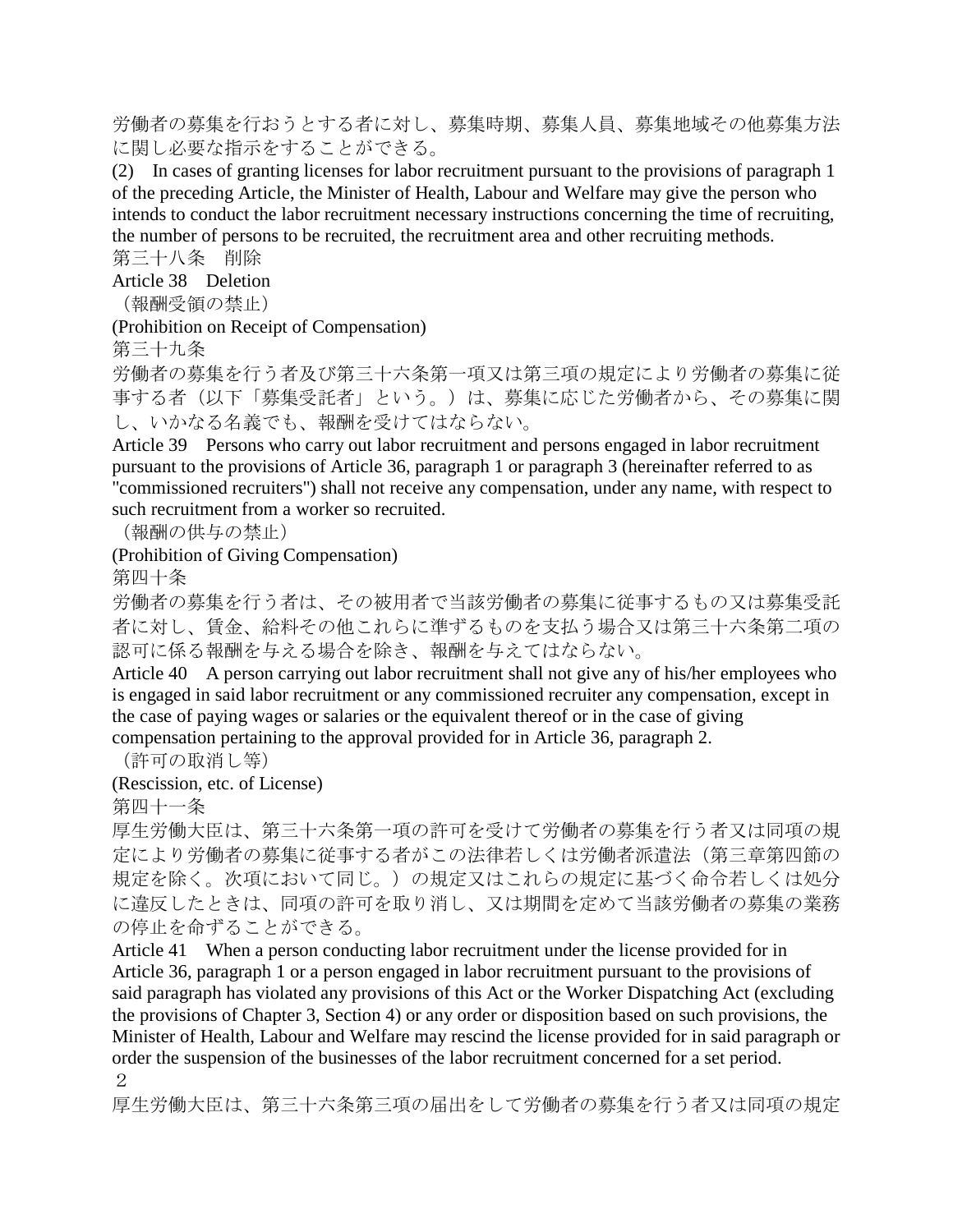労働者の募集を行おうとする者に対し、募集時期、募集人員、募集地域その他募集方法に関し必要な指示をすることができる。

(2)　In cases of granting licenses for labor recruitment pursuant to the provisions of paragraph 1 of the preceding Article, the Minister of Health, Labour and Welfare may give the person who intends to conduct the labor recruitment necessary instructions concerning the time of recruiting, the number of persons to be recruited, the recruitment area and other recruiting methods.

第三十八条　削除

Article 38　Deletion

（報酬受領の禁止）

(Prohibition on Receipt of Compensation)

第三十九条

労働者の募集を行う者及び第三十六条第一項又は第三項の規定により労働者の募集に従事する者（以下「募集受託者」という。）は、募集に応じた労働者から、その募集に関し、いかなる名義でも、報酬を受けてはならない。

Article 39　Persons who carry out labor recruitment and persons engaged in labor recruitment pursuant to the provisions of Article 36, paragraph 1 or paragraph 3 (hereinafter referred to as "commissioned recruiters") shall not receive any compensation, under any name, with respect to such recruitment from a worker so recruited.

（報酬の供与の禁止）

(Prohibition of Giving Compensation)

第四十条

労働者の募集を行う者は、その被用者で当該労働者の募集に従事するもの又は募集受託者に対し、賃金、給料その他これらに準ずるものを支払う場合又は第三十六条第二項の認可に係る報酬を与える場合を除き、報酬を与えてはならない。

Article 40　A person carrying out labor recruitment shall not give any of his/her employees who is engaged in said labor recruitment or any commissioned recruiter any compensation, except in the case of paying wages or salaries or the equivalent thereof or in the case of giving compensation pertaining to the approval provided for in Article 36, paragraph 2.

（許可の取消し等）

(Rescission, etc. of License)

第四十一条

厚生労働大臣は、第三十六条第一項の許可を受けて労働者の募集を行う者又は同項の規定により労働者の募集に従事する者がこの法律若しくは労働者派遣法（第三章第四節の規定を除く。次項において同じ。）の規定又はこれらの規定に基づく命令若しくは処分に違反したときは、同項の許可を取り消し、又は期間を定めて当該労働者の募集の業務の停止を命ずることができる。

Article 41　When a person conducting labor recruitment under the license provided for in Article 36, paragraph 1 or a person engaged in labor recruitment pursuant to the provisions of said paragraph has violated any provisions of this Act or the Worker Dispatching Act (excluding the provisions of Chapter 3, Section 4) or any order or disposition based on such provisions, the Minister of Health, Labour and Welfare may rescind the license provided for in said paragraph or order the suspension of the businesses of the labor recruitment concerned for a set period.

２

厚生労働大臣は、第三十六条第三項の届出をして労働者の募集を行う者又は同項の規定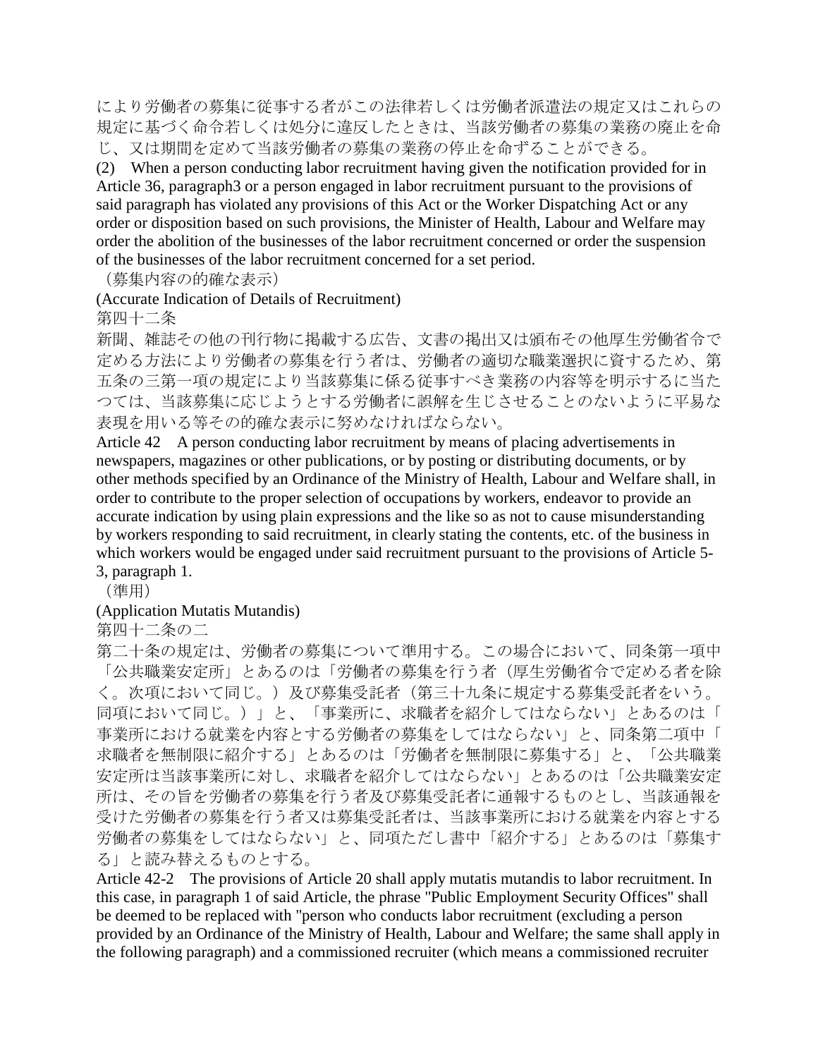により労働者の募集に従事する者がこの法律若しくは労働者派遣法の規定又はこれらの規定に基づく命令若しくは処分に違反したときは、当該労働者の募集の業務の廃止を命じ、又は期間を定めて当該労働者の募集の業務の停止を命ずることができる。

(2) When a person conducting labor recruitment having given the notification provided for in Article 36, paragraph3 or a person engaged in labor recruitment pursuant to the provisions of said paragraph has violated any provisions of this Act or the Worker Dispatching Act or any order or disposition based on such provisions, the Minister of Health, Labour and Welfare may order the abolition of the businesses of the labor recruitment concerned or order the suspension of the businesses of the labor recruitment concerned for a set period.

（募集内容の的確な表示）

(Accurate Indication of Details of Recruitment)

第四十二条

新聞、雑誌その他の刊行物に掲載する広告、文書の掲出又は頒布その他厚生労働省令で定める方法により労働者の募集を行う者は、労働者の適切な職業選択に資するため、第五条の三第一項の規定により当該募集に係る従事すべき業務の内容等を明示するに当たつては、当該募集に応じようとする労働者に誤解を生じさせることのないように平易な表現を用いる等その的確な表示に努めなければならない。

Article 42　A person conducting labor recruitment by means of placing advertisements in newspapers, magazines or other publications, or by posting or distributing documents, or by other methods specified by an Ordinance of the Ministry of Health, Labour and Welfare shall, in order to contribute to the proper selection of occupations by workers, endeavor to provide an accurate indication by using plain expressions and the like so as not to cause misunderstanding by workers responding to said recruitment, in clearly stating the contents, etc. of the business in which workers would be engaged under said recruitment pursuant to the provisions of Article 5-3, paragraph 1.

（準用）

(Application Mutatis Mutandis)

第四十二条の二

第二十条の規定は、労働者の募集について準用する。この場合において、同条第一項中「公共職業安定所」とあるのは「労働者の募集を行う者（厚生労働省令で定める者を除く。次項において同じ。）及び募集受託者（第三十九条に規定する募集受託者をいう。同項において同じ。）」と、「事業所に、求職者を紹介してはならない」とあるのは「事業所における就業を内容とする労働者の募集をしてはならない」と、同条第二項中「求職者を無制限に紹介する」とあるのは「労働者を無制限に募集する」と、「公共職業安定所は当該事業所に対し、求職者を紹介してはならない」とあるのは「公共職業安定所は、その旨を労働者の募集を行う者及び募集受託者に通報するものとし、当該通報を受けた労働者の募集を行う者又は募集受託者は、当該事業所における就業を内容とする労働者の募集をしてはならない」と、同項ただし書中「紹介する」とあるのは「募集する」と読み替えるものとする。

Article 42-2　The provisions of Article 20 shall apply mutatis mutandis to labor recruitment. In this case, in paragraph 1 of said Article, the phrase "Public Employment Security Offices" shall be deemed to be replaced with "person who conducts labor recruitment (excluding a person provided by an Ordinance of the Ministry of Health, Labour and Welfare; the same shall apply in the following paragraph) and a commissioned recruiter (which means a commissioned recruiter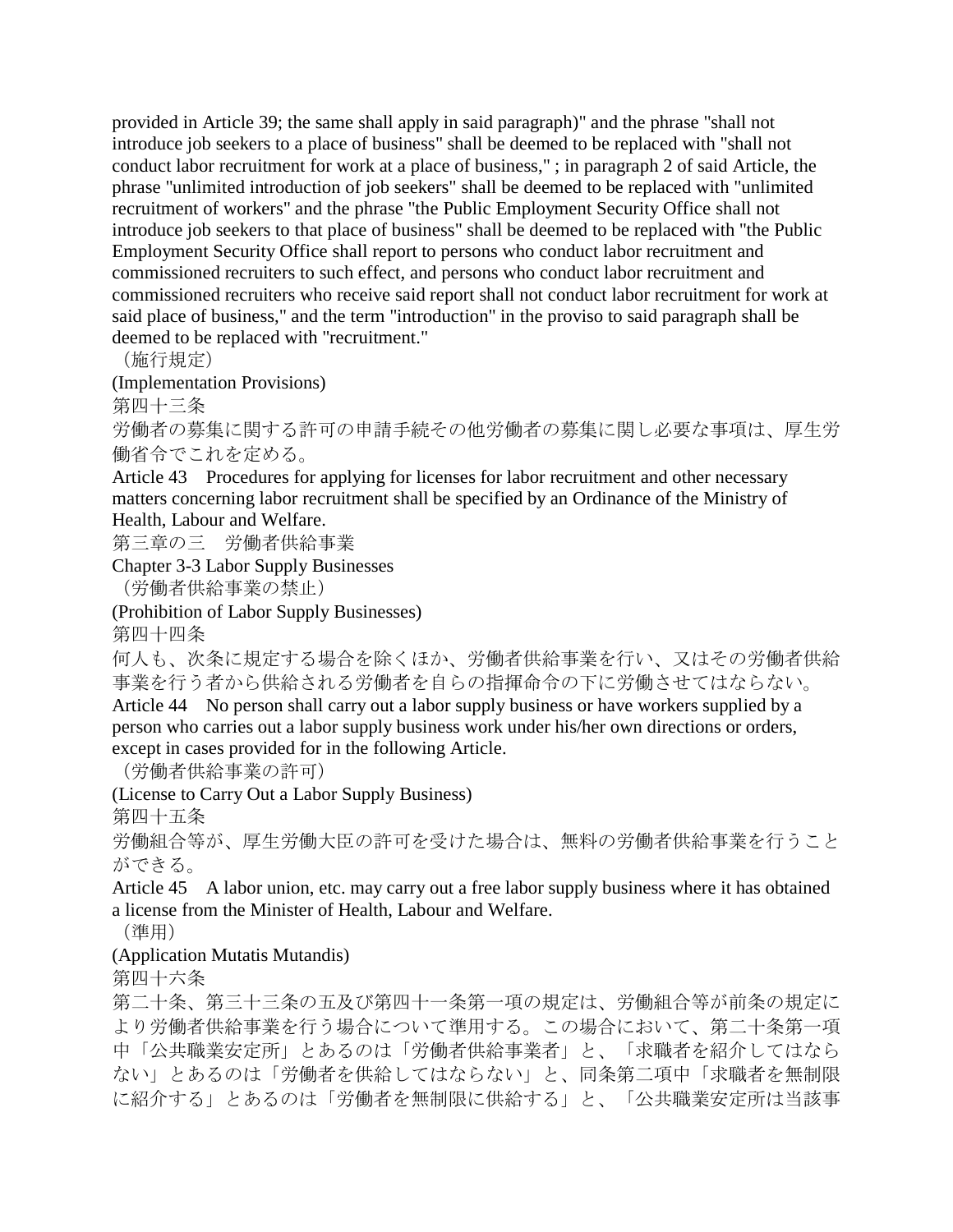provided in Article 39; the same shall apply in said paragraph)" and the phrase "shall not introduce job seekers to a place of business" shall be deemed to be replaced with "shall not conduct labor recruitment for work at a place of business," ; in paragraph 2 of said Article, the phrase "unlimited introduction of job seekers" shall be deemed to be replaced with "unlimited recruitment of workers" and the phrase "the Public Employment Security Office shall not introduce job seekers to that place of business" shall be deemed to be replaced with "the Public Employment Security Office shall report to persons who conduct labor recruitment and commissioned recruiters to such effect, and persons who conduct labor recruitment and commissioned recruiters who receive said report shall not conduct labor recruitment for work at said place of business," and the term "introduction" in the proviso to said paragraph shall be deemed to be replaced with "recruitment."

（施行規定）

(Implementation Provisions)

第四十三条

労働者の募集に関する許可の申請手続その他労働者の募集に関し必要な事項は、厚生労働省令でこれを定める。

Article 43　Procedures for applying for licenses for labor recruitment and other necessary matters concerning labor recruitment shall be specified by an Ordinance of the Ministry of Health, Labour and Welfare.

第三章の三　労働者供給事業

Chapter 3-3 Labor Supply Businesses

（労働者供給事業の禁止）

(Prohibition of Labor Supply Businesses)

第四十四条

何人も、次条に規定する場合を除くほか、労働者供給事業を行い、又はその労働者供給事業を行う者から供給される労働者を自らの指揮命令の下に労働させてはならない。

Article 44　No person shall carry out a labor supply business or have workers supplied by a person who carries out a labor supply business work under his/her own directions or orders, except in cases provided for in the following Article.

（労働者供給事業の許可）

(License to Carry Out a Labor Supply Business)

第四十五条

労働組合等が、厚生労働大臣の許可を受けた場合は、無料の労働者供給事業を行うことができる。

Article 45　A labor union, etc. may carry out a free labor supply business where it has obtained a license from the Minister of Health, Labour and Welfare.

（準用）

(Application Mutatis Mutandis)

第四十六条

第二十条、第三十三条の五及び第四十一条第一項の規定は、労働組合等が前条の規定により労働者供給事業を行う場合について準用する。この場合において、第二十条第一項中「公共職業安定所」とあるのは「労働者供給事業者」と、「求職者を紹介してはならない」とあるのは「労働者を供給してはならない」と、同条第二項中「求職者を無制限に紹介する」とあるのは「労働者を無制限に供給する」と、「公共職業安定所は当該事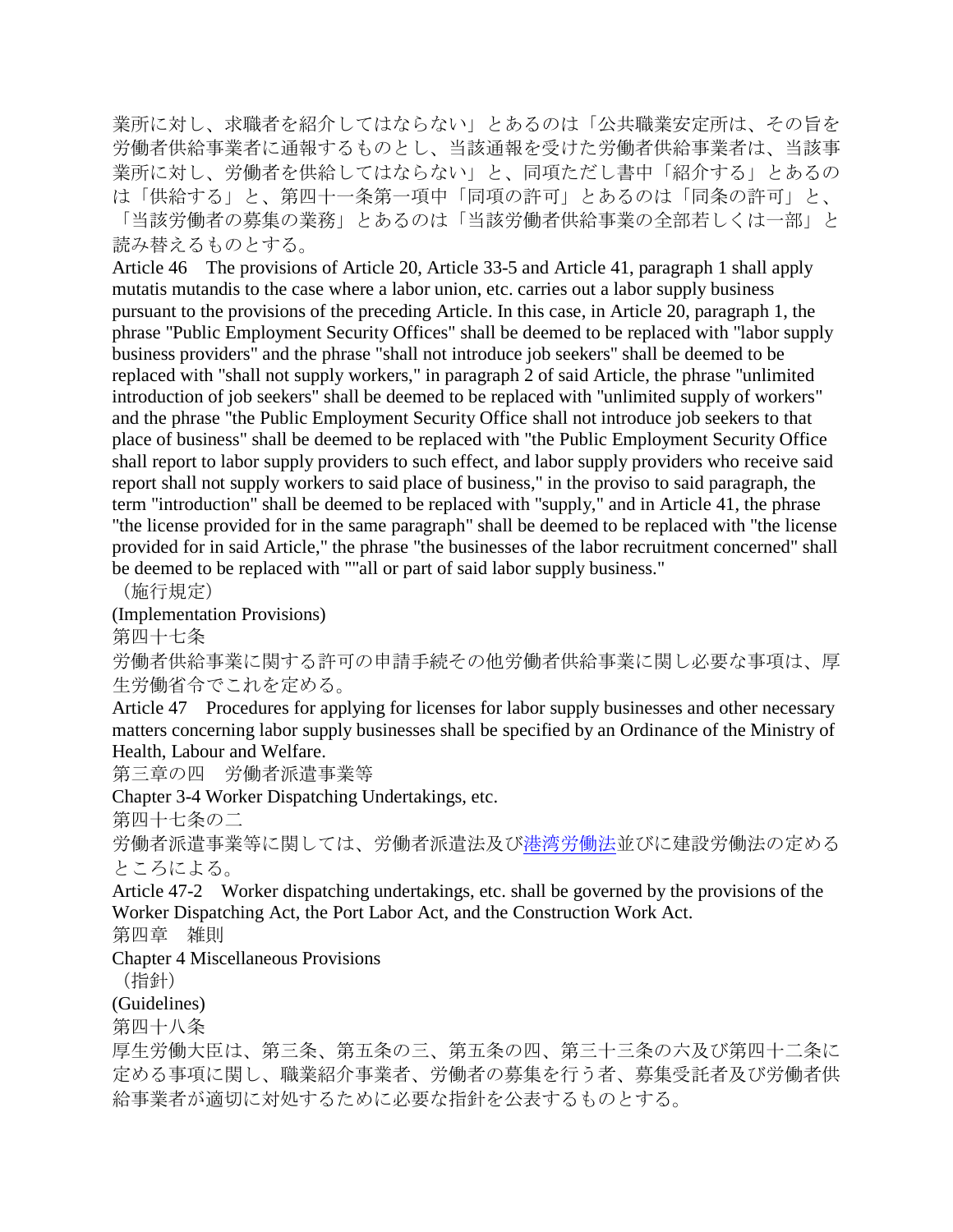業所に対し、求職者を紹介してはならない」とあるのは「公共職業安定所は、その旨を労働者供給事業者に通報するものとし、当該通報を受けた労働者供給事業者は、当該事業所に対し、労働者を供給してはならない」と、同項ただし書中「紹介する」とあるのは「供給する」と、第四十一条第一項中「同項の許可」とあるのは「同条の許可」と、「当該労働者の募集の業務」とあるのは「当該労働者供給事業の全部若しくは一部」と読み替えるものとする。

Article 46　The provisions of Article 20, Article 33-5 and Article 41, paragraph 1 shall apply mutatis mutandis to the case where a labor union, etc. carries out a labor supply business pursuant to the provisions of the preceding Article. In this case, in Article 20, paragraph 1, the phrase "Public Employment Security Offices" shall be deemed to be replaced with "labor supply business providers" and the phrase "shall not introduce job seekers" shall be deemed to be replaced with "shall not supply workers," in paragraph 2 of said Article, the phrase "unlimited introduction of job seekers" shall be deemed to be replaced with "unlimited supply of workers" and the phrase "the Public Employment Security Office shall not introduce job seekers to that place of business" shall be deemed to be replaced with "the Public Employment Security Office shall report to labor supply providers to such effect, and labor supply providers who receive said report shall not supply workers to said place of business," in the proviso to said paragraph, the term "introduction" shall be deemed to be replaced with "supply," and in Article 41, the phrase "the license provided for in the same paragraph" shall be deemed to be replaced with "the license provided for in said Article," the phrase "the businesses of the labor recruitment concerned" shall be deemed to be replaced with ""all or part of said labor supply business."

（施行規定）

(Implementation Provisions)

第四十七条

労働者供給事業に関する許可の申請手続その他労働者供給事業に関し必要な事項は、厚生労働省令でこれを定める。

Article 47　Procedures for applying for licenses for labor supply businesses and other necessary matters concerning labor supply businesses shall be specified by an Ordinance of the Ministry of Health, Labour and Welfare.

## 第三章の四　労働者派遣事業等

## Chapter 3-4 Worker Dispatching Undertakings, etc.

第四十七条の二

労働者派遣事業等に関しては、労働者派遣法及び港湾労働法並びに建設労働法の定めるところによる。

Article 47-2　Worker dispatching undertakings, etc. shall be governed by the provisions of the Worker Dispatching Act, the Port Labor Act, and the Construction Work Act.

## 第四章　雑則

## Chapter 4 Miscellaneous Provisions

（指針）

(Guidelines)

第四十八条

厚生労働大臣は、第三条、第五条の三、第五条の四、第三十三条の六及び第四十二条に定める事項に関し、職業紹介事業者、労働者の募集を行う者、募集受託者及び労働者供給事業者が適切に対処するために必要な指針を公表するものとする。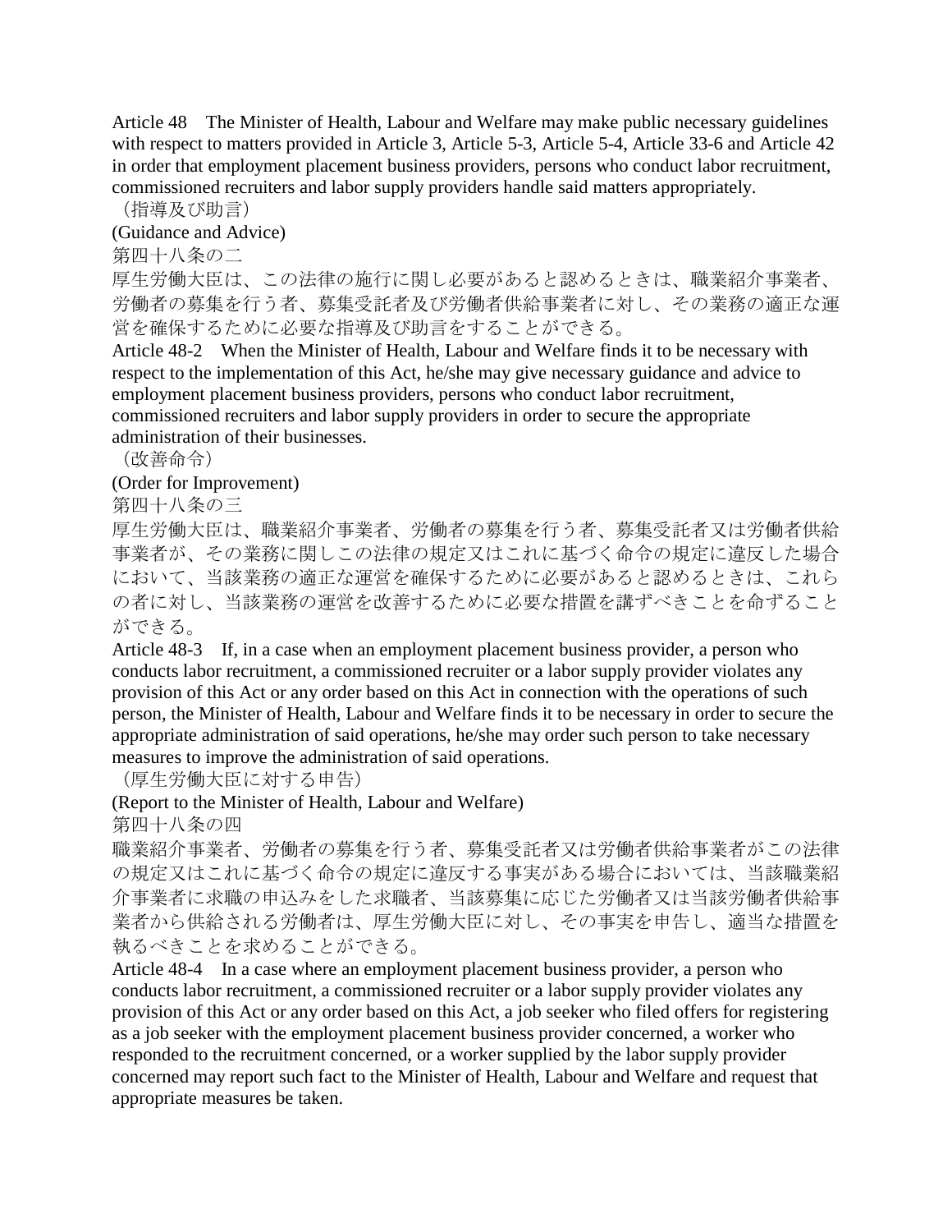Article 48　The Minister of Health, Labour and Welfare may make public necessary guidelines with respect to matters provided in Article 3, Article 5-3, Article 5-4, Article 33-6 and Article 42 in order that employment placement business providers, persons who conduct labor recruitment, commissioned recruiters and labor supply providers handle said matters appropriately.

（指導及び助言）

(Guidance and Advice)

第四十八条の二

厚生労働大臣は、この法律の施行に関し必要があると認めるときは、職業紹介事業者、労働者の募集を行う者、募集受託者及び労働者供給事業者に対し、その業務の適正な運営を確保するために必要な指導及び助言をすることができる。

Article 48-2　When the Minister of Health, Labour and Welfare finds it to be necessary with respect to the implementation of this Act, he/she may give necessary guidance and advice to employment placement business providers, persons who conduct labor recruitment, commissioned recruiters and labor supply providers in order to secure the appropriate administration of their businesses.

（改善命令）

(Order for Improvement)

第四十八条の三

厚生労働大臣は、職業紹介事業者、労働者の募集を行う者、募集受託者又は労働者供給事業者が、その業務に関しこの法律の規定又はこれに基づく命令の規定に違反した場合において、当該業務の適正な運営を確保するために必要があると認めるときは、これらの者に対し、当該業務の運営を改善するために必要な措置を講ずべきことを命ずることができる。

Article 48-3　If, in a case when an employment placement business provider, a person who conducts labor recruitment, a commissioned recruiter or a labor supply provider violates any provision of this Act or any order based on this Act in connection with the operations of such person, the Minister of Health, Labour and Welfare finds it to be necessary in order to secure the appropriate administration of said operations, he/she may order such person to take necessary measures to improve the administration of said operations.

（厚生労働大臣に対する申告）

(Report to the Minister of Health, Labour and Welfare)

第四十八条の四

職業紹介事業者、労働者の募集を行う者、募集受託者又は労働者供給事業者がこの法律の規定又はこれに基づく命令の規定に違反する事実がある場合においては、当該職業紹介事業者に求職の申込みをした求職者、当該募集に応じた労働者又は当該労働者供給事業者から供給される労働者は、厚生労働大臣に対し、その事実を申告し、適当な措置を執るべきことを求めることができる。

Article 48-4　In a case where an employment placement business provider, a person who conducts labor recruitment, a commissioned recruiter or a labor supply provider violates any provision of this Act or any order based on this Act, a job seeker who filed offers for registering as a job seeker with the employment placement business provider concerned, a worker who responded to the recruitment concerned, or a worker supplied by the labor supply provider concerned may report such fact to the Minister of Health, Labour and Welfare and request that appropriate measures be taken.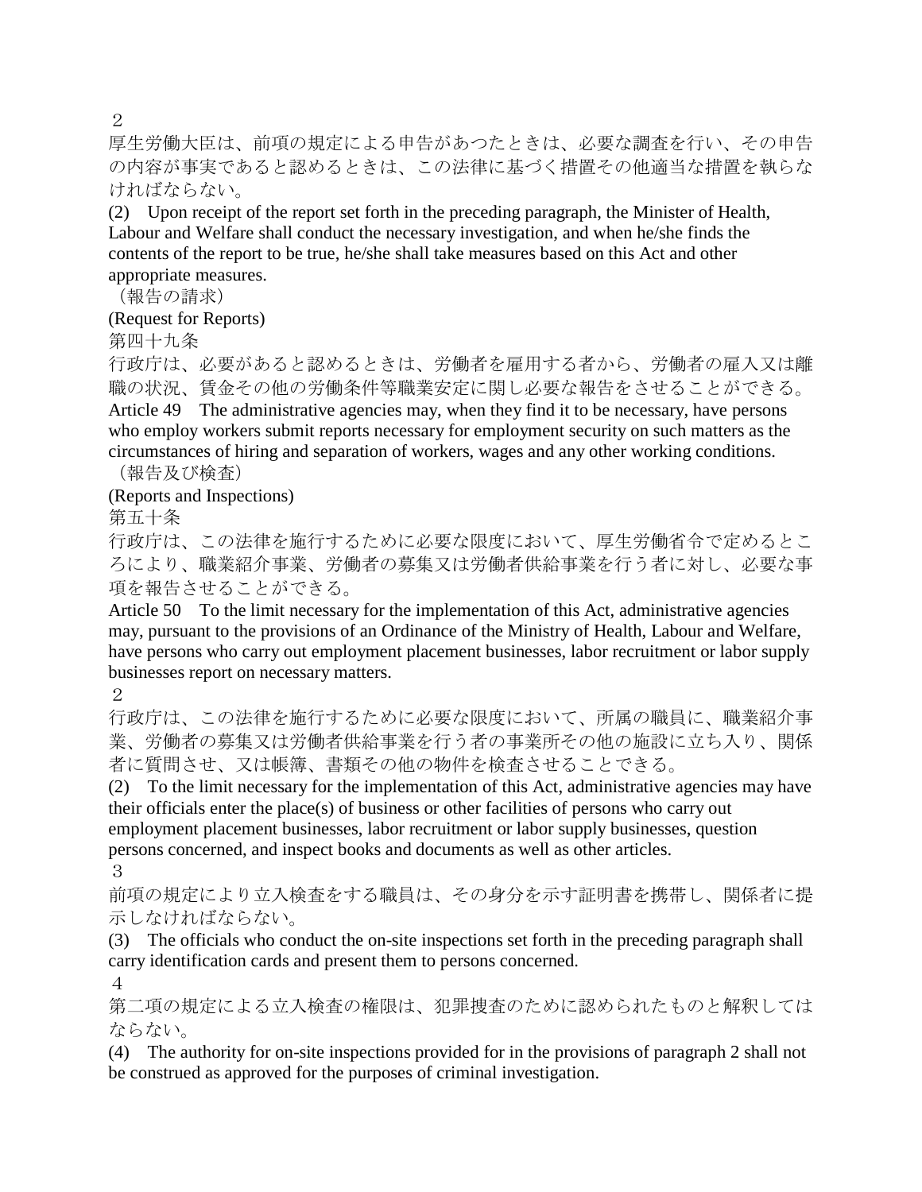２

厚生労働大臣は、前項の規定による申告があつたときは、必要な調査を行い、その申告の内容が事実であると認めるときは、この法律に基づく措置その他適当な措置を執らなければならない。

(2)　Upon receipt of the report set forth in the preceding paragraph, the Minister of Health, Labour and Welfare shall conduct the necessary investigation, and when he/she finds the contents of the report to be true, he/she shall take measures based on this Act and other appropriate measures.

（報告の請求）

(Request for Reports)

第四十九条

行政庁は、必要があると認めるときは、労働者を雇用する者から、労働者の雇入又は離職の状況、賃金その他の労働条件等職業安定に関し必要な報告をさせることができる。

Article 49　The administrative agencies may, when they find it to be necessary, have persons who employ workers submit reports necessary for employment security on such matters as the circumstances of hiring and separation of workers, wages and any other working conditions.

（報告及び検査）

(Reports and Inspections)

第五十条

行政庁は、この法律を施行するために必要な限度において、厚生労働省令で定めるところにより、職業紹介事業、労働者の募集又は労働者供給事業を行う者に対し、必要な事項を報告させることができる。

Article 50　To the limit necessary for the implementation of this Act, administrative agencies may, pursuant to the provisions of an Ordinance of the Ministry of Health, Labour and Welfare, have persons who carry out employment placement businesses, labor recruitment or labor supply businesses report on necessary matters.

２

行政庁は、この法律を施行するために必要な限度において、所属の職員に、職業紹介事業、労働者の募集又は労働者供給事業を行う者の事業所その他の施設に立ち入り、関係者に質問させ、又は帳簿、書類その他の物件を検査させることできる。

(2)　To the limit necessary for the implementation of this Act, administrative agencies may have their officials enter the place(s) of business or other facilities of persons who carry out employment placement businesses, labor recruitment or labor supply businesses, question persons concerned, and inspect books and documents as well as other articles.

３

前項の規定により立入検査をする職員は、その身分を示す証明書を携帯し、関係者に提示しなければならない。

(3)　The officials who conduct the on-site inspections set forth in the preceding paragraph shall carry identification cards and present them to persons concerned.

４

第二項の規定による立入検査の権限は、犯罪捜査のために認められたものと解釈してはならない。

(4)　The authority for on-site inspections provided for in the provisions of paragraph 2 shall not be construed as approved for the purposes of criminal investigation.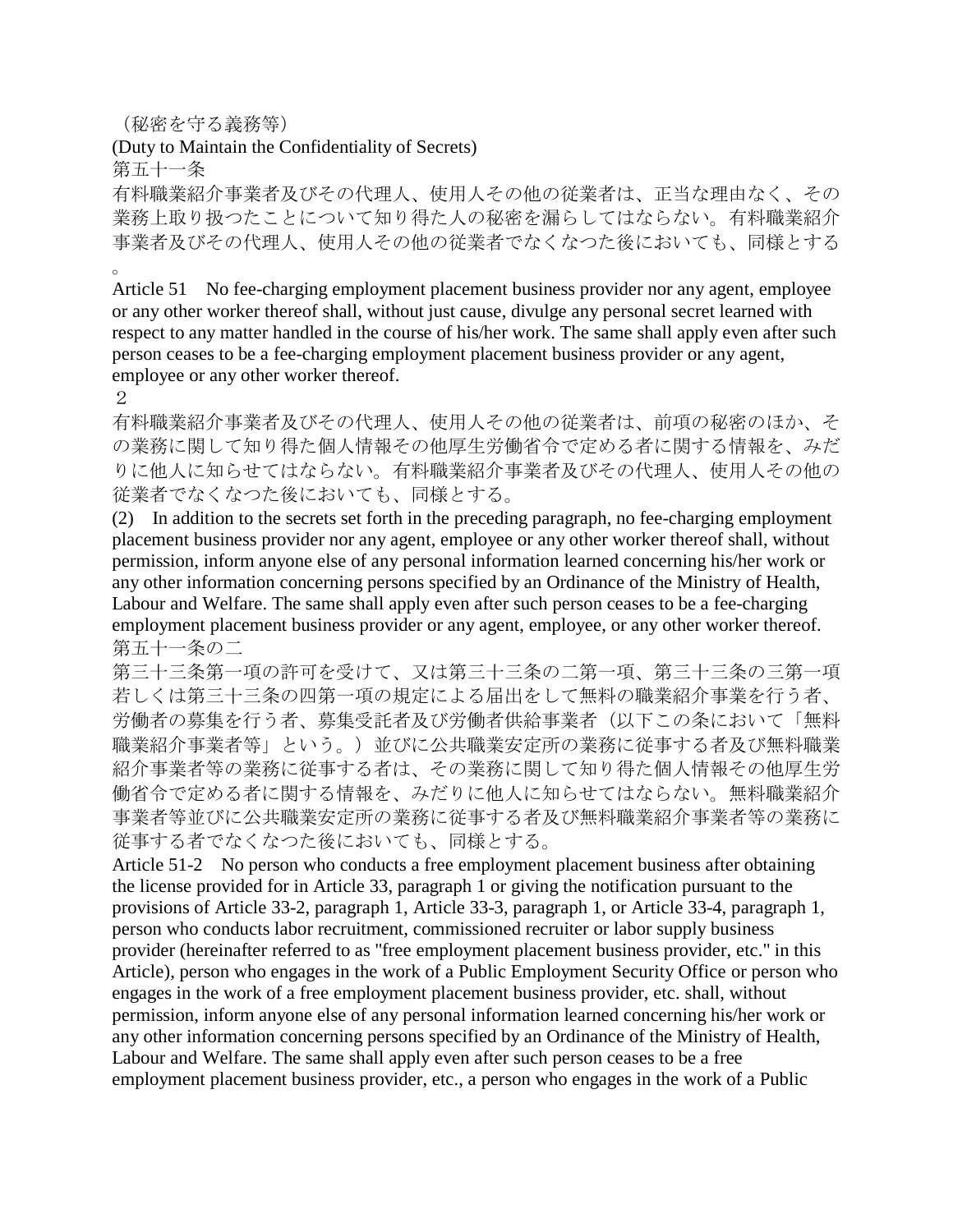（秘密を守る義務等）

(Duty to Maintain the Confidentiality of Secrets)

第五十一条

有料職業紹介事業者及びその代理人、使用人その他の従業者は、正当な理由なく、その業務上取り扱つたことについて知り得た人の秘密を漏らしてはならない。有料職業紹介事業者及びその代理人、使用人その他の従業者でなくなつた後においても、同様とする。

Article 51 No fee-charging employment placement business provider nor any agent, employee or any other worker thereof shall, without just cause, divulge any personal secret learned with respect to any matter handled in the course of his/her work. The same shall apply even after such person ceases to be a fee-charging employment placement business provider or any agent, employee or any other worker thereof.

２

有料職業紹介事業者及びその代理人、使用人その他の従業者は、前項の秘密のほか、その業務に関して知り得た個人情報その他厚生労働省令で定める者に関する情報を、みだりに他人に知らせてはならない。有料職業紹介事業者及びその代理人、使用人その他の従業者でなくなつた後においても、同様とする。

(2) In addition to the secrets set forth in the preceding paragraph, no fee-charging employment placement business provider nor any agent, employee or any other worker thereof shall, without permission, inform anyone else of any personal information learned concerning his/her work or any other information concerning persons specified by an Ordinance of the Ministry of Health, Labour and Welfare. The same shall apply even after such person ceases to be a fee-charging employment placement business provider or any agent, employee, or any other worker thereof.

第五十一条の二

第三十三条第一項の許可を受けて、又は第三十三条の二第一項、第三十三条の三第一項若しくは第三十三条の四第一項の規定による届出をして無料の職業紹介事業を行う者、労働者の募集を行う者、募集受託者及び労働者供給事業者（以下この条において「無料職業紹介事業者等」という。）並びに公共職業安定所の業務に従事する者及び無料職業紹介事業者等の業務に従事する者は、その業務に関して知り得た個人情報その他厚生労働省令で定める者に関する情報を、みだりに他人に知らせてはならない。無料職業紹介事業者等並びに公共職業安定所の業務に従事する者及び無料職業紹介事業者等の業務に従事する者でなくなつた後においても、同様とする。

Article 51-2 No person who conducts a free employment placement business after obtaining the license provided for in Article 33, paragraph 1 or giving the notification pursuant to the provisions of Article 33-2, paragraph 1, Article 33-3, paragraph 1, or Article 33-4, paragraph 1, person who conducts labor recruitment, commissioned recruiter or labor supply business provider (hereinafter referred to as "free employment placement business provider, etc." in this Article), person who engages in the work of a Public Employment Security Office or person who engages in the work of a free employment placement business provider, etc. shall, without permission, inform anyone else of any personal information learned concerning his/her work or any other information concerning persons specified by an Ordinance of the Ministry of Health, Labour and Welfare. The same shall apply even after such person ceases to be a free employment placement business provider, etc., a person who engages in the work of a Public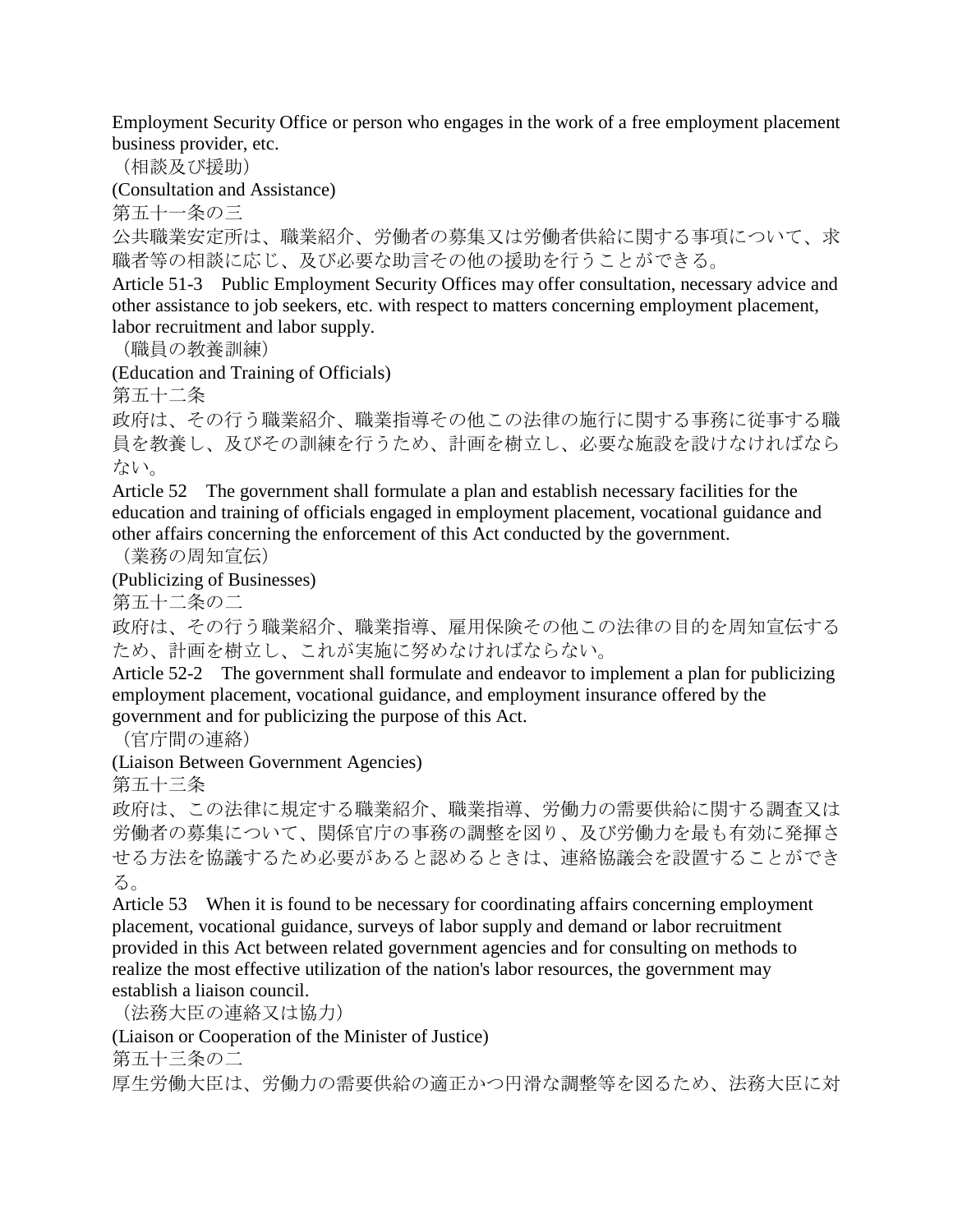Employment Security Office or person who engages in the work of a free employment placement business provider, etc.

（相談及び援助）

(Consultation and Assistance)

第五十一条の三

公共職業安定所は、職業紹介、労働者の募集又は労働者供給に関する事項について、求職者等の相談に応じ、及び必要な助言その他の援助を行うことができる。

Article 51-3　Public Employment Security Offices may offer consultation, necessary advice and other assistance to job seekers, etc. with respect to matters concerning employment placement, labor recruitment and labor supply.

（職員の教養訓練）

(Education and Training of Officials)

第五十二条

政府は、その行う職業紹介、職業指導その他この法律の施行に関する事務に従事する職員を教養し、及びその訓練を行うため、計画を樹立し、必要な施設を設けなければならない。

Article 52　The government shall formulate a plan and establish necessary facilities for the education and training of officials engaged in employment placement, vocational guidance and other affairs concerning the enforcement of this Act conducted by the government.

（業務の周知宣伝）

(Publicizing of Businesses)

第五十二条の二

政府は、その行う職業紹介、職業指導、雇用保険その他この法律の目的を周知宣伝するため、計画を樹立し、これが実施に努めなければならない。

Article 52-2　The government shall formulate and endeavor to implement a plan for publicizing employment placement, vocational guidance, and employment insurance offered by the government and for publicizing the purpose of this Act.

（官庁間の連絡）

(Liaison Between Government Agencies)

第五十三条

政府は、この法律に規定する職業紹介、職業指導、労働力の需要供給に関する調査又は労働者の募集について、関係官庁の事務の調整を図り、及び労働力を最も有効に発揮させる方法を協議するため必要があると認めるときは、連絡協議会を設置することができる。

Article 53　When it is found to be necessary for coordinating affairs concerning employment placement, vocational guidance, surveys of labor supply and demand or labor recruitment provided in this Act between related government agencies and for consulting on methods to realize the most effective utilization of the nation's labor resources, the government may establish a liaison council.

（法務大臣の連絡又は協力）

(Liaison or Cooperation of the Minister of Justice)

第五十三条の二

厚生労働大臣は、労働力の需要供給の適正かつ円滑な調整等を図るため、法務大臣に対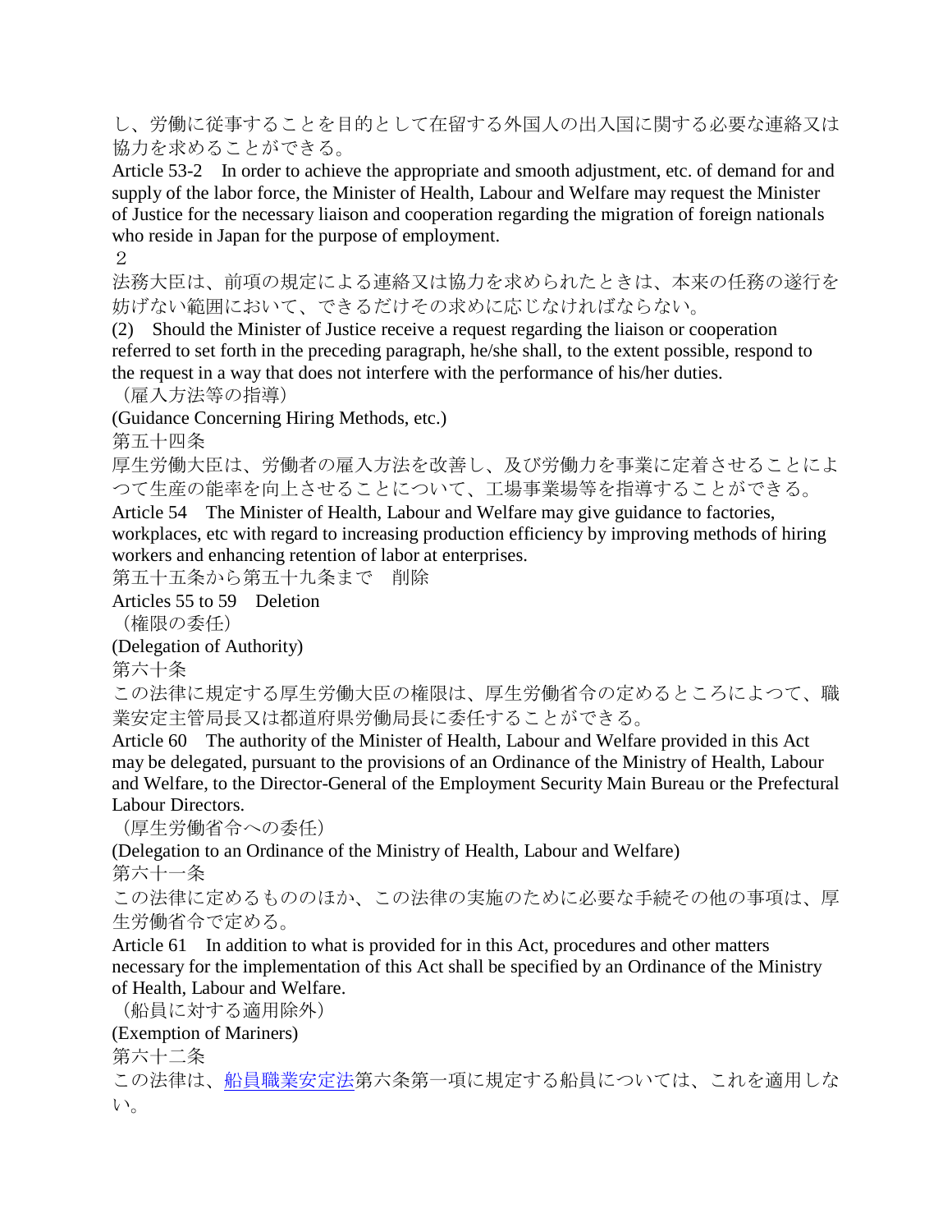し、労働に従事することを目的として在留する外国人の出入国に関する必要な連絡又は協力を求めることができる。

Article 53-2 In order to achieve the appropriate and smooth adjustment, etc. of demand for and supply of the labor force, the Minister of Health, Labour and Welfare may request the Minister of Justice for the necessary liaison and cooperation regarding the migration of foreign nationals who reside in Japan for the purpose of employment.

２

法務大臣は、前項の規定による連絡又は協力を求められたときは、本来の任務の遂行を妨げない範囲において、できるだけその求めに応じなければならない。

(2) Should the Minister of Justice receive a request regarding the liaison or cooperation referred to set forth in the preceding paragraph, he/she shall, to the extent possible, respond to the request in a way that does not interfere with the performance of his/her duties.

（雇入方法等の指導）

(Guidance Concerning Hiring Methods, etc.)

第五十四条

厚生労働大臣は、労働者の雇入方法を改善し、及び労働力を事業に定着させることによつて生産の能率を向上させることについて、工場事業場等を指導することができる。

Article 54 The Minister of Health, Labour and Welfare may give guidance to factories, workplaces, etc with regard to increasing production efficiency by improving methods of hiring workers and enhancing retention of labor at enterprises.

第五十五条から第五十九条まで　削除

Articles 55 to 59 Deletion

（権限の委任）

(Delegation of Authority)

第六十条

この法律に規定する厚生労働大臣の権限は、厚生労働省令の定めるところによつて、職業安定主管局長又は都道府県労働局長に委任することができる。

Article 60 The authority of the Minister of Health, Labour and Welfare provided in this Act may be delegated, pursuant to the provisions of an Ordinance of the Ministry of Health, Labour and Welfare, to the Director-General of the Employment Security Main Bureau or the Prefectural Labour Directors.

（厚生労働省令への委任）

(Delegation to an Ordinance of the Ministry of Health, Labour and Welfare)

第六十一条

この法律に定めるもののほか、この法律の実施のために必要な手続その他の事項は、厚生労働省令で定める。

Article 61 In addition to what is provided for in this Act, procedures and other matters necessary for the implementation of this Act shall be specified by an Ordinance of the Ministry of Health, Labour and Welfare.

（船員に対する適用除外）

(Exemption of Mariners)

第六十二条

この法律は、船員職業安定法第六条第一項に規定する船員については、これを適用しない。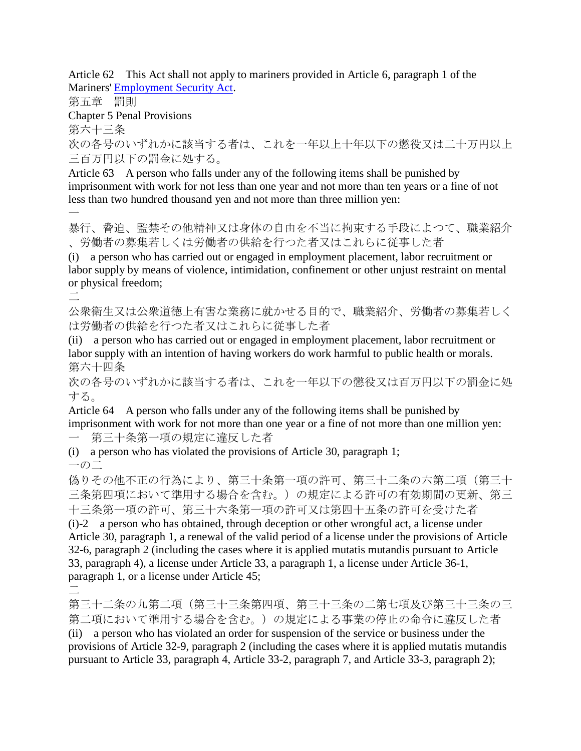Article 62　This Act shall not apply to mariners provided in Article 6, paragraph 1 of the Mariners' Employment Security Act.

第五章　罰則

Chapter 5 Penal Provisions

第六十三条

次の各号のいずれかに該当する者は、これを一年以上十年以下の懲役又は二十万円以上三百万円以下の罰金に処する。

Article 63　A person who falls under any of the following items shall be punished by imprisonment with work for not less than one year and not more than ten years or a fine of not less than two hundred thousand yen and not more than three million yen:

一

暴行、脅迫、監禁その他精神又は身体の自由を不当に拘束する手段によつて、職業紹介、労働者の募集若しくは労働者の供給を行つた者又はこれらに従事した者

(i)　a person who has carried out or engaged in employment placement, labor recruitment or labor supply by means of violence, intimidation, confinement or other unjust restraint on mental or physical freedom;

二

公衆衛生又は公衆道徳上有害な業務に就かせる目的で、職業紹介、労働者の募集若しくは労働者の供給を行つた者又はこれらに従事した者

(ii)　a person who has carried out or engaged in employment placement, labor recruitment or labor supply with an intention of having workers do work harmful to public health or morals.

第六十四条

次の各号のいずれかに該当する者は、これを一年以下の懲役又は百万円以下の罰金に処する。

Article 64　A person who falls under any of the following items shall be punished by imprisonment with work for not more than one year or a fine of not more than one million yen:

一　第三十条第一項の規定に違反した者

(i)　a person who has violated the provisions of Article 30, paragraph 1;

一の二

偽りその他不正の行為により、第三十条第一項の許可、第三十二条の六第二項（第三十三条第四項において準用する場合を含む。）の規定による許可の有効期間の更新、第三十三条第一項の許可、第三十六条第一項の許可又は第四十五条の許可を受けた者

(i)-2　a person who has obtained, through deception or other wrongful act, a license under Article 30, paragraph 1, a renewal of the valid period of a license under the provisions of Article 32-6, paragraph 2 (including the cases where it is applied mutatis mutandis pursuant to Article 33, paragraph 4), a license under Article 33, a paragraph 1, a license under Article 36-1, paragraph 1, or a license under Article 45;

二

第三十二条の九第二項（第三十三条第四項、第三十三条の二第七項及び第三十三条の三第二項において準用する場合を含む。）の規定による事業の停止の命令に違反した者

(ii)　a person who has violated an order for suspension of the service or business under the provisions of Article 32-9, paragraph 2 (including the cases where it is applied mutatis mutandis pursuant to Article 33, paragraph 4, Article 33-2, paragraph 7, and Article 33-3, paragraph 2);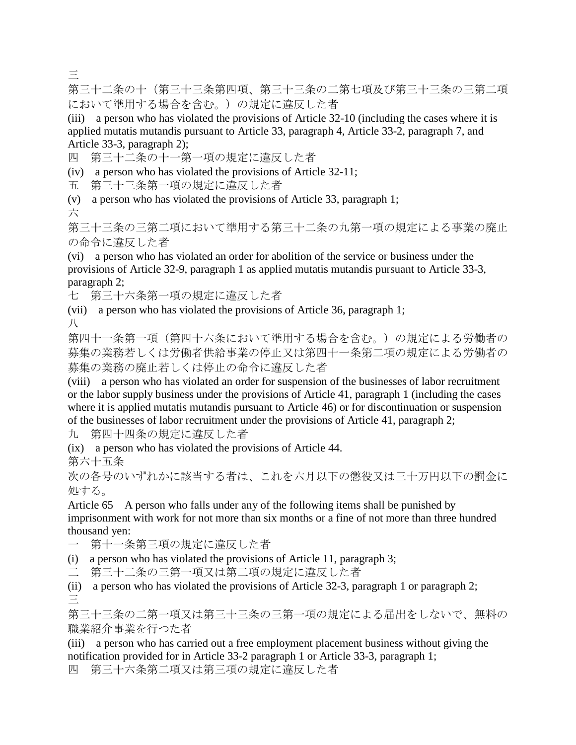三
第三十二条の十（第三十三条第四項、第三十三条の二第七項及び第三十三条の三第二項において準用する場合を含む。）の規定に違反した者

(iii) a person who has violated the provisions of Article 32-10 (including the cases where it is applied mutatis mutandis pursuant to Article 33, paragraph 4, Article 33-2, paragraph 7, and Article 33-3, paragraph 2);

四　第三十二条の十一第一項の規定に違反した者

(iv) a person who has violated the provisions of Article 32-11;

五　第三十三条第一項の規定に違反した者

(v) a person who has violated the provisions of Article 33, paragraph 1;

六
第三十三条の三第二項において準用する第三十二条の九第一項の規定による事業の廃止の命令に違反した者

(vi) a person who has violated an order for abolition of the service or business under the provisions of Article 32-9, paragraph 1 as applied mutatis mutandis pursuant to Article 33-3, paragraph 2;

七　第三十六条第一項の規定に違反した者

(vii) a person who has violated the provisions of Article 36, paragraph 1;

八
第四十一条第一項（第四十六条において準用する場合を含む。）の規定による労働者の募集の業務若しくは労働者供給事業の停止又は第四十一条第二項の規定による労働者の募集の業務の廃止若しくは停止の命令に違反した者

(viii) a person who has violated an order for suspension of the businesses of labor recruitment or the labor supply business under the provisions of Article 41, paragraph 1 (including the cases where it is applied mutatis mutandis pursuant to Article 46) or for discontinuation or suspension of the businesses of labor recruitment under the provisions of Article 41, paragraph 2;

九　第四十四条の規定に違反した者

(ix) a person who has violated the provisions of Article 44.

第六十五条
次の各号のいずれかに該当する者は、これを六月以下の懲役又は三十万円以下の罰金に処する。

Article 65 A person who falls under any of the following items shall be punished by imprisonment with work for not more than six months or a fine of not more than three hundred thousand yen:

一　第十一条第三項の規定に違反した者

(i) a person who has violated the provisions of Article 11, paragraph 3;

二　第三十二条の三第一項又は第二項の規定に違反した者

(ii) a person who has violated the provisions of Article 32-3, paragraph 1 or paragraph 2;

三
第三十三条の二第一項又は第三十三条の三第一項の規定による届出をしないで、無料の職業紹介事業を行つた者

(iii) a person who has carried out a free employment placement business without giving the notification provided for in Article 33-2 paragraph 1 or Article 33-3, paragraph 1;

四　第三十六条第二項又は第三項の規定に違反した者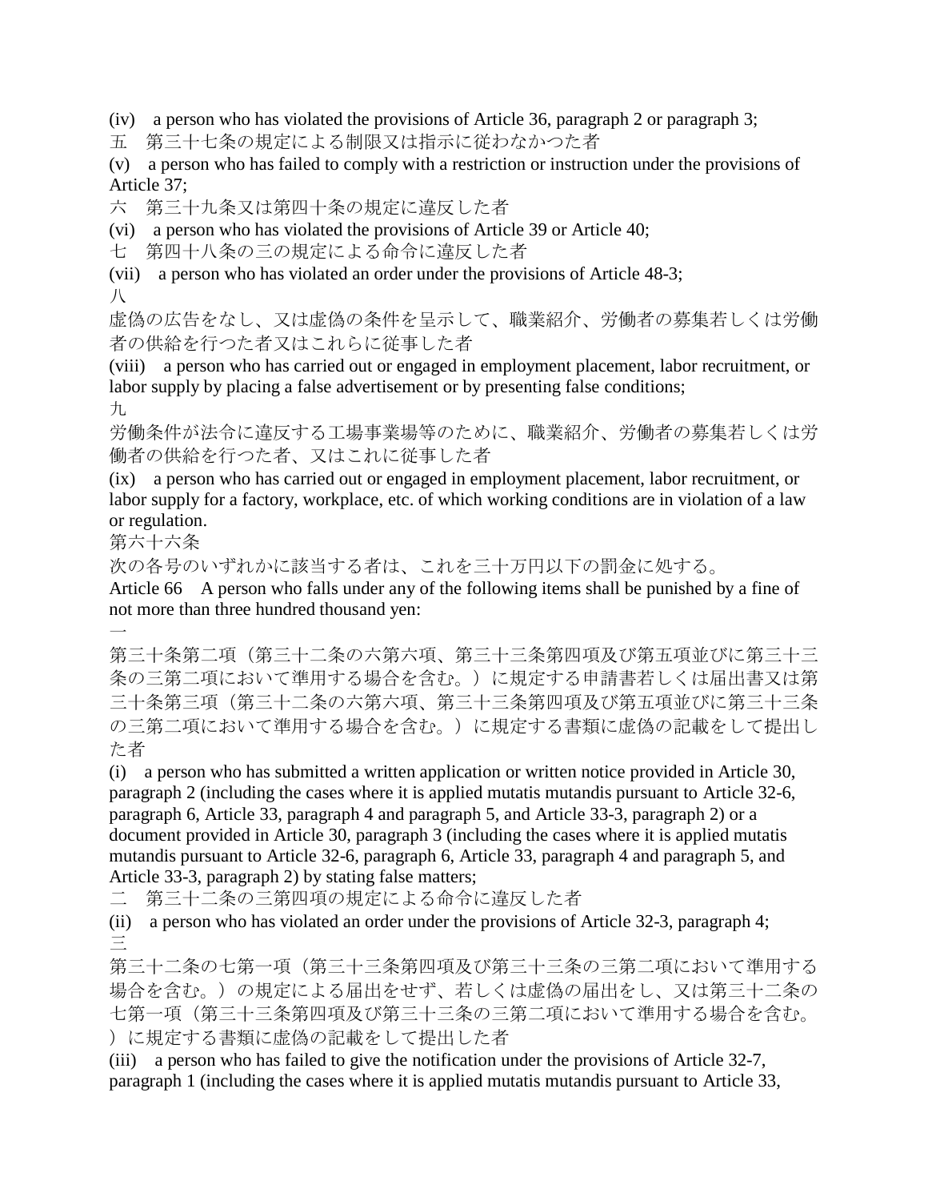(iv)　a person who has violated the provisions of Article 36, paragraph 2 or paragraph 3;

五　第三十七条の規定による制限又は指示に従わなかつた者

(v)　a person who has failed to comply with a restriction or instruction under the provisions of Article 37;

六　第三十九条又は第四十条の規定に違反した者

(vi)　a person who has violated the provisions of Article 39 or Article 40;

七　第四十八条の三の規定による命令に違反した者

(vii)　a person who has violated an order under the provisions of Article 48-3;

八

虚偽の広告をなし、又は虚偽の条件を呈示して、職業紹介、労働者の募集若しくは労働者の供給を行つた者又はこれらに従事した者

(viii)　a person who has carried out or engaged in employment placement, labor recruitment, or labor supply by placing a false advertisement or by presenting false conditions;

九

労働条件が法令に違反する工場事業場等のために、職業紹介、労働者の募集若しくは労働者の供給を行つた者、又はこれに従事した者

(ix)　a person who has carried out or engaged in employment placement, labor recruitment, or labor supply for a factory, workplace, etc. of which working conditions are in violation of a law or regulation.

第六十六条

次の各号のいずれかに該当する者は、これを三十万円以下の罰金に処する。

Article 66　A person who falls under any of the following items shall be punished by a fine of not more than three hundred thousand yen:

一

第三十条第二項（第三十二条の六第六項、第三十三条第四項及び第五項並びに第三十三条の三第二項において準用する場合を含む。）に規定する申請書若しくは届出書又は第三十条第三項（第三十二条の六第六項、第三十三条第四項及び第五項並びに第三十三条の三第二項において準用する場合を含む。）に規定する書類に虚偽の記載をして提出した者

(i)　a person who has submitted a written application or written notice provided in Article 30, paragraph 2 (including the cases where it is applied mutatis mutandis pursuant to Article 32-6, paragraph 6, Article 33, paragraph 4 and paragraph 5, and Article 33-3, paragraph 2) or a document provided in Article 30, paragraph 3 (including the cases where it is applied mutatis mutandis pursuant to Article 32-6, paragraph 6, Article 33, paragraph 4 and paragraph 5, and Article 33-3, paragraph 2) by stating false matters;

二　第三十二条の三第四項の規定による命令に違反した者

(ii)　a person who has violated an order under the provisions of Article 32-3, paragraph 4;

三

第三十二条の七第一項（第三十三条第四項及び第三十三条の三第二項において準用する場合を含む。）の規定による届出をせず、若しくは虚偽の届出をし、又は第三十二条の七第一項（第三十三条第四項及び第三十三条の三第二項において準用する場合を含む。）に規定する書類に虚偽の記載をして提出した者

(iii)　a person who has failed to give the notification under the provisions of Article 32-7, paragraph 1 (including the cases where it is applied mutatis mutandis pursuant to Article 33,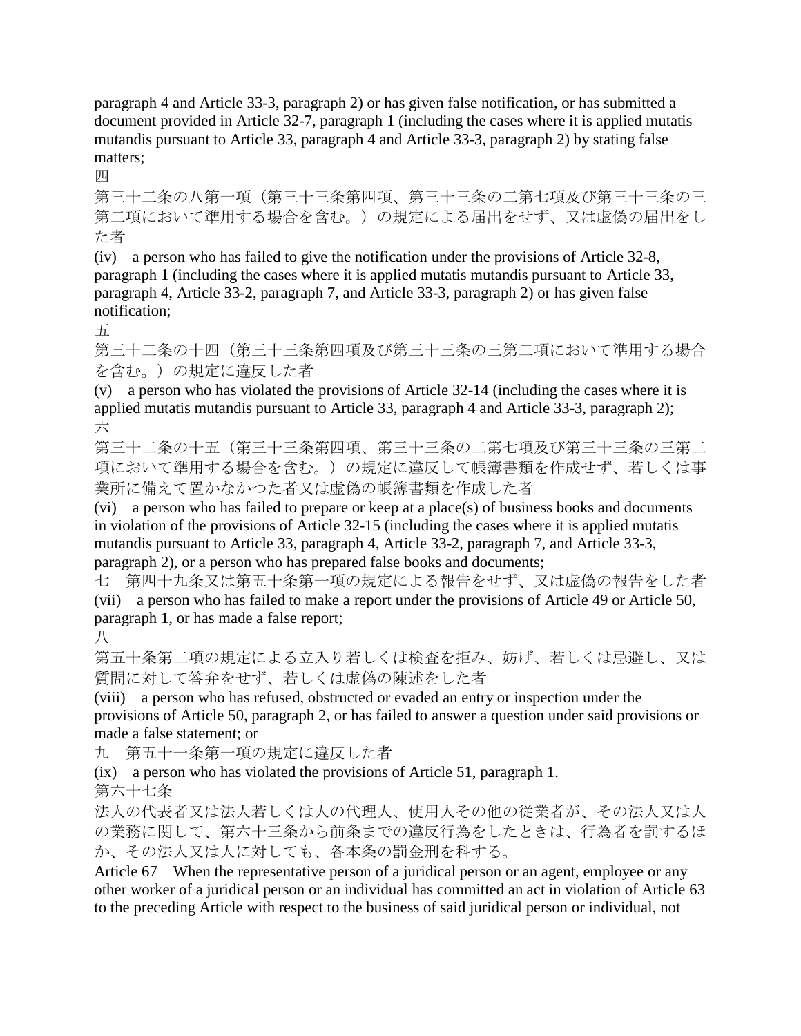paragraph 4 and Article 33-3, paragraph 2) or has given false notification, or has submitted a document provided in Article 32-7, paragraph 1 (including the cases where it is applied mutatis mutandis pursuant to Article 33, paragraph 4 and Article 33-3, paragraph 2) by stating false matters;

四

第三十二条の八第一項（第三十三条第四項、第三十三条の二第七項及び第三十三条の三第二項において準用する場合を含む。）の規定による届出をせず、又は虚偽の届出をした者

(iv) a person who has failed to give the notification under the provisions of Article 32-8, paragraph 1 (including the cases where it is applied mutatis mutandis pursuant to Article 33, paragraph 4, Article 33-2, paragraph 7, and Article 33-3, paragraph 2) or has given false notification;

五

第三十二条の十四（第三十三条第四項及び第三十三条の三第二項において準用する場合を含む。）の規定に違反した者

(v) a person who has violated the provisions of Article 32-14 (including the cases where it is applied mutatis mutandis pursuant to Article 33, paragraph 4 and Article 33-3, paragraph 2);

六

第三十二条の十五（第三十三条第四項、第三十三条の二第七項及び第三十三条の三第二項において準用する場合を含む。）の規定に違反して帳簿書類を作成せず、若しくは事業所に備えて置かなかつた者又は虚偽の帳簿書類を作成した者

(vi) a person who has failed to prepare or keep at a place(s) of business books and documents in violation of the provisions of Article 32-15 (including the cases where it is applied mutatis mutandis pursuant to Article 33, paragraph 4, Article 33-2, paragraph 7, and Article 33-3, paragraph 2), or a person who has prepared false books and documents;

七　第四十九条又は第五十条第一項の規定による報告をせず、又は虚偽の報告をした者

(vii) a person who has failed to make a report under the provisions of Article 49 or Article 50, paragraph 1, or has made a false report;

八

第五十条第二項の規定による立入り若しくは検査を拒み、妨げ、若しくは忌避し、又は質問に対して答弁をせず、若しくは虚偽の陳述をした者

(viii) a person who has refused, obstructed or evaded an entry or inspection under the provisions of Article 50, paragraph 2, or has failed to answer a question under said provisions or made a false statement; or

九　第五十一条第一項の規定に違反した者

(ix) a person who has violated the provisions of Article 51, paragraph 1.

第六十七条

法人の代表者又は法人若しくは人の代理人、使用人その他の従業者が、その法人又は人の業務に関して、第六十三条から前条までの違反行為をしたときは、行為者を罰するほか、その法人又は人に対しても、各本条の罰金刑を科する。

Article 67 When the representative person of a juridical person or an agent, employee or any other worker of a juridical person or an individual has committed an act in violation of Article 63 to the preceding Article with respect to the business of said juridical person or individual, not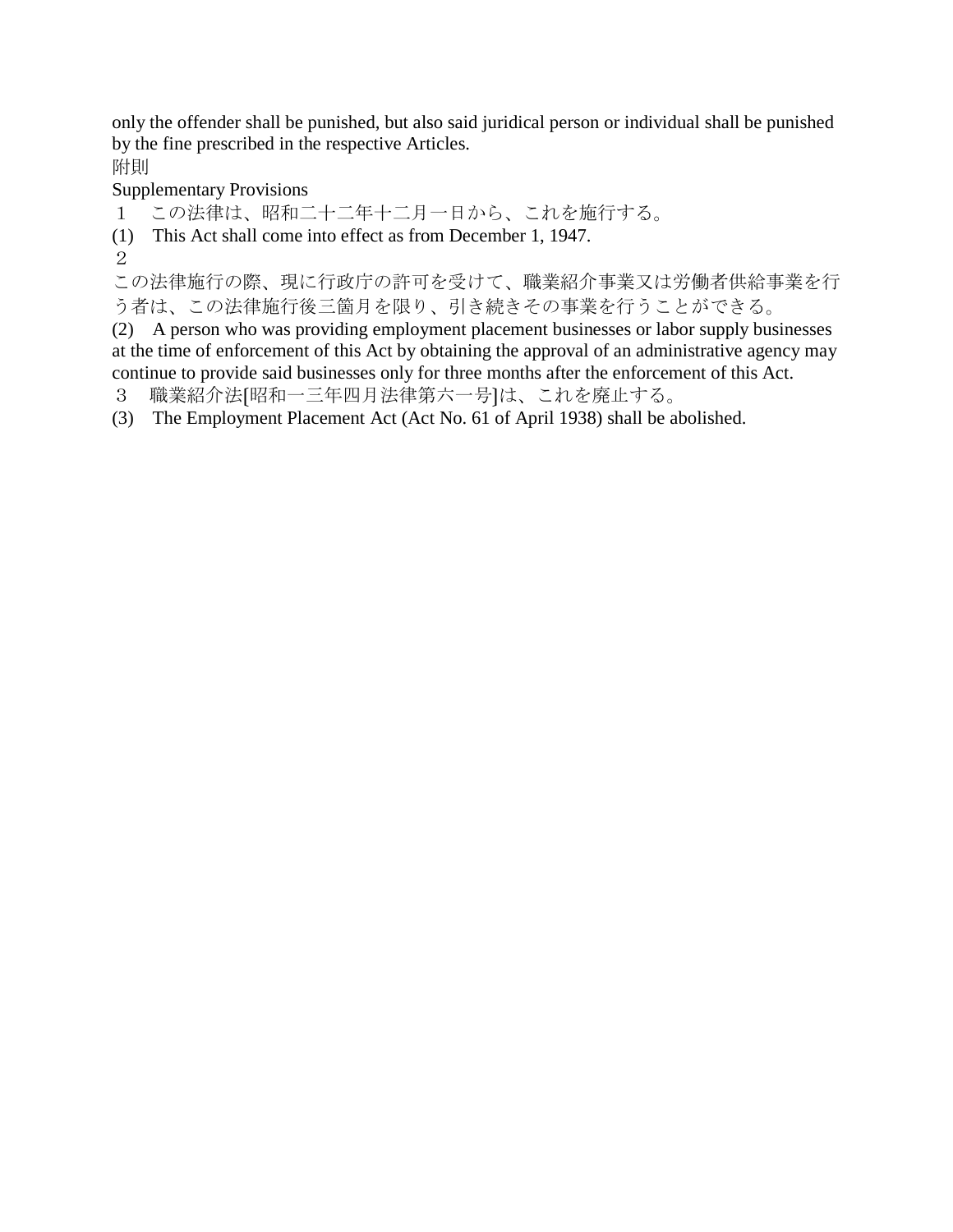only the offender shall be punished, but also said juridical person or individual shall be punished by the fine prescribed in the respective Articles.

附則

Supplementary Provisions

１　この法律は、昭和二十二年十二月一日から、これを施行する。

(1)　This Act shall come into effect as from December 1, 1947.

２

この法律施行の際、現に行政庁の許可を受けて、職業紹介事業又は労働者供給事業を行う者は、この法律施行後三箇月を限り、引き続きその事業を行うことができる。

(2)　A person who was providing employment placement businesses or labor supply businesses at the time of enforcement of this Act by obtaining the approval of an administrative agency may continue to provide said businesses only for three months after the enforcement of this Act.

３　職業紹介法[昭和一三年四月法律第六一号]は、これを廃止する。

(3)　The Employment Placement Act (Act No. 61 of April 1938) shall be abolished.